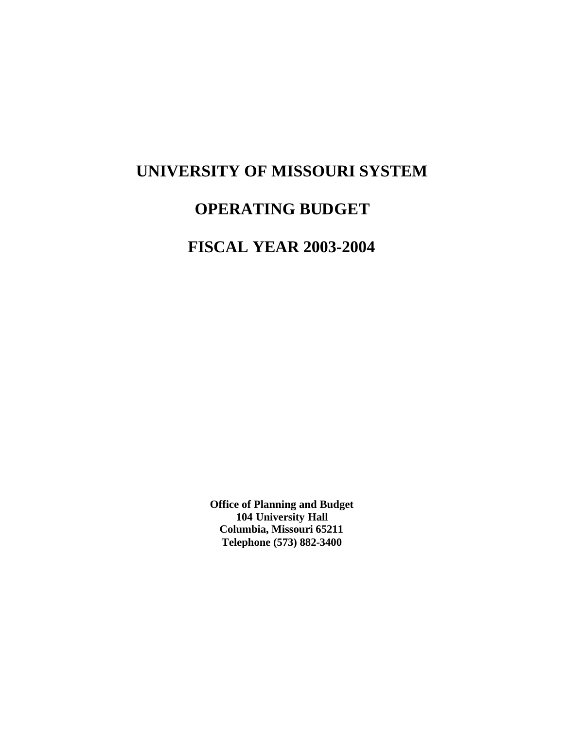# UNIVERSITY OF MISSOURI SYSTEM

# OPERATING BUDGET

# FISCAL YEAR 2003-2004

**Office of Planning and Budget**
**104 University Hall**
**Columbia, Missouri 65211**
**Telephone (573) 882-3400**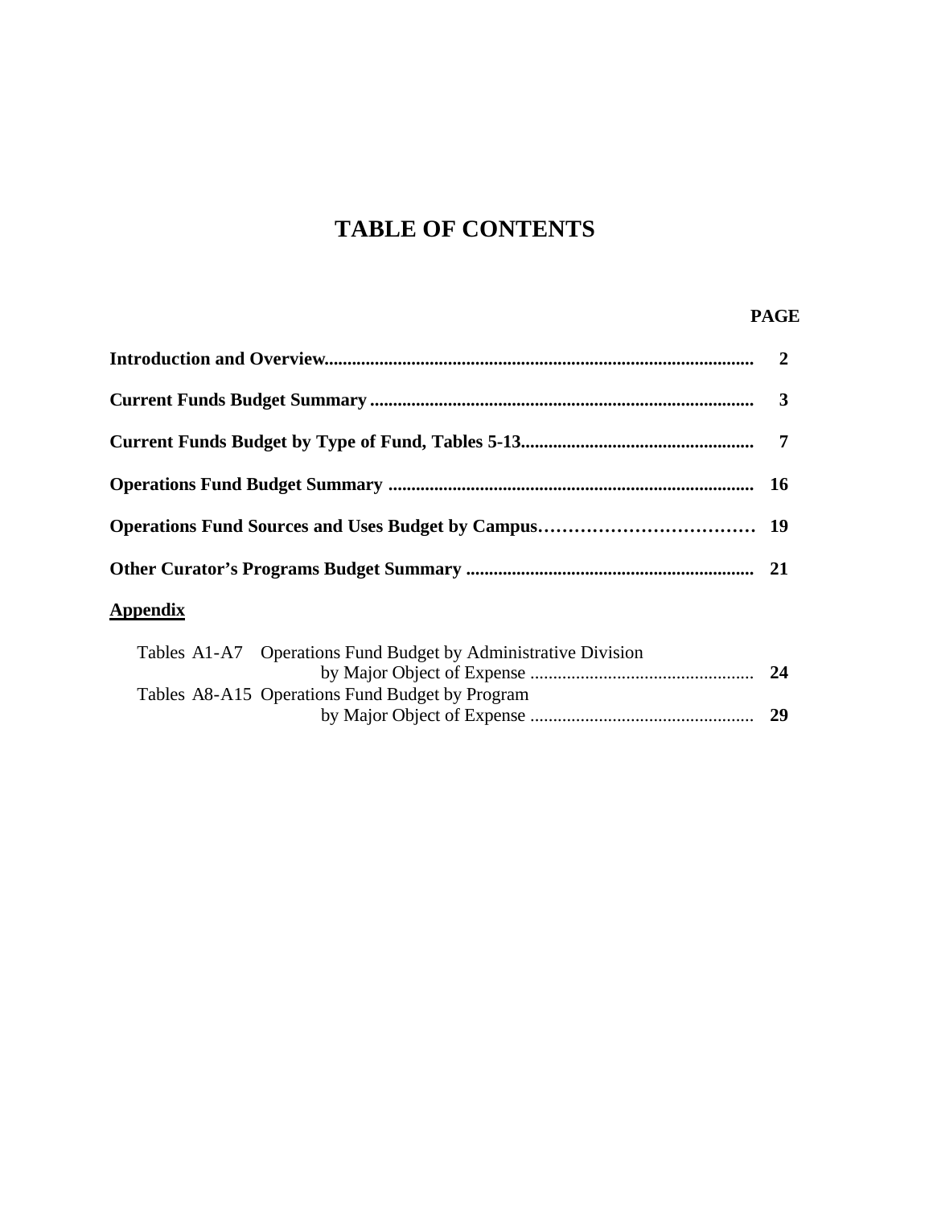# TABLE OF CONTENTS

| | PAGE |
|---|---|
| **Introduction and Overview** | **2** |
| **Current Funds Budget Summary** | **3** |
| **Current Funds Budget by Type of Fund, Tables 5-13** | **7** |
| **Operations Fund Budget Summary** | **16** |
| **Operations Fund Sources and Uses Budget by Campus** | **19** |
| **Other Curator's Programs Budget Summary** | **21** |
| **<u>Appendix</u>** | |
| Tables A1-A7 Operations Fund Budget by Administrative Division by Major Object of Expense | **24** |
| Tables A8-A15 Operations Fund Budget by Program by Major Object of Expense | **29** |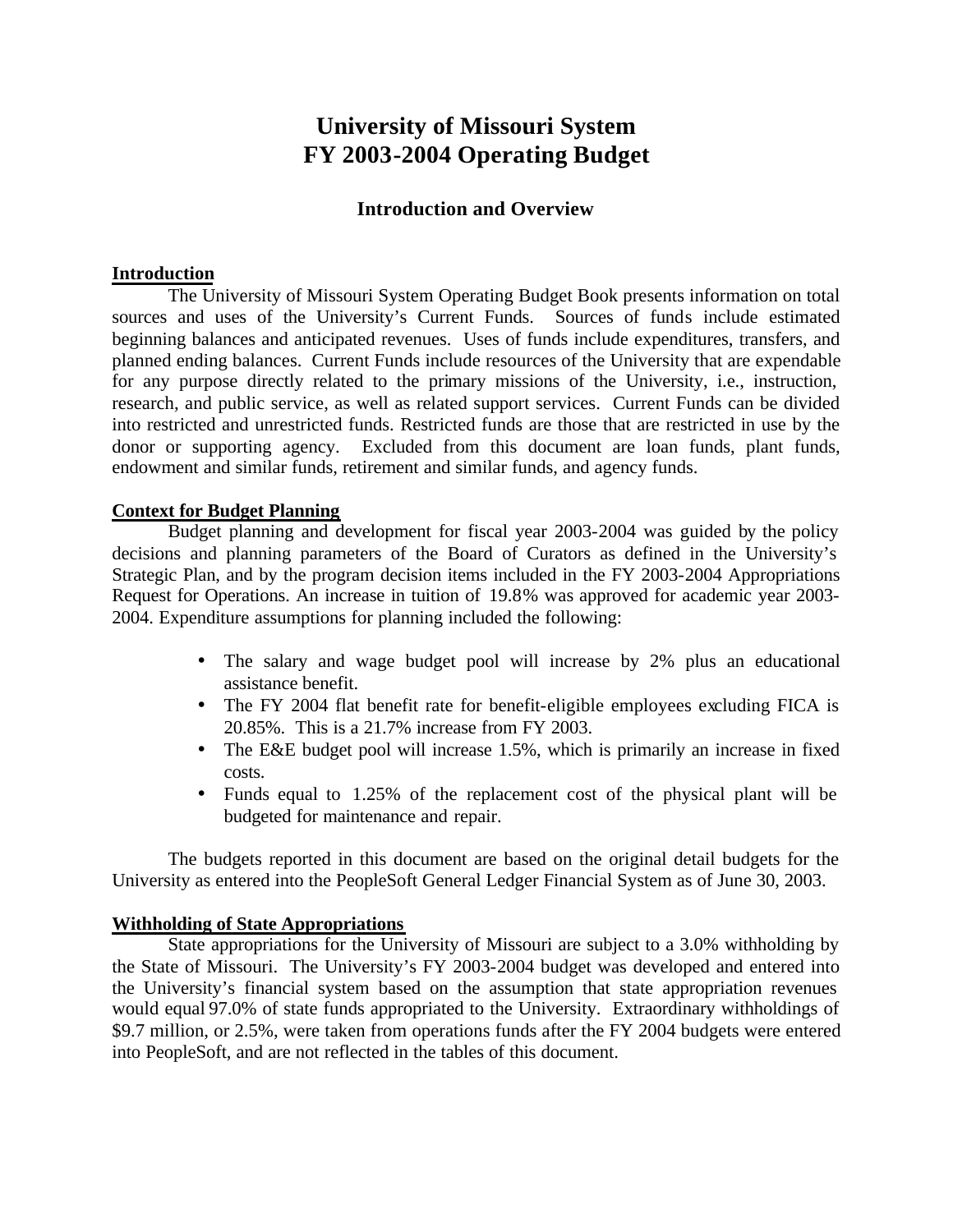# University of Missouri System
# FY 2003-2004 Operating Budget

## Introduction and Overview

### Introduction

The University of Missouri System Operating Budget Book presents information on total sources and uses of the University's Current Funds. Sources of funds include estimated beginning balances and anticipated revenues. Uses of funds include expenditures, transfers, and planned ending balances. Current Funds include resources of the University that are expendable for any purpose directly related to the primary missions of the University, i.e., instruction, research, and public service, as well as related support services. Current Funds can be divided into restricted and unrestricted funds. Restricted funds are those that are restricted in use by the donor or supporting agency. Excluded from this document are loan funds, plant funds, endowment and similar funds, retirement and similar funds, and agency funds.

### Context for Budget Planning

Budget planning and development for fiscal year 2003-2004 was guided by the policy decisions and planning parameters of the Board of Curators as defined in the University's Strategic Plan, and by the program decision items included in the FY 2003-2004 Appropriations Request for Operations. An increase in tuition of 19.8% was approved for academic year 2003-2004. Expenditure assumptions for planning included the following:

- The salary and wage budget pool will increase by 2% plus an educational assistance benefit.
- The FY 2004 flat benefit rate for benefit-eligible employees excluding FICA is 20.85%. This is a 21.7% increase from FY 2003.
- The E&E budget pool will increase 1.5%, which is primarily an increase in fixed costs.
- Funds equal to 1.25% of the replacement cost of the physical plant will be budgeted for maintenance and repair.

The budgets reported in this document are based on the original detail budgets for the University as entered into the PeopleSoft General Ledger Financial System as of June 30, 2003.

### Withholding of State Appropriations

State appropriations for the University of Missouri are subject to a 3.0% withholding by the State of Missouri. The University's FY 2003-2004 budget was developed and entered into the University's financial system based on the assumption that state appropriation revenues would equal 97.0% of state funds appropriated to the University. Extraordinary withholdings of $9.7 million, or 2.5%, were taken from operations funds after the FY 2004 budgets were entered into PeopleSoft, and are not reflected in the tables of this document.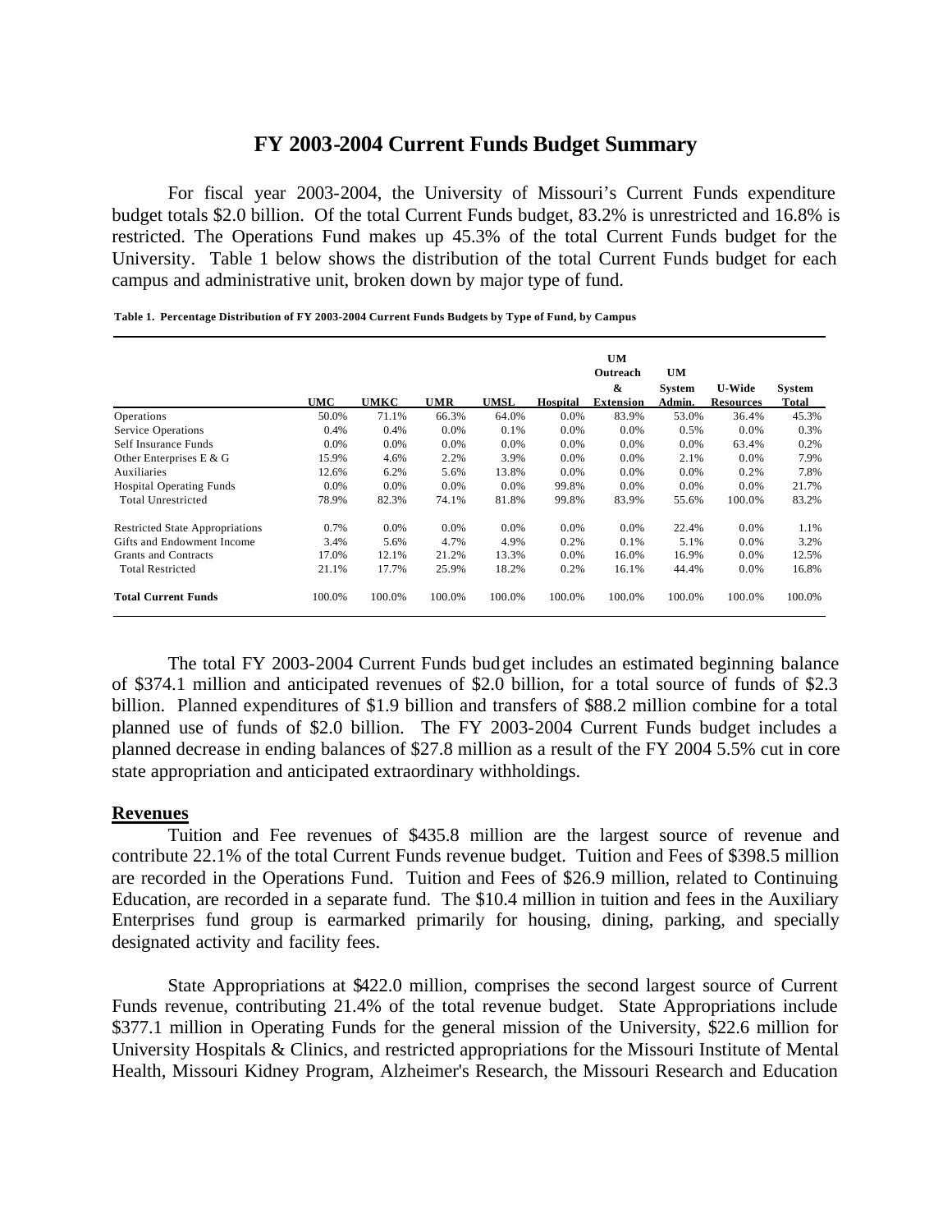# FY 2003-2004 Current Funds Budget Summary

For fiscal year 2003-2004, the University of Missouri's Current Funds expenditure budget totals $2.0 billion. Of the total Current Funds budget, 83.2% is unrestricted and 16.8% is restricted. The Operations Fund makes up 45.3% of the total Current Funds budget for the University. Table 1 below shows the distribution of the total Current Funds budget for each campus and administrative unit, broken down by major type of fund.

**Table 1. Percentage Distribution of FY 2003-2004 Current Funds Budgets by Type of Fund, by Campus**

| | UMC | UMKC | UMR | UMSL | Hospital | UM Outreach & Extension | UM System Admin. | U-Wide Resources | System Total |
|---|---|---|---|---|---|---|---|---|---|
| Operations | 50.0% | 71.1% | 66.3% | 64.0% | 0.0% | 83.9% | 53.0% | 36.4% | 45.3% |
| Service Operations | 0.4% | 0.4% | 0.0% | 0.1% | 0.0% | 0.0% | 0.5% | 0.0% | 0.3% |
| Self Insurance Funds | 0.0% | 0.0% | 0.0% | 0.0% | 0.0% | 0.0% | 0.0% | 63.4% | 0.2% |
| Other Enterprises E & G | 15.9% | 4.6% | 2.2% | 3.9% | 0.0% | 0.0% | 2.1% | 0.0% | 7.9% |
| Auxiliaries | 12.6% | 6.2% | 5.6% | 13.8% | 0.0% | 0.0% | 0.0% | 0.2% | 7.8% |
| Hospital Operating Funds | 0.0% | 0.0% | 0.0% | 0.0% | 99.8% | 0.0% | 0.0% | 0.0% | 21.7% |
| Total Unrestricted | 78.9% | 82.3% | 74.1% | 81.8% | 99.8% | 83.9% | 55.6% | 100.0% | 83.2% |
| | | | | | | | | | |
| Restricted State Appropriations | 0.7% | 0.0% | 0.0% | 0.0% | 0.0% | 0.0% | 22.4% | 0.0% | 1.1% |
| Gifts and Endowment Income | 3.4% | 5.6% | 4.7% | 4.9% | 0.2% | 0.1% | 5.1% | 0.0% | 3.2% |
| Grants and Contracts | 17.0% | 12.1% | 21.2% | 13.3% | 0.0% | 16.0% | 16.9% | 0.0% | 12.5% |
| Total Restricted | 21.1% | 17.7% | 25.9% | 18.2% | 0.2% | 16.1% | 44.4% | 0.0% | 16.8% |
| | | | | | | | | | |
| **Total Current Funds** | 100.0% | 100.0% | 100.0% | 100.0% | 100.0% | 100.0% | 100.0% | 100.0% | 100.0% |

The total FY 2003-2004 Current Funds budget includes an estimated beginning balance of $374.1 million and anticipated revenues of $2.0 billion, for a total source of funds of $2.3 billion. Planned expenditures of $1.9 billion and transfers of $88.2 million combine for a total planned use of funds of $2.0 billion. The FY 2003-2004 Current Funds budget includes a planned decrease in ending balances of $27.8 million as a result of the FY 2004 5.5% cut in core state appropriation and anticipated extraordinary withholdings.

## Revenues

Tuition and Fee revenues of $435.8 million are the largest source of revenue and contribute 22.1% of the total Current Funds revenue budget. Tuition and Fees of $398.5 million are recorded in the Operations Fund. Tuition and Fees of $26.9 million, related to Continuing Education, are recorded in a separate fund. The $10.4 million in tuition and fees in the Auxiliary Enterprises fund group is earmarked primarily for housing, dining, parking, and specially designated activity and facility fees.

State Appropriations at $422.0 million, comprises the second largest source of Current Funds revenue, contributing 21.4% of the total revenue budget. State Appropriations include $377.1 million in Operating Funds for the general mission of the University, $22.6 million for University Hospitals & Clinics, and restricted appropriations for the Missouri Institute of Mental Health, Missouri Kidney Program, Alzheimer's Research, the Missouri Research and Education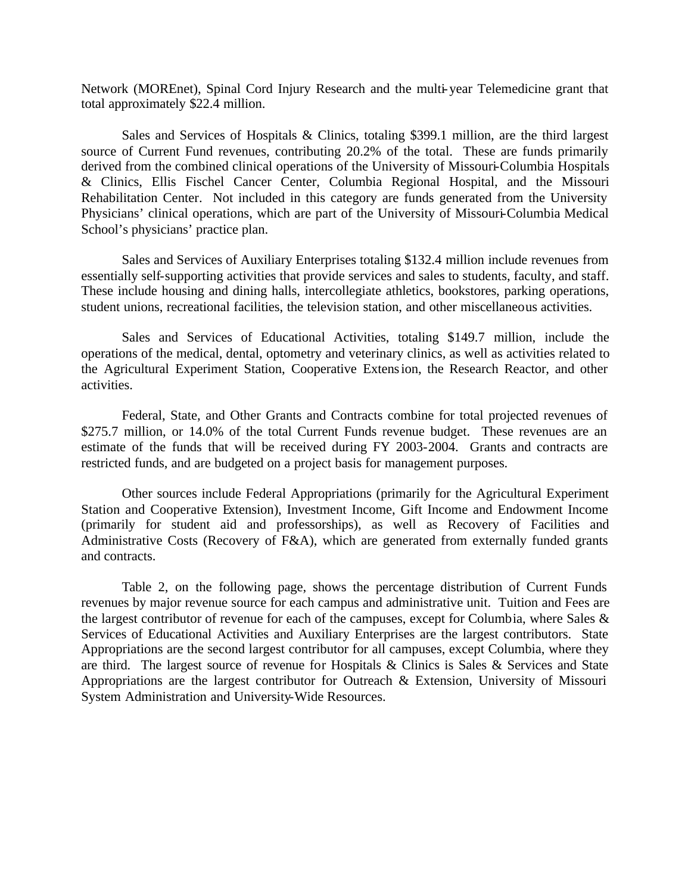Network (MOREnet), Spinal Cord Injury Research and the multi-year Telemedicine grant that total approximately $22.4 million.

Sales and Services of Hospitals & Clinics, totaling $399.1 million, are the third largest source of Current Fund revenues, contributing 20.2% of the total. These are funds primarily derived from the combined clinical operations of the University of Missouri-Columbia Hospitals & Clinics, Ellis Fischel Cancer Center, Columbia Regional Hospital, and the Missouri Rehabilitation Center. Not included in this category are funds generated from the University Physicians' clinical operations, which are part of the University of Missouri-Columbia Medical School's physicians' practice plan.

Sales and Services of Auxiliary Enterprises totaling $132.4 million include revenues from essentially self-supporting activities that provide services and sales to students, faculty, and staff. These include housing and dining halls, intercollegiate athletics, bookstores, parking operations, student unions, recreational facilities, the television station, and other miscellaneous activities.

Sales and Services of Educational Activities, totaling $149.7 million, include the operations of the medical, dental, optometry and veterinary clinics, as well as activities related to the Agricultural Experiment Station, Cooperative Extension, the Research Reactor, and other activities.

Federal, State, and Other Grants and Contracts combine for total projected revenues of $275.7 million, or 14.0% of the total Current Funds revenue budget. These revenues are an estimate of the funds that will be received during FY 2003-2004. Grants and contracts are restricted funds, and are budgeted on a project basis for management purposes.

Other sources include Federal Appropriations (primarily for the Agricultural Experiment Station and Cooperative Extension), Investment Income, Gift Income and Endowment Income (primarily for student aid and professorships), as well as Recovery of Facilities and Administrative Costs (Recovery of F&A), which are generated from externally funded grants and contracts.

Table 2, on the following page, shows the percentage distribution of Current Funds revenues by major revenue source for each campus and administrative unit. Tuition and Fees are the largest contributor of revenue for each of the campuses, except for Columbia, where Sales & Services of Educational Activities and Auxiliary Enterprises are the largest contributors. State Appropriations are the second largest contributor for all campuses, except Columbia, where they are third. The largest source of revenue for Hospitals & Clinics is Sales & Services and State Appropriations are the largest contributor for Outreach & Extension, University of Missouri System Administration and University-Wide Resources.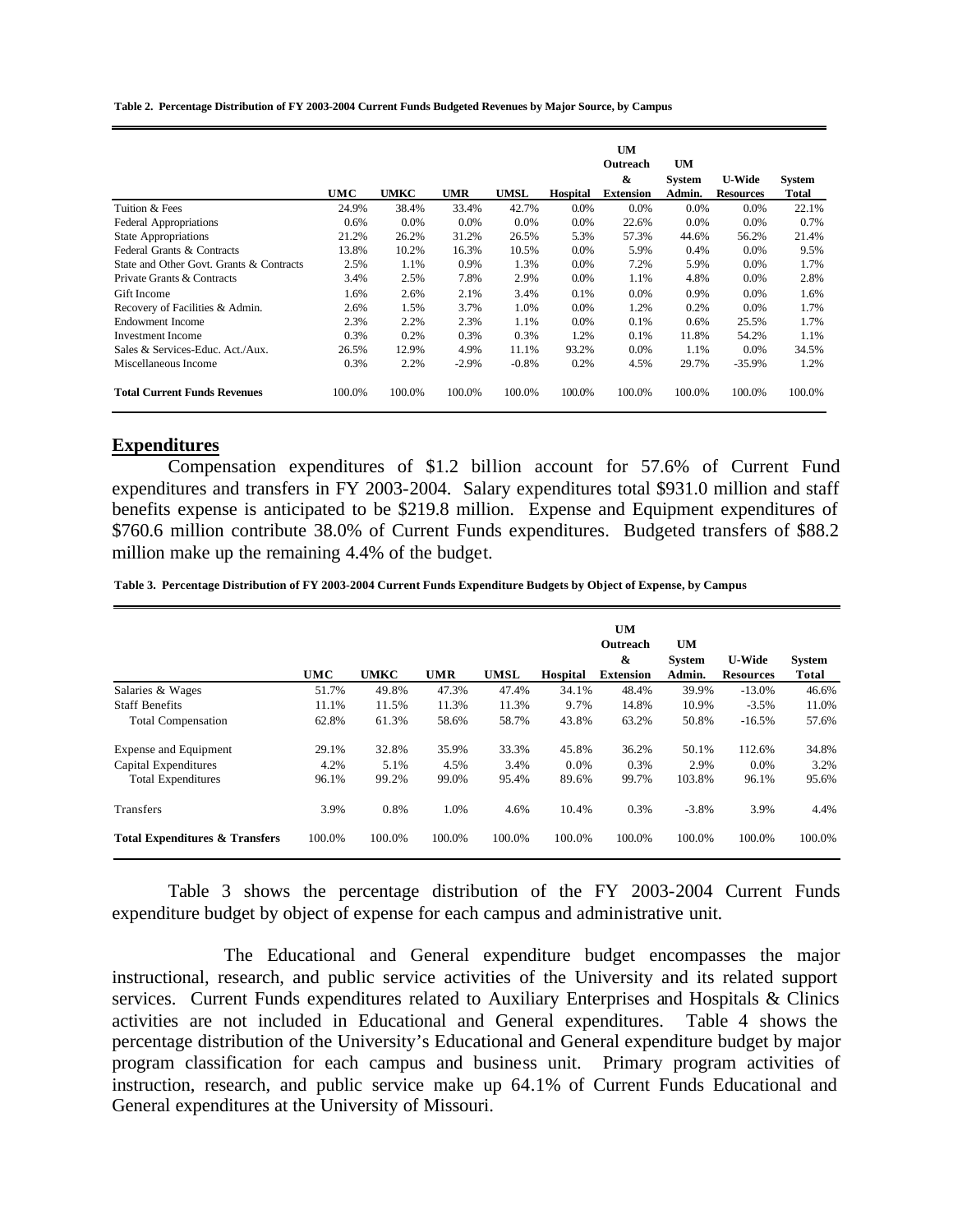**Table 2. Percentage Distribution of FY 2003-2004 Current Funds Budgeted Revenues by Major Source, by Campus**

| | UMC | UMKC | UMR | UMSL | Hospital | UM Outreach & Extension | UM System Admin. | U-Wide Resources | System Total |
|---|---|---|---|---|---|---|---|---|---|
| Tuition & Fees | 24.9% | 38.4% | 33.4% | 42.7% | 0.0% | 0.0% | 0.0% | 0.0% | 22.1% |
| Federal Appropriations | 0.6% | 0.0% | 0.0% | 0.0% | 0.0% | 22.6% | 0.0% | 0.0% | 0.7% |
| State Appropriations | 21.2% | 26.2% | 31.2% | 26.5% | 5.3% | 57.3% | 44.6% | 56.2% | 21.4% |
| Federal Grants & Contracts | 13.8% | 10.2% | 16.3% | 10.5% | 0.0% | 5.9% | 0.4% | 0.0% | 9.5% |
| State and Other Govt. Grants & Contracts | 2.5% | 1.1% | 0.9% | 1.3% | 0.0% | 7.2% | 5.9% | 0.0% | 1.7% |
| Private Grants & Contracts | 3.4% | 2.5% | 7.8% | 2.9% | 0.0% | 1.1% | 4.8% | 0.0% | 2.8% |
| Gift Income | 1.6% | 2.6% | 2.1% | 3.4% | 0.1% | 0.0% | 0.9% | 0.0% | 1.6% |
| Recovery of Facilities & Admin. | 2.6% | 1.5% | 3.7% | 1.0% | 0.0% | 1.2% | 0.2% | 0.0% | 1.7% |
| Endowment Income | 2.3% | 2.2% | 2.3% | 1.1% | 0.0% | 0.1% | 0.6% | 25.5% | 1.7% |
| Investment Income | 0.3% | 0.2% | 0.3% | 0.3% | 1.2% | 0.1% | 11.8% | 54.2% | 1.1% |
| Sales & Services-Educ. Act./Aux. | 26.5% | 12.9% | 4.9% | 11.1% | 93.2% | 0.0% | 1.1% | 0.0% | 34.5% |
| Miscellaneous Income | 0.3% | 2.2% | -2.9% | -0.8% | 0.2% | 4.5% | 29.7% | -35.9% | 1.2% |
| **Total Current Funds Revenues** | 100.0% | 100.0% | 100.0% | 100.0% | 100.0% | 100.0% | 100.0% | 100.0% | 100.0% |

## Expenditures

Compensation expenditures of $1.2 billion account for 57.6% of Current Fund expenditures and transfers in FY 2003-2004. Salary expenditures total $931.0 million and staff benefits expense is anticipated to be $219.8 million. Expense and Equipment expenditures of $760.6 million contribute 38.0% of Current Funds expenditures. Budgeted transfers of $88.2 million make up the remaining 4.4% of the budget.

**Table 3. Percentage Distribution of FY 2003-2004 Current Funds Expenditure Budgets by Object of Expense, by Campus**

| | UMC | UMKC | UMR | UMSL | Hospital | UM Outreach & Extension | UM System Admin. | U-Wide Resources | System Total |
|---|---|---|---|---|---|---|---|---|---|
| Salaries & Wages | 51.7% | 49.8% | 47.3% | 47.4% | 34.1% | 48.4% | 39.9% | -13.0% | 46.6% |
| Staff Benefits | 11.1% | 11.5% | 11.3% | 11.3% | 9.7% | 14.8% | 10.9% | -3.5% | 11.0% |
| Total Compensation | 62.8% | 61.3% | 58.6% | 58.7% | 43.8% | 63.2% | 50.8% | -16.5% | 57.6% |
| Expense and Equipment | 29.1% | 32.8% | 35.9% | 33.3% | 45.8% | 36.2% | 50.1% | 112.6% | 34.8% |
| Capital Expenditures | 4.2% | 5.1% | 4.5% | 3.4% | 0.0% | 0.3% | 2.9% | 0.0% | 3.2% |
| Total Expenditures | 96.1% | 99.2% | 99.0% | 95.4% | 89.6% | 99.7% | 103.8% | 96.1% | 95.6% |
| Transfers | 3.9% | 0.8% | 1.0% | 4.6% | 10.4% | 0.3% | -3.8% | 3.9% | 4.4% |
| **Total Expenditures & Transfers** | 100.0% | 100.0% | 100.0% | 100.0% | 100.0% | 100.0% | 100.0% | 100.0% | 100.0% |

Table 3 shows the percentage distribution of the FY 2003-2004 Current Funds expenditure budget by object of expense for each campus and administrative unit.

The Educational and General expenditure budget encompasses the major instructional, research, and public service activities of the University and its related support services. Current Funds expenditures related to Auxiliary Enterprises and Hospitals & Clinics activities are not included in Educational and General expenditures. Table 4 shows the percentage distribution of the University's Educational and General expenditure budget by major program classification for each campus and business unit. Primary program activities of instruction, research, and public service make up 64.1% of Current Funds Educational and General expenditures at the University of Missouri.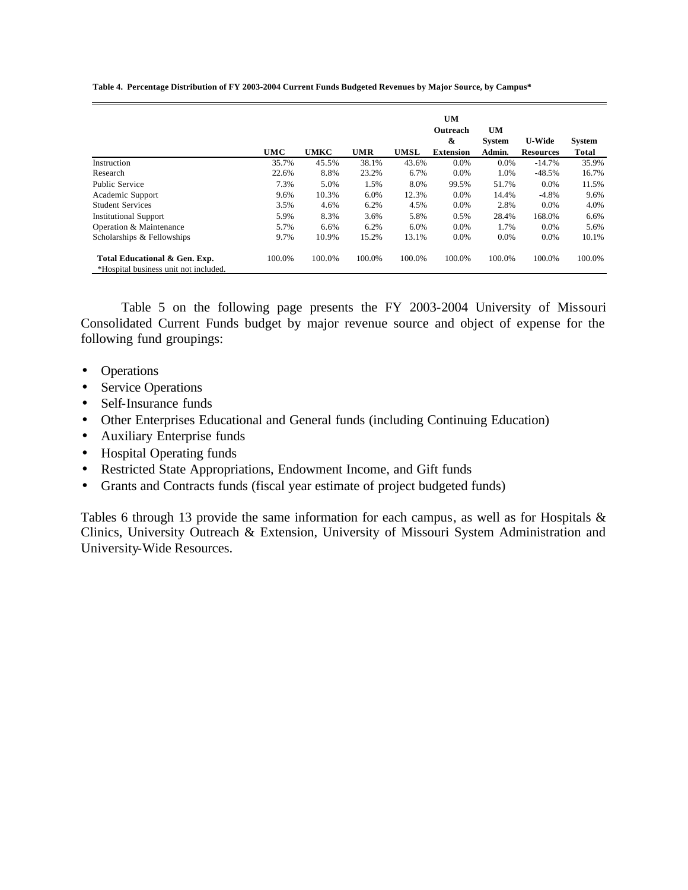**Table 4. Percentage Distribution of FY 2003-2004 Current Funds Budgeted Revenues by Major Source, by Campus***

| | UMC | UMKC | UMR | UMSL | UM Outreach & Extension | UM System Admin. | U-Wide Resources | System Total |
|---|---|---|---|---|---|---|---|---|
| Instruction | 35.7% | 45.5% | 38.1% | 43.6% | 0.0% | 0.0% | -14.7% | 35.9% |
| Research | 22.6% | 8.8% | 23.2% | 6.7% | 0.0% | 1.0% | -48.5% | 16.7% |
| Public Service | 7.3% | 5.0% | 1.5% | 8.0% | 99.5% | 51.7% | 0.0% | 11.5% |
| Academic Support | 9.6% | 10.3% | 6.0% | 12.3% | 0.0% | 14.4% | -4.8% | 9.6% |
| Student Services | 3.5% | 4.6% | 6.2% | 4.5% | 0.0% | 2.8% | 0.0% | 4.0% |
| Institutional Support | 5.9% | 8.3% | 3.6% | 5.8% | 0.5% | 28.4% | 168.0% | 6.6% |
| Operation & Maintenance | 5.7% | 6.6% | 6.2% | 6.0% | 0.0% | 1.7% | 0.0% | 5.6% |
| Scholarships & Fellowships | 9.7% | 10.9% | 15.2% | 13.1% | 0.0% | 0.0% | 0.0% | 10.1% |
| **Total Educational & Gen. Exp.** | 100.0% | 100.0% | 100.0% | 100.0% | 100.0% | 100.0% | 100.0% | 100.0% |

*Hospital business unit not included.

Table 5 on the following page presents the FY 2003-2004 University of Missouri Consolidated Current Funds budget by major revenue source and object of expense for the following fund groupings:

- Operations
- Service Operations
- Self-Insurance funds
- Other Enterprises Educational and General funds (including Continuing Education)
- Auxiliary Enterprise funds
- Hospital Operating funds
- Restricted State Appropriations, Endowment Income, and Gift funds
- Grants and Contracts funds (fiscal year estimate of project budgeted funds)

Tables 6 through 13 provide the same information for each campus, as well as for Hospitals & Clinics, University Outreach & Extension, University of Missouri System Administration and University-Wide Resources.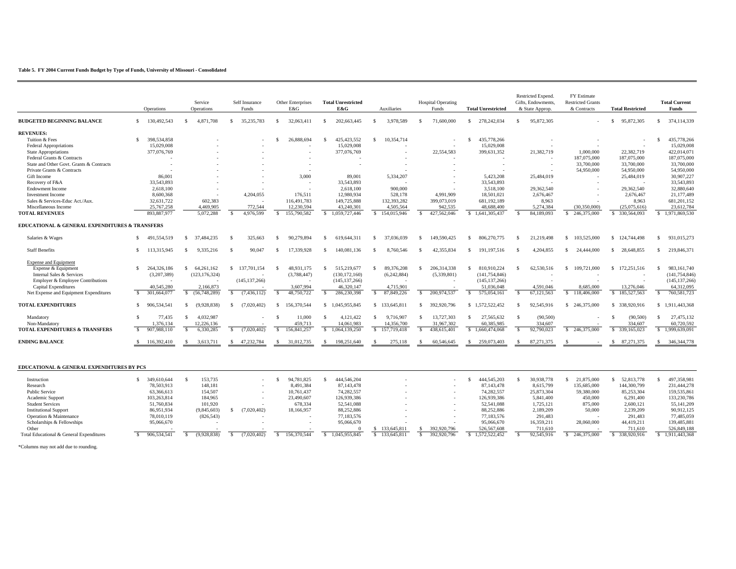**Table 5. FY 2004 Current Funds Budget by Type of Funds, University of Missouri - Consolidated**

| | Operations | Service Operations | Self Insurance Funds | Other Enterprises E&G | **Total Unrestricted E&G** | Auxiliaries | Hospital Operating Funds | **Total Unrestricted** | Restricted Expend. Gifts, Endowments, & State Approp. | FY Estimate Restricted Grants & Contracts | **Total Restricted** | **Total Current Funds** |
|---|---|---|---|---|---|---|---|---|---|---|---|---|
| **BUDGETED BEGINNING BALANCE** | $ 130,492,543 | $ 4,871,708 | $ 35,235,783 | $ 32,063,411 | $ 202,663,445 | $ 3,978,589 | $ 71,600,000 | $ 278,242,034 | $ 95,872,305 | - | $ 95,872,305 | $ 374,114,339 |
| **REVENUES:** | | | | | | | | | | | | |
| Tuition & Fees | $ 398,534,858 | - | - | $ 26,888,694 | $ 425,423,552 | $ 10,354,714 | - | $ 435,778,266 | - | - | - | $ 435,778,266 |
| Federal Appropriations | 15,029,008 | - | - | - | 15,029,008 | - | - | 15,029,008 | - | - | - | 15,029,008 |
| State Appropriations | 377,076,769 | - | - | - | 377,076,769 | - | 22,554,583 | 399,631,352 | 21,382,719 | 1,000,000 | 22,382,719 | 422,014,071 |
| Federal Grants & Contracts | - | - | - | - | - | - | - | - | - | 187,075,000 | 187,075,000 | 187,075,000 |
| State and Other Govt. Grants & Contracts | - | - | - | - | - | - | - | - | - | 33,700,000 | 33,700,000 | 33,700,000 |
| Private Grants & Contracts | - | - | - | - | - | - | - | - | - | 54,950,000 | 54,950,000 | 54,950,000 |
| Gift Income | 86,001 | - | - | 3,000 | 89,001 | 5,334,207 | - | 5,423,208 | 25,484,019 | - | 25,484,019 | 30,907,227 |
| Recovery of F&A | 33,543,893 | - | - | - | 33,543,893 | - | - | 33,543,893 | - | - | - | 33,543,893 |
| Endowment Income | 2,618,100 | - | - | - | 2,618,100 | 900,000 | - | 3,518,100 | 29,362,540 | - | 29,362,540 | 32,880,640 |
| Investment Income | 8,600,368 | - | 4,204,055 | 176,511 | 12,980,934 | 528,178 | 4,991,909 | 18,501,021 | 2,676,467 | - | 2,676,467 | 21,177,489 |
| Sales & Services-Educ Act./Aux. | 32,631,722 | 602,383 | - | 116,491,783 | 149,725,888 | 132,393,282 | 399,073,019 | 681,192,189 | 8,963 | - | 8,963 | 681,201,152 |
| Miscellaneous Income | 25,767,258 | 4,469,905 | 772,544 | 12,230,594 | 43,240,301 | 4,505,564 | 942,535 | 48,688,400 | 5,274,384 | (30,350,000) | (25,075,616) | 23,612,784 |
| **TOTAL REVENUES** | 893,887,977 | 5,072,288 | $ 4,976,599 | $ 155,790,582 | $ 1,059,727,446 | $ 154,015,946 | $ 427,562,046 | $ 1,641,305,437 | $ 84,189,093 | $ 246,375,000 | $ 330,564,093 | $ 1,971,869,530 |
| **EDUCATIONAL & GENERAL EXPENDITURES & TRANSFERS** | | | | | | | | | | | | |
| Salaries & Wages | $ 491,554,519 | $ 37,484,235 | $ 325,663 | $ 90,279,894 | $ 619,644,311 | $ 37,036,039 | $ 149,590,425 | $ 806,270,775 | $ 21,219,498 | $ 103,525,000 | $ 124,744,498 | $ 931,015,273 |
| Staff Benefits | $ 113,315,945 | $ 9,335,216 | $ 90,047 | $ 17,339,928 | $ 140,081,136 | $ 8,760,546 | $ 42,355,834 | $ 191,197,516 | $ 4,204,855 | $ 24,444,000 | $ 28,648,855 | $ 219,846,371 |
| Expense and Equipment | | | | | | | | | | | | |
| Expense & Equipment | $ 264,326,186 | $ 64,261,162 | $ 137,701,154 | $ 48,931,175 | $ 515,219,677 | $ 89,376,208 | $ 206,314,338 | $ 810,910,224 | $ 62,530,516 | $ 109,721,000 | $ 172,251,516 | $ 983,161,740 |
| Internal Sales & Services | (3,207,389) | (123,176,324) | - | (3,788,447) | (130,172,160) | (6,242,884) | (5,339,801) | (141,754,846) | - | - | - | (141,754,846) |
| Employer & Employee Contributions | - | - | (145,137,266) | - | (145,137,266) | - | - | (145,137,266) | - | - | - | (145,137,266) |
| Capital Expenditures | 40,545,280 | 2,166,873 | - | 3,607,994 | 46,320,147 | 4,715,901 | - | 51,036,048 | 4,591,046 | 8,685,000 | 13,276,046 | 64,312,095 |
| Net Expense and Equipment Expenditures | $ 301,664,077 | $ (56,748,289) | $ (7,436,112) | $ 48,750,722 | $ 286,230,398 | $ 87,849,226 | $ 200,974,537 | $ 575,054,161 | $ 67,121,563 | $ 118,406,000 | $ 185,527,563 | $ 760,581,723 |
| **TOTAL EXPENDITURES** | $ 906,534,541 | $ (9,928,838) | $ (7,020,402) | $ 156,370,544 | $ 1,045,955,845 | $ 133,645,811 | $ 392,920,796 | $ 1,572,522,452 | $ 92,545,916 | $ 246,375,000 | $ 338,920,916 | $ 1,911,443,368 |
| Mandatory | $ 77,435 | $ 4,032,987 | - | $ 11,000 | $ 4,121,422 | $ 9,716,907 | $ 13,727,303 | $ 27,565,632 | $ (90,500) | - | $ (90,500) | $ 27,475,132 |
| Non-Mandatory | 1,376,134 | 12,226,136 | - | 459,713 | 14,061,983 | 14,356,700 | 31,967,302 | 60,385,985 | 334,607 | - | 334,607 | 60,720,592 |
| **TOTAL EXPENDITURES & TRANSFERS** | $ 907,988,110 | $ 6,330,285 | $ (7,020,402) | $ 156,841,257 | $ 1,064,139,250 | $ 157,719,418 | $ 438,615,401 | $ 1,660,474,068 | $ 92,790,023 | $ 246,375,000 | $ 339,165,023 | $ 1,999,639,091 |
| **ENDING BALANCE** | $ 116,392,410 | $ 3,613,711 | $ 47,232,784 | $ 31,012,735 | $ 198,251,640 | $ 275,118 | $ 60,546,645 | $ 259,073,403 | $ 87,271,375 | $ - | $ 87,271,375 | $ 346,344,778 |

**EDUCATIONAL & GENERAL EXPENDITURES BY PCS**

| | Operations | Service Operations | Self Insurance Funds | Other Enterprises E&G | Total Unrestricted E&G | Auxiliaries | Hospital Operating Funds | Total Unrestricted | Restricted Expend. Gifts, Endowments, & State Approp. | FY Estimate Restricted Grants & Contracts | Total Restricted | Total Current Funds |
|---|---|---|---|---|---|---|---|---|---|---|---|---|
| Instruction | $ 349,610,644 | $ 153,735 | - | $ 94,781,825 | $ 444,546,204 | - | - | $ 444,545,203 | $ 30,938,778 | $ 21,875,000 | $ 52,813,778 | $ 497,358,981 |
| Research | 78,503,913 | 148,181 | - | 8,491,384 | 87,143,478 | - | - | 87,143,478 | 8,615,799 | 135,685,000 | 144,300,799 | 231,444,278 |
| Public Service | 63,366,613 | 154,507 | - | 10,761,437 | 74,282,557 | - | - | 74,282,557 | 25,873,304 | 59,380,000 | 85,253,304 | 159,535,861 |
| Academic Support | 103,263,814 | 184,965 | - | 23,490,607 | 126,939,386 | - | - | 126,939,386 | 5,841,400 | 450,000 | 6,291,400 | 133,230,786 |
| Student Services | 51,760,834 | 101,920 | - | 678,334 | 52,541,088 | - | - | 52,541,088 | 1,725,121 | 875,000 | 2,600,121 | 55,141,209 |
| Institutional Support | 86,951,934 | (9,845,603) | $ (7,020,402) | 18,166,957 | 88,252,886 | - | - | 88,252,886 | 2,189,209 | 50,000 | 2,239,209 | 90,912,125 |
| Operation & Maintenance | 78,010,119 | (826,543) | - | - | 77,183,576 | - | - | 77,183,576 | 291,483 | - | 291,483 | 77,485,059 |
| Scholarships & Fellowships | 95,066,670 | - | - | - | 95,066,670 | - | - | 95,066,670 | 16,359,211 | 28,060,000 | 44,419,211 | 139,485,881 |
| Other | - | - | - | - | 0 | $ 133,645,811 | $ 392,920,796 | 526,567,608 | 711,610 | - | 711,610 | 526,849,188 |
| Total Educational & General Expenditures | $ 906,534,541 | $ (9,928,838) | $ (7,020,402) | $ 156,370,544 | $ 1,045,955,845 | $ 133,645,811 | $ 392,920,796 | $ 1,572,522,452 | $ 92,545,916 | $ 246,375,000 | $ 338,920,916 | $ 1,911,443,368 |

*Columns may not add due to rounding.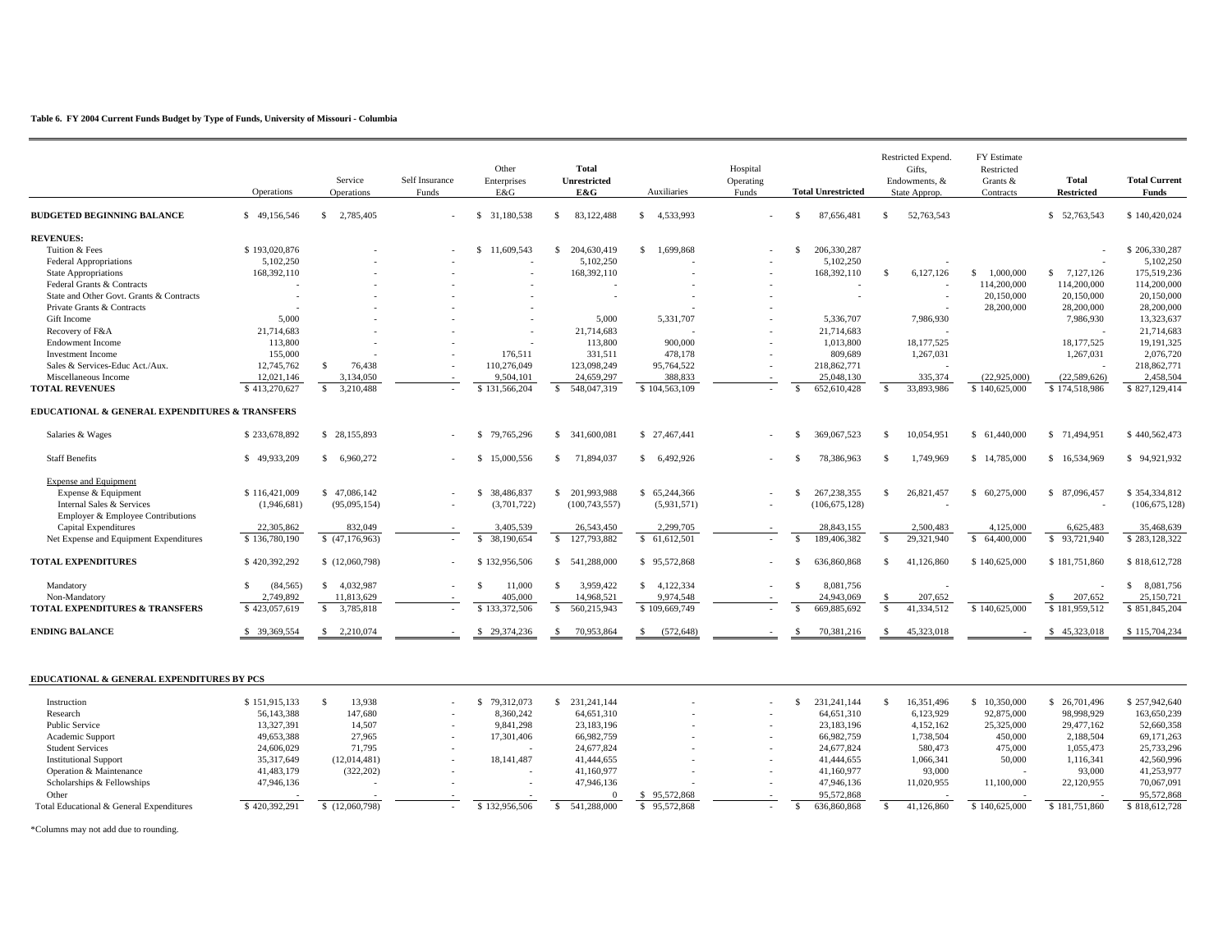**Table 6. FY 2004 Current Funds Budget by Type of Funds, University of Missouri - Columbia**

| | Operations | Service Operations | Self Insurance Funds | Other Enterprises E&G | Total Unrestricted E&G | Auxiliaries | Hospital Operating Funds | Total Unrestricted | Restricted Expend. Gifts, Endowments, & State Approp. | FY Estimate Restricted Grants & Contracts | Total Restricted | Total Current Funds |
|---|---|---|---|---|---|---|---|---|---|---|---|---|
| **BUDGETED BEGINNING BALANCE** | $ 49,156,546 | $ 2,785,405 | - | $ 31,180,538 | $ 83,122,488 | $ 4,533,993 | - | $ 87,656,481 | $ 52,763,543 | | $ 52,763,543 | $ 140,420,024 |
| **REVENUES:** | | | | | | | | | | | | |
| Tuition & Fees | $ 193,020,876 | - | - | $ 11,609,543 | $ 204,630,419 | $ 1,699,868 | - | $ 206,330,287 | | | - | $ 206,330,287 |
| Federal Appropriations | 5,102,250 | - | - | - | 5,102,250 | - | - | 5,102,250 | - | | - | 5,102,250 |
| State Appropriations | 168,392,110 | - | - | - | 168,392,110 | - | - | 168,392,110 | $ 6,127,126 | $ 1,000,000 | $ 7,127,126 | 175,519,236 |
| Federal Grants & Contracts | - | - | - | - | - | - | - | - | - | 114,200,000 | 114,200,000 | 114,200,000 |
| State and Other Govt. Grants & Contracts | - | - | - | - | - | - | - | - | - | 20,150,000 | 20,150,000 | 20,150,000 |
| Private Grants & Contracts | - | - | - | - | | - | - | | - | 28,200,000 | 28,200,000 | 28,200,000 |
| Gift Income | 5,000 | - | - | - | 5,000 | 5,331,707 | - | 5,336,707 | 7,986,930 | | 7,986,930 | 13,323,637 |
| Recovery of F&A | 21,714,683 | - | - | - | 21,714,683 | - | - | 21,714,683 | - | | - | 21,714,683 |
| Endowment Income | 113,800 | - | - | - | 113,800 | 900,000 | - | 1,013,800 | 18,177,525 | | 18,177,525 | 19,191,325 |
| Investment Income | 155,000 | - | - | 176,511 | 331,511 | 478,178 | - | 809,689 | 1,267,031 | | 1,267,031 | 2,076,720 |
| Sales & Services-Educ Act./Aux. | 12,745,762 | $ 76,438 | - | 110,276,049 | 123,098,249 | 95,764,522 | - | 218,862,771 | - | | - | 218,862,771 |
| Miscellaneous Income | 12,021,146 | 3,134,050 | - | 9,504,101 | 24,659,297 | 388,833 | - | 25,048,130 | 335,374 | (22,925,000) | (22,589,626) | 2,458,504 |
| **TOTAL REVENUES** | $ 413,270,627 | $ 3,210,488 | - | $ 131,566,204 | $ 548,047,319 | $ 104,563,109 | - | $ 652,610,428 | $ 33,893,986 | $ 140,625,000 | $ 174,518,986 | $ 827,129,414 |
| **EDUCATIONAL & GENERAL EXPENDITURES & TRANSFERS** | | | | | | | | | | | | |
| Salaries & Wages | $ 233,678,892 | $ 28,155,893 | - | $ 79,765,296 | $ 341,600,081 | $ 27,467,441 | - | $ 369,067,523 | $ 10,054,951 | $ 61,440,000 | $ 71,494,951 | $ 440,562,473 |
| Staff Benefits | $ 49,933,209 | $ 6,960,272 | - | $ 15,000,556 | $ 71,894,037 | $ 6,492,926 | - | $ 78,386,963 | $ 1,749,969 | $ 14,785,000 | $ 16,534,969 | $ 94,921,932 |
| Expense and Equipment | | | | | | | | | | | | |
| Expense & Equipment | $ 116,421,009 | $ 47,086,142 | - | $ 38,486,837 | $ 201,993,988 | $ 65,244,366 | - | $ 267,238,355 | $ 26,821,457 | $ 60,275,000 | $ 87,096,457 | $ 354,334,812 |
| Internal Sales & Services | (1,946,681) | (95,095,154) | - | (3,701,722) | (100,743,557) | (5,931,571) | - | (106,675,128) | - | | - | (106,675,128) |
| Employer & Employee Contributions | | | | | | | | | | | | |
| Capital Expenditures | 22,305,862 | 832,049 | - | 3,405,539 | 26,543,450 | 2,299,705 | - | 28,843,155 | 2,500,483 | 4,125,000 | 6,625,483 | 35,468,639 |
| Net Expense and Equipment Expenditures | $ 136,780,190 | $ (47,176,963) | - | $ 38,190,654 | $ 127,793,882 | $ 61,612,501 | - | $ 189,406,382 | $ 29,321,940 | $ 64,400,000 | $ 93,721,940 | $ 283,128,322 |
| **TOTAL EXPENDITURES** | $ 420,392,292 | $ (12,060,798) | - | $ 132,956,506 | $ 541,288,000 | $ 95,572,868 | - | $ 636,860,868 | $ 41,126,860 | $ 140,625,000 | $ 181,751,860 | $ 818,612,728 |
| Mandatory | $ (84,565) | $ 4,032,987 | - | $ 11,000 | $ 3,959,422 | $ 4,122,334 | - | $ 8,081,756 | - | | - | $ 8,081,756 |
| Non-Mandatory | 2,749,892 | 11,813,629 | - | 405,000 | 14,968,521 | 9,974,548 | - | 24,943,069 | $ 207,652 | | $ 207,652 | 25,150,721 |
| **TOTAL EXPENDITURES & TRANSFERS** | $ 423,057,619 | $ 3,785,818 | - | $ 133,372,506 | $ 560,215,943 | $ 109,669,749 | - | $ 669,885,692 | $ 41,334,512 | $ 140,625,000 | $ 181,959,512 | $ 851,845,204 |
| **ENDING BALANCE** | $ 39,369,554 | $ 2,210,074 | - | $ 29,374,236 | $ 70,953,864 | $ (572,648) | - | $ 70,381,216 | $ 45,323,018 | - | $ 45,323,018 | $ 115,704,234 |

**EDUCATIONAL & GENERAL EXPENDITURES BY PCS**

| | Operations | Service Operations | Self Insurance Funds | Other Enterprises E&G | Total Unrestricted E&G | Auxiliaries | Hospital Operating Funds | Total Unrestricted | Restricted Expend. Gifts, Endowments, & State Approp. | FY Estimate Restricted Grants & Contracts | Total Restricted | Total Current Funds |
|---|---|---|---|---|---|---|---|---|---|---|---|---|
| Instruction | $ 151,915,133 | $ 13,938 | - | $ 79,312,073 | $ 231,241,144 | - | - | $ 231,241,144 | $ 16,351,496 | $ 10,350,000 | $ 26,701,496 | $ 257,942,640 |
| Research | 56,143,388 | 147,680 | - | 8,360,242 | 64,651,310 | - | - | 64,651,310 | 6,123,929 | 92,875,000 | 98,998,929 | 163,650,239 |
| Public Service | 13,327,391 | 14,507 | - | 9,841,298 | 23,183,196 | - | - | 23,183,196 | 4,152,162 | 25,325,000 | 29,477,162 | 52,660,358 |
| Academic Support | 49,653,388 | 27,965 | - | 17,301,406 | 66,982,759 | - | - | 66,982,759 | 1,738,504 | 450,000 | 2,188,504 | 69,171,263 |
| Student Services | 24,606,029 | 71,795 | - | - | 24,677,824 | - | - | 24,677,824 | 580,473 | 475,000 | 1,055,473 | 25,733,296 |
| Institutional Support | 35,317,649 | (12,014,481) | - | 18,141,487 | 41,444,655 | - | - | 41,444,655 | 1,066,341 | 50,000 | 1,116,341 | 42,560,996 |
| Operation & Maintenance | 41,483,179 | (322,202) | - | - | 41,160,977 | - | - | 41,160,977 | 93,000 | - | 93,000 | 41,253,977 |
| Scholarships & Fellowships | 47,946,136 | - | - | - | 47,946,136 | - | - | 47,946,136 | 11,020,955 | 11,100,000 | 22,120,955 | 70,067,091 |
| Other | - | - | - | - | 0 | $ 95,572,868 | - | 95,572,868 | - | - | - | 95,572,868 |
| Total Educational & General Expenditures | $ 420,392,291 | $ (12,060,798) | - | $ 132,956,506 | $ 541,288,000 | $ 95,572,868 | - | $ 636,860,868 | $ 41,126,860 | $ 140,625,000 | $ 181,751,860 | $ 818,612,728 |

*Columns may not add due to rounding.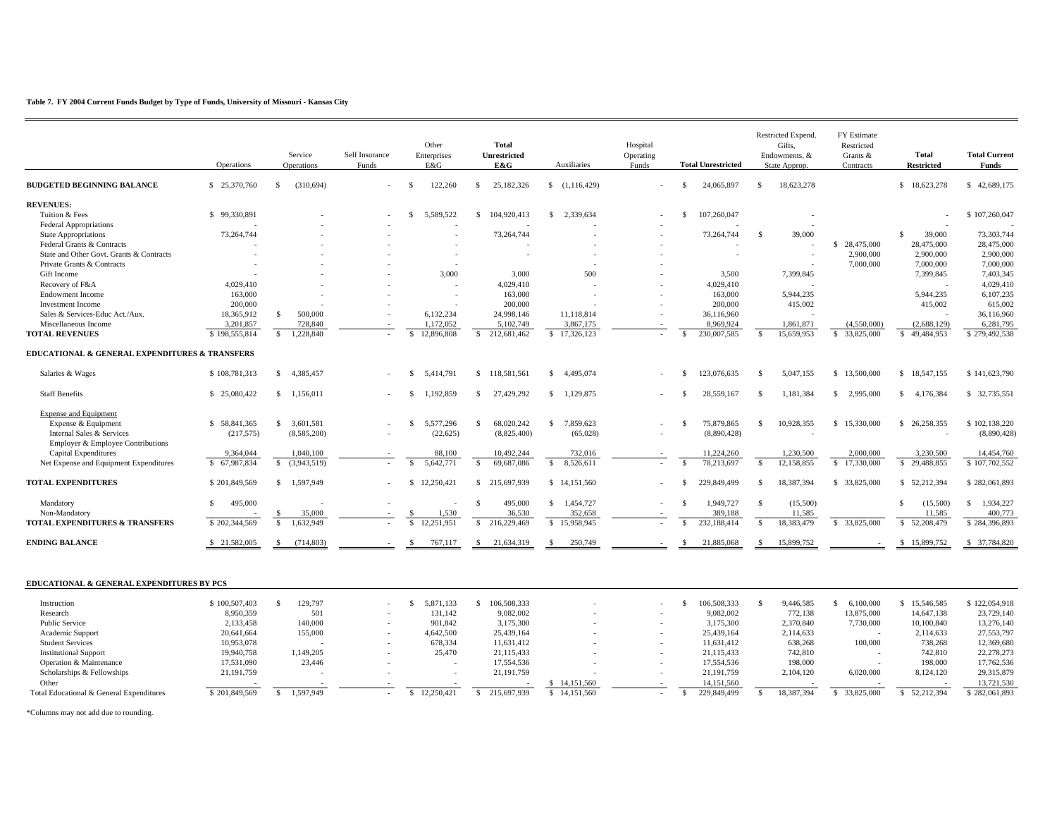**Table 7. FY 2004 Current Funds Budget by Type of Funds, University of Missouri - Kansas City**

| | Operations | Service Operations | Self Insurance Funds | Other Enterprises E&G | **Total Unrestricted E&G** | Auxiliaries | Hospital Operating Funds | **Total Unrestricted** | Restricted Expend. Gifts, Endowments, & State Approp. | FY Estimate Restricted Grants & Contracts | **Total Restricted** | **Total Current Funds** |
|---|---|---|---|---|---|---|---|---|---|---|---|---|
| **BUDGETED BEGINNING BALANCE** | $ 25,370,760 | $ (310,694) | - | $ 122,260 | $ 25,182,326 | $ (1,116,429) | - | $ 24,065,897 | $ 18,623,278 | | $ 18,623,278 | $ 42,689,175 |
| **REVENUES:** | | | | | | | | | | | | |
| Tuition & Fees | $ 99,330,891 | - | - | $ 5,589,522 | $ 104,920,413 | $ 2,339,634 | - | $ 107,260,047 | - | | - | $ 107,260,047 |
| Federal Appropriations | - | - | - | - | - | - | - | - | - | | - | - |
| State Appropriations | 73,264,744 | - | - | - | 73,264,744 | - | - | 73,264,744 | $ 39,000 | | $ 39,000 | 73,303,744 |
| Federal Grants & Contracts | - | - | - | - | - | - | - | - | - | $ 28,475,000 | 28,475,000 | 28,475,000 |
| State and Other Govt. Grants & Contracts | - | - | - | - | - | - | - | - | - | 2,900,000 | 2,900,000 | 2,900,000 |
| Private Grants & Contracts | - | - | - | - | | - | - | | - | 7,000,000 | 7,000,000 | 7,000,000 |
| Gift Income | - | - | - | 3,000 | 3,000 | 500 | - | 3,500 | 7,399,845 | | 7,399,845 | 7,403,345 |
| Recovery of F&A | 4,029,410 | - | - | - | 4,029,410 | - | - | 4,029,410 | - | | - | 4,029,410 |
| Endowment Income | 163,000 | - | - | - | 163,000 | - | - | 163,000 | 5,944,235 | | 5,944,235 | 6,107,235 |
| Investment Income | 200,000 | - | - | - | 200,000 | - | - | 200,000 | 415,002 | | 415,002 | 615,002 |
| Sales & Services-Educ Act./Aux. | 18,365,912 | $ 500,000 | - | 6,132,234 | 24,998,146 | 11,118,814 | - | 36,116,960 | - | | - | 36,116,960 |
| Miscellaneous Income | 3,201,857 | 728,840 | - | 1,172,052 | 5,102,749 | 3,867,175 | - | 8,969,924 | 1,861,871 | (4,550,000) | (2,688,129) | 6,281,795 |
| **TOTAL REVENUES** | $ 198,555,814 | $ 1,228,840 | - | $ 12,896,808 | $ 212,681,462 | $ 17,326,123 | - | $ 230,007,585 | $ 15,659,953 | $ 33,825,000 | $ 49,484,953 | $ 279,492,538 |
| **EDUCATIONAL & GENERAL EXPENDITURES & TRANSFERS** | | | | | | | | | | | | |
| Salaries & Wages | $ 108,781,313 | $ 4,385,457 | - | $ 5,414,791 | $ 118,581,561 | $ 4,495,074 | - | $ 123,076,635 | $ 5,047,155 | $ 13,500,000 | $ 18,547,155 | $ 141,623,790 |
| Staff Benefits | $ 25,080,422 | $ 1,156,011 | - | $ 1,192,859 | $ 27,429,292 | $ 1,129,875 | - | $ 28,559,167 | $ 1,181,384 | $ 2,995,000 | $ 4,176,384 | $ 32,735,551 |
| Expense and Equipment | | | | | | | | | | | | |
| Expense & Equipment | $ 58,841,365 | $ 3,601,581 | - | $ 5,577,296 | $ 68,020,242 | $ 7,859,623 | - | $ 75,879,865 | $ 10,928,355 | $ 15,330,000 | $ 26,258,355 | $ 102,138,220 |
| Internal Sales & Services | (217,575) | (8,585,200) | - | (22,625) | (8,825,400) | (65,028) | - | (8,890,428) | - | | - | (8,890,428) |
| Employer & Employee Contributions | | | | | | | | | | | | |
| Capital Expenditures | 9,364,044 | 1,040,100 | - | 88,100 | 10,492,244 | 732,016 | - | 11,224,260 | 1,230,500 | 2,000,000 | 3,230,500 | 14,454,760 |
| Net Expense and Equipment Expenditures | $ 67,987,834 | $ (3,943,519) | - | $ 5,642,771 | $ 69,687,086 | $ 8,526,611 | - | $ 78,213,697 | $ 12,158,855 | $ 17,330,000 | $ 29,488,855 | $ 107,702,552 |
| **TOTAL EXPENDITURES** | $ 201,849,569 | $ 1,597,949 | - | $ 12,250,421 | $ 215,697,939 | $ 14,151,560 | - | $ 229,849,499 | $ 18,387,394 | $ 33,825,000 | $ 52,212,394 | $ 282,061,893 |
| Mandatory | $ 495,000 | - | - | - | $ 495,000 | $ 1,454,727 | - | $ 1,949,727 | $ (15,500) | | $ (15,500) | $ 1,934,227 |
| Non-Mandatory | - | $ 35,000 | - | $ 1,530 | 36,530 | 352,658 | - | 389,188 | 11,585 | | 11,585 | 400,773 |
| **TOTAL EXPENDITURES & TRANSFERS** | $ 202,344,569 | $ 1,632,949 | - | $ 12,251,951 | $ 216,229,469 | $ 15,958,945 | - | $ 232,188,414 | $ 18,383,479 | $ 33,825,000 | $ 52,208,479 | $ 284,396,893 |
| **ENDING BALANCE** | $ 21,582,005 | $ (714,803) | - | $ 767,117 | $ 21,634,319 | $ 250,749 | - | $ 21,885,068 | $ 15,899,752 | - | $ 15,899,752 | $ 37,784,820 |

**EDUCATIONAL & GENERAL EXPENDITURES BY PCS**

| | Operations | Service Operations | Self Insurance Funds | Other Enterprises E&G | **Total Unrestricted E&G** | Auxiliaries | Hospital Operating Funds | **Total Unrestricted** | Restricted Expend. Gifts, Endowments, & State Approp. | FY Estimate Restricted Grants & Contracts | **Total Restricted** | **Total Current Funds** |
|---|---|---|---|---|---|---|---|---|---|---|---|---|
| Instruction | $ 100,507,403 | $ 129,797 | - | $ 5,871,133 | $ 106,508,333 | - | - | $ 106,508,333 | $ 9,446,585 | $ 6,100,000 | $ 15,546,585 | $ 122,054,918 |
| Research | 8,950,359 | 501 | - | 131,142 | 9,082,002 | - | - | 9,082,002 | 772,138 | 13,875,000 | 14,647,138 | 23,729,140 |
| Public Service | 2,133,458 | 140,000 | - | 901,842 | 3,175,300 | - | - | 3,175,300 | 2,370,840 | 7,730,000 | 10,100,840 | 13,276,140 |
| Academic Support | 20,641,664 | 155,000 | - | 4,642,500 | 25,439,164 | - | - | 25,439,164 | 2,114,633 | - | 2,114,633 | 27,553,797 |
| Student Services | 10,953,078 | - | - | 678,334 | 11,631,412 | - | - | 11,631,412 | 638,268 | 100,000 | 738,268 | 12,369,680 |
| Institutional Support | 19,940,758 | 1,149,205 | - | 25,470 | 21,115,433 | - | - | 21,115,433 | 742,810 | - | 742,810 | 22,278,273 |
| Operation & Maintenance | 17,531,090 | 23,446 | - | - | 17,554,536 | - | - | 17,554,536 | 198,000 | - | 198,000 | 17,762,536 |
| Scholarships & Fellowships | 21,191,759 | - | - | - | 21,191,759 | - | - | 21,191,759 | 2,104,120 | 6,020,000 | 8,124,120 | 29,315,879 |
| Other | - | - | - | - | - | $ 14,151,560 | - | 14,151,560 | - | - | - | 13,721,530 |
| Total Educational & General Expenditures | $ 201,849,569 | $ 1,597,949 | - | $ 12,250,421 | $ 215,697,939 | $ 14,151,560 | - | $ 229,849,499 | $ 18,387,394 | $ 33,825,000 | $ 52,212,394 | $ 282,061,893 |

*Columns may not add due to rounding.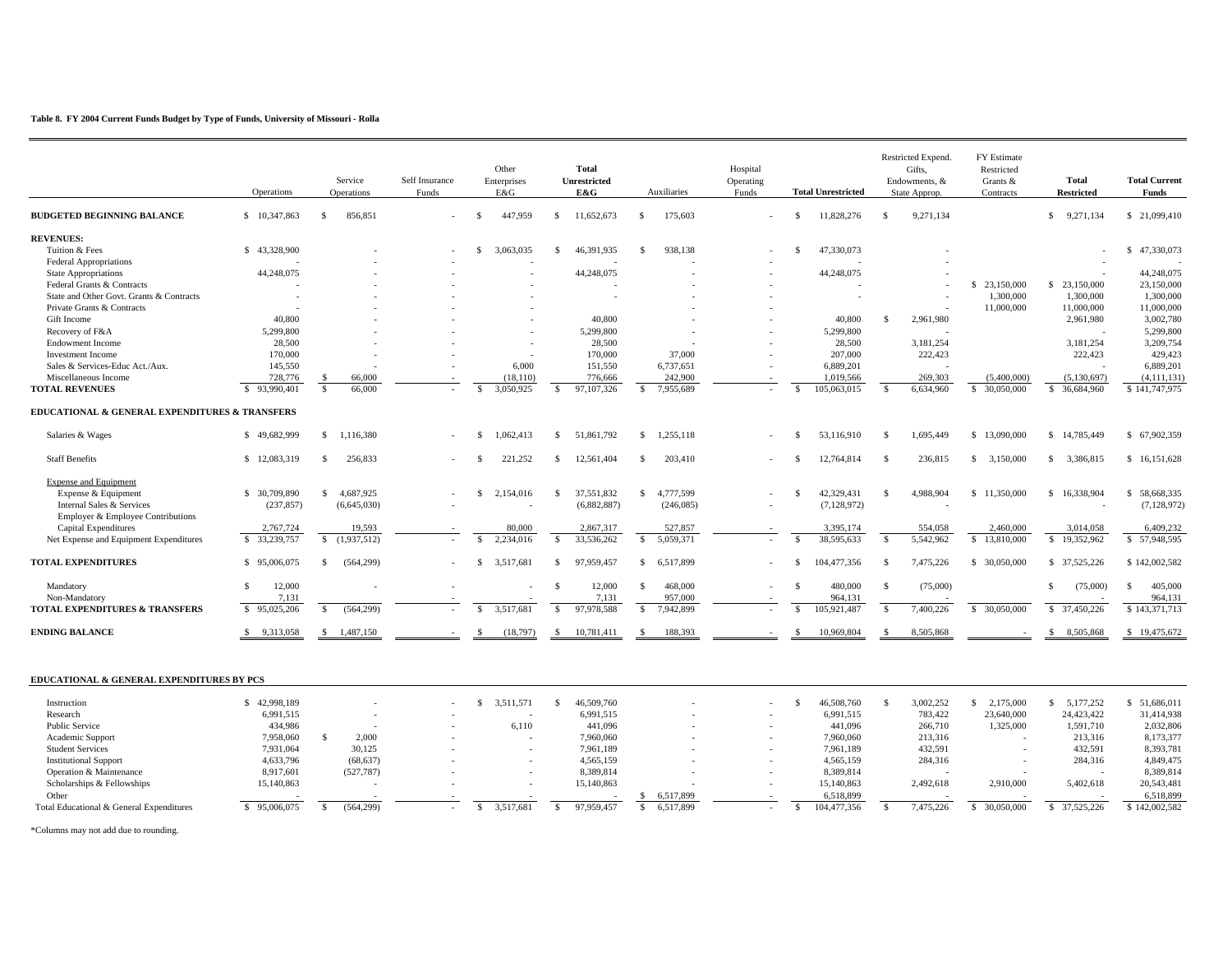**Table 8. FY 2004 Current Funds Budget by Type of Funds, University of Missouri - Rolla**

| | Operations | Service Operations | Self Insurance Funds | Other Enterprises E&G | **Total Unrestricted E&G** | Auxiliaries | Hospital Operating Funds | **Total Unrestricted** | Restricted Expend. Gifts, Endowments, & State Approp. | FY Estimate Restricted Grants & Contracts | **Total Restricted** | **Total Current Funds** |
|---|---|---|---|---|---|---|---|---|---|---|---|---|
| **BUDGETED BEGINNING BALANCE** | $ 10,347,863 | $ 856,851 | - | $ 447,959 | $ 11,652,673 | $ 175,603 | - | $ 11,828,276 | $ 9,271,134 | | $ 9,271,134 | $ 21,099,410 |
| **REVENUES:** | | | | | | | | | | | | |
| Tuition & Fees | $ 43,328,900 | - | - | $ 3,063,035 | $ 46,391,935 | $ 938,138 | - | $ 47,330,073 | - | | - | $ 47,330,073 |
| Federal Appropriations | - | - | - | - | - | - | - | - | - | | - | - |
| State Appropriations | 44,248,075 | - | - | - | 44,248,075 | - | - | 44,248,075 | - | | - | 44,248,075 |
| Federal Grants & Contracts | - | - | - | - | - | - | - | - | - | $ 23,150,000 | $ 23,150,000 | 23,150,000 |
| State and Other Govt. Grants & Contracts | - | - | - | - | - | - | - | - | - | 1,300,000 | 1,300,000 | 1,300,000 |
| Private Grants & Contracts | - | - | - | - | | - | - | | - | 11,000,000 | 11,000,000 | 11,000,000 |
| Gift Income | 40,800 | - | - | - | 40,800 | - | - | 40,800 | $ 2,961,980 | | 2,961,980 | 3,002,780 |
| Recovery of F&A | 5,299,800 | - | - | - | 5,299,800 | - | - | 5,299,800 | - | | - | 5,299,800 |
| Endowment Income | 28,500 | - | - | - | 28,500 | - | - | 28,500 | 3,181,254 | | 3,181,254 | 3,209,754 |
| Investment Income | 170,000 | - | - | - | 170,000 | 37,000 | - | 207,000 | 222,423 | | 222,423 | 429,423 |
| Sales & Services-Educ Act./Aux. | 145,550 | - | - | 6,000 | 151,550 | 6,737,651 | - | 6,889,201 | - | | - | 6,889,201 |
| Miscellaneous Income | 728,776 | $ 66,000 | - | (18,110) | 776,666 | 242,900 | - | 1,019,566 | 269,303 | (5,400,000) | (5,130,697) | (4,111,131) |
| **TOTAL REVENUES** | $ 93,990,401 | $ 66,000 | - | $ 3,050,925 | $ 97,107,326 | $ 7,955,689 | - | $ 105,063,015 | $ 6,634,960 | $ 30,050,000 | $ 36,684,960 | $ 141,747,975 |
| **EDUCATIONAL & GENERAL EXPENDITURES & TRANSFERS** | | | | | | | | | | | | |
| Salaries & Wages | $ 49,682,999 | $ 1,116,380 | - | $ 1,062,413 | $ 51,861,792 | $ 1,255,118 | - | $ 53,116,910 | $ 1,695,449 | $ 13,090,000 | $ 14,785,449 | $ 67,902,359 |
| Staff Benefits | $ 12,083,319 | $ 256,833 | - | $ 221,252 | $ 12,561,404 | $ 203,410 | - | $ 12,764,814 | $ 236,815 | $ 3,150,000 | $ 3,386,815 | $ 16,151,628 |
| Expense and Equipment | | | | | | | | | | | | |
| Expense & Equipment | $ 30,709,890 | $ 4,687,925 | - | $ 2,154,016 | $ 37,551,832 | $ 4,777,599 | - | $ 42,329,431 | $ 4,988,904 | $ 11,350,000 | $ 16,338,904 | $ 58,668,335 |
| Internal Sales & Services | (237,857) | (6,645,030) | - | - | (6,882,887) | (246,085) | - | (7,128,972) | - | | - | (7,128,972) |
| Employer & Employee Contributions | | | | | | | | | | | | |
| Capital Expenditures | 2,767,724 | 19,593 | - | 80,000 | 2,867,317 | 527,857 | - | 3,395,174 | 554,058 | 2,460,000 | 3,014,058 | 6,409,232 |
| Net Expense and Equipment Expenditures | $ 33,239,757 | $ (1,937,512) | - | $ 2,234,016 | $ 33,536,262 | $ 5,059,371 | - | $ 38,595,633 | $ 5,542,962 | $ 13,810,000 | $ 19,352,962 | $ 57,948,595 |
| **TOTAL EXPENDITURES** | $ 95,006,075 | $ (564,299) | - | $ 3,517,681 | $ 97,959,457 | $ 6,517,899 | - | $ 104,477,356 | $ 7,475,226 | $ 30,050,000 | $ 37,525,226 | $ 142,002,582 |
| Mandatory | $ 12,000 | - | - | - | $ 12,000 | $ 468,000 | - | $ 480,000 | $ (75,000) | | $ (75,000) | $ 405,000 |
| Non-Mandatory | 7,131 | | - | - | 7,131 | 957,000 | - | 964,131 | - | | - | 964,131 |
| **TOTAL EXPENDITURES & TRANSFERS** | $ 95,025,206 | $ (564,299) | - | $ 3,517,681 | $ 97,978,588 | $ 7,942,899 | - | $ 105,921,487 | $ 7,400,226 | $ 30,050,000 | $ 37,450,226 | $ 143,371,713 |
| **ENDING BALANCE** | $ 9,313,058 | $ 1,487,150 | - | $ (18,797) | $ 10,781,411 | $ 188,393 | - | $ 10,969,804 | $ 8,505,868 | - | $ 8,505,868 | $ 19,475,672 |

**EDUCATIONAL & GENERAL EXPENDITURES BY PCS**

| | Operations | Service Operations | Self Insurance Funds | Other Enterprises E&G | Total Unrestricted E&G | Auxiliaries | Hospital Operating Funds | Total Unrestricted | Restricted Expend. Gifts, Endowments, & State Approp. | FY Estimate Restricted Grants & Contracts | Total Restricted | Total Current Funds |
|---|---|---|---|---|---|---|---|---|---|---|---|---|
| Instruction | $ 42,998,189 | - | - | $ 3,511,571 | $ 46,509,760 | - | - | $ 46,508,760 | $ 3,002,252 | $ 2,175,000 | $ 5,177,252 | $ 51,686,011 |
| Research | 6,991,515 | - | - | - | 6,991,515 | - | - | 6,991,515 | 783,422 | 23,640,000 | 24,423,422 | 31,414,938 |
| Public Service | 434,986 | - | - | 6,110 | 441,096 | - | - | 441,096 | 266,710 | 1,325,000 | 1,591,710 | 2,032,806 |
| Academic Support | 7,958,060 | $ 2,000 | - | - | 7,960,060 | - | - | 7,960,060 | 213,316 | - | 213,316 | 8,173,377 |
| Student Services | 7,931,064 | 30,125 | - | - | 7,961,189 | - | - | 7,961,189 | 432,591 | - | 432,591 | 8,393,781 |
| Institutional Support | 4,633,796 | (68,637) | - | - | 4,565,159 | - | - | 4,565,159 | 284,316 | - | 284,316 | 4,849,475 |
| Operation & Maintenance | 8,917,601 | (527,787) | - | - | 8,389,814 | - | - | 8,389,814 | - | - | - | 8,389,814 |
| Scholarships & Fellowships | 15,140,863 | - | - | - | 15,140,863 | - | - | 15,140,863 | 2,492,618 | 2,910,000 | 5,402,618 | 20,543,481 |
| Other | - | - | - | - | - | $ 6,517,899 | - | 6,518,899 | - | - | - | 6,518,899 |
| Total Educational & General Expenditures | $ 95,006,075 | $ (564,299) | - | $ 3,517,681 | $ 97,959,457 | $ 6,517,899 | - | $ 104,477,356 | $ 7,475,226 | $ 30,050,000 | $ 37,525,226 | $ 142,002,582 |

*Columns may not add due to rounding.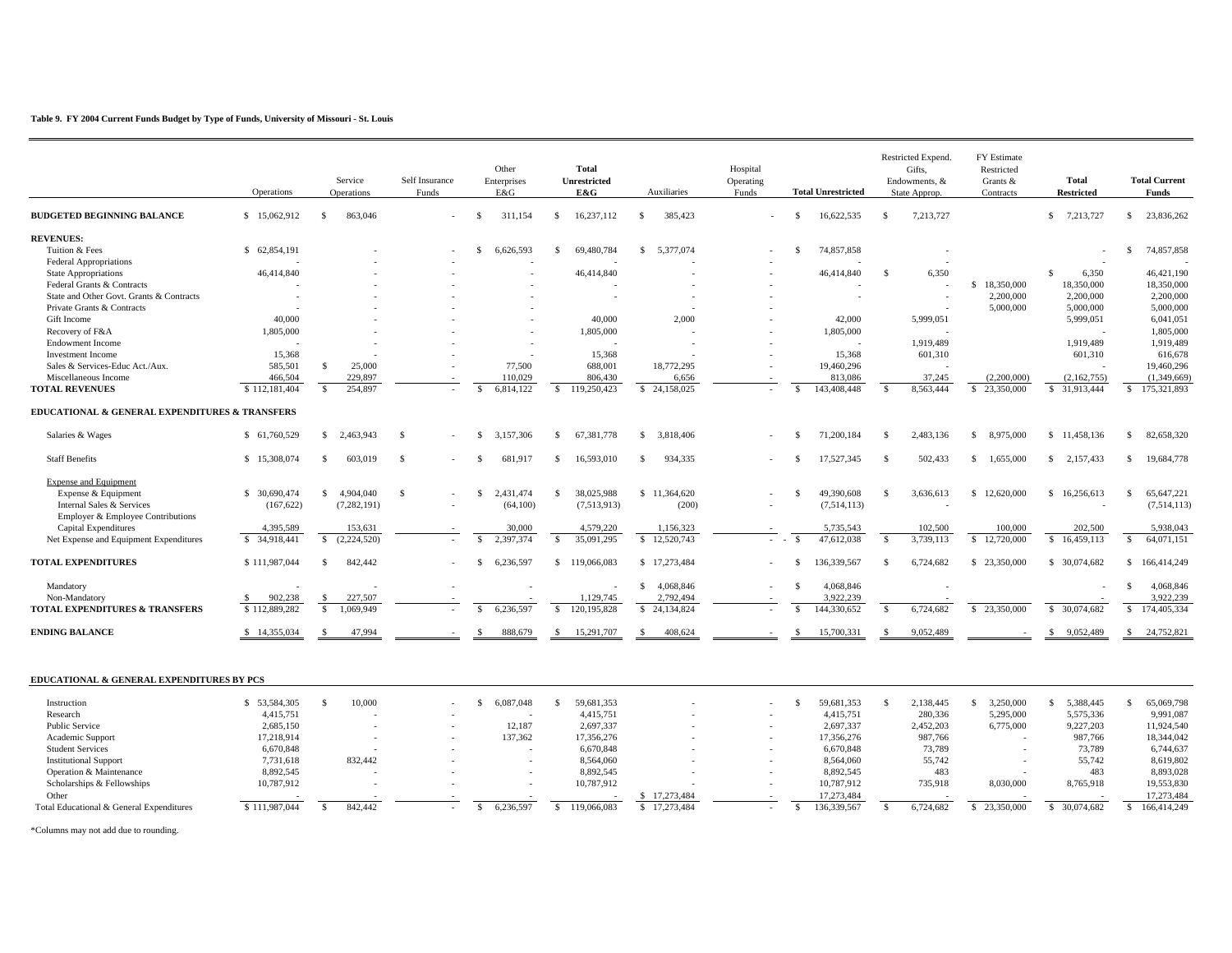**Table 9. FY 2004 Current Funds Budget by Type of Funds, University of Missouri - St. Louis**

| | Operations | Service Operations | Self Insurance Funds | Other Enterprises E&G | **Total Unrestricted E&G** | Auxiliaries | Hospital Operating Funds | **Total Unrestricted** | Restricted Expend. Gifts, Endowments, & State Approp. | FY Estimate Restricted Grants & Contracts | **Total Restricted** | **Total Current Funds** |
|---|---|---|---|---|---|---|---|---|---|---|---|---|
| **BUDGETED BEGINNING BALANCE** | $ 15,062,912 | $ 863,046 | - | $ 311,154 | $ 16,237,112 | $ 385,423 | - | $ 16,622,535 | $ 7,213,727 | | $ 7,213,727 | $ 23,836,262 |
| **REVENUES:** | | | | | | | | | | | | |
| Tuition & Fees | $ 62,854,191 | - | - | $ 6,626,593 | $ 69,480,784 | $ 5,377,074 | - | $ 74,857,858 | - | | - | $ 74,857,858 |
| Federal Appropriations | - | - | - | - | - | - | - | - | - | | - | - |
| State Appropriations | 46,414,840 | - | - | - | 46,414,840 | - | - | 46,414,840 | $ 6,350 | | $ 6,350 | 46,421,190 |
| Federal Grants & Contracts | - | - | - | - | - | - | - | - | - | $ 18,350,000 | 18,350,000 | 18,350,000 |
| State and Other Govt. Grants & Contracts | - | - | - | - | - | - | - | - | - | 2,200,000 | 2,200,000 | 2,200,000 |
| Private Grants & Contracts | - | - | - | - | | - | - | | - | 5,000,000 | 5,000,000 | 5,000,000 |
| Gift Income | 40,000 | - | - | - | 40,000 | 2,000 | - | 42,000 | 5,999,051 | | 5,999,051 | 6,041,051 |
| Recovery of F&A | 1,805,000 | - | - | - | 1,805,000 | - | - | 1,805,000 | - | | - | 1,805,000 |
| Endowment Income | - | - | - | - | - | - | - | - | 1,919,489 | | 1,919,489 | 1,919,489 |
| Investment Income | 15,368 | - | - | - | 15,368 | - | - | 15,368 | 601,310 | | 601,310 | 616,678 |
| Sales & Services-Educ Act./Aux. | 585,501 | $ 25,000 | - | 77,500 | 688,001 | 18,772,295 | - | 19,460,296 | - | | - | 19,460,296 |
| Miscellaneous Income | 466,504 | 229,897 | - | 110,029 | 806,430 | 6,656 | - | 813,086 | 37,245 | (2,200,000) | (2,162,755) | (1,349,669) |
| **TOTAL REVENUES** | $ 112,181,404 | $ 254,897 | - | $ 6,814,122 | $ 119,250,423 | $ 24,158,025 | - | $ 143,408,448 | $ 8,563,444 | $ 23,350,000 | $ 31,913,444 | $ 175,321,893 |
| **EDUCATIONAL & GENERAL EXPENDITURES & TRANSFERS** | | | | | | | | | | | | |
| Salaries & Wages | $ 61,760,529 | $ 2,463,943 | $ - | $ 3,157,306 | $ 67,381,778 | $ 3,818,406 | - | $ 71,200,184 | $ 2,483,136 | $ 8,975,000 | $ 11,458,136 | $ 82,658,320 |
| Staff Benefits | $ 15,308,074 | $ 603,019 | $ - | $ 681,917 | $ 16,593,010 | $ 934,335 | - | $ 17,527,345 | $ 502,433 | $ 1,655,000 | $ 2,157,433 | $ 19,684,778 |
| Expense and Equipment | | | | | | | | | | | | |
| Expense & Equipment | $ 30,690,474 | $ 4,904,040 | $ - | $ 2,431,474 | $ 38,025,988 | $ 11,364,620 | - | $ 49,390,608 | $ 3,636,613 | $ 12,620,000 | $ 16,256,613 | $ 65,647,221 |
| Internal Sales & Services | (167,622) | (7,282,191) | - | (64,100) | (7,513,913) | (200) | - | (7,514,113) | - | | - | (7,514,113) |
| Employer & Employee Contributions | | | | | | | | | | | | |
| Capital Expenditures | 4,395,589 | 153,631 | - | 30,000 | 4,579,220 | 1,156,323 | - | 5,735,543 | 102,500 | 100,000 | 202,500 | 5,938,043 |
| Net Expense and Equipment Expenditures | $ 34,918,441 | $ (2,224,520) | - | $ 2,397,374 | $ 35,091,295 | $ 12,520,743 | - - | $ 47,612,038 | $ 3,739,113 | $ 12,720,000 | $ 16,459,113 | $ 64,071,151 |
| **TOTAL EXPENDITURES** | $ 111,987,044 | $ 842,442 | - | $ 6,236,597 | $ 119,066,083 | $ 17,273,484 | - | $ 136,339,567 | $ 6,724,682 | $ 23,350,000 | $ 30,074,682 | $ 166,414,249 |
| Mandatory | - | - | - | - | - | $ 4,068,846 | - | $ 4,068,846 | - | | - | $ 4,068,846 |
| Non-Mandatory | $ 902,238 | $ 227,507 | - | - | 1,129,745 | 2,792,494 | - | 3,922,239 | - | | - | 3,922,239 |
| **TOTAL EXPENDITURES & TRANSFERS** | $ 112,889,282 | $ 1,069,949 | - | $ 6,236,597 | $ 120,195,828 | $ 24,134,824 | - | $ 144,330,652 | $ 6,724,682 | $ 23,350,000 | $ 30,074,682 | $ 174,405,334 |
| **ENDING BALANCE** | $ 14,355,034 | $ 47,994 | - | $ 888,679 | $ 15,291,707 | $ 408,624 | - | $ 15,700,331 | $ 9,052,489 | - | $ 9,052,489 | $ 24,752,821 |

**EDUCATIONAL & GENERAL EXPENDITURES BY PCS**

| | Operations | Service Operations | Self Insurance Funds | Other Enterprises E&G | Total Unrestricted E&G | Auxiliaries | Hospital Operating Funds | Total Unrestricted | Restricted Expend. Gifts, Endowments, & State Approp. | FY Estimate Restricted Grants & Contracts | Total Restricted | Total Current Funds |
|---|---|---|---|---|---|---|---|---|---|---|---|---|
| Instruction | $ 53,584,305 | $ 10,000 | - | $ 6,087,048 | $ 59,681,353 | - | - | $ 59,681,353 | $ 2,138,445 | $ 3,250,000 | $ 5,388,445 | $ 65,069,798 |
| Research | 4,415,751 | - | - | - | 4,415,751 | - | - | 4,415,751 | 280,336 | 5,295,000 | 5,575,336 | 9,991,087 |
| Public Service | 2,685,150 | - | - | 12,187 | 2,697,337 | - | - | 2,697,337 | 2,452,203 | 6,775,000 | 9,227,203 | 11,924,540 |
| Academic Support | 17,218,914 | - | - | 137,362 | 17,356,276 | - | - | 17,356,276 | 987,766 | - | 987,766 | 18,344,042 |
| Student Services | 6,670,848 | - | - | - | 6,670,848 | - | - | 6,670,848 | 73,789 | - | 73,789 | 6,744,637 |
| Institutional Support | 7,731,618 | 832,442 | - | - | 8,564,060 | - | - | 8,564,060 | 55,742 | - | 55,742 | 8,619,802 |
| Operation & Maintenance | 8,892,545 | - | - | - | 8,892,545 | - | - | 8,892,545 | 483 | - | 483 | 8,893,028 |
| Scholarships & Fellowships | 10,787,912 | - | - | - | 10,787,912 | - | - | 10,787,912 | 735,918 | 8,030,000 | 8,765,918 | 19,553,830 |
| Other | - | - | - | - | - | $ 17,273,484 | - | 17,273,484 | - | - | - | 17,273,484 |
| Total Educational & General Expenditures | $ 111,987,044 | $ 842,442 | - | $ 6,236,597 | $ 119,066,083 | $ 17,273,484 | - | $ 136,339,567 | $ 6,724,682 | $ 23,350,000 | $ 30,074,682 | $ 166,414,249 |

*Columns may not add due to rounding.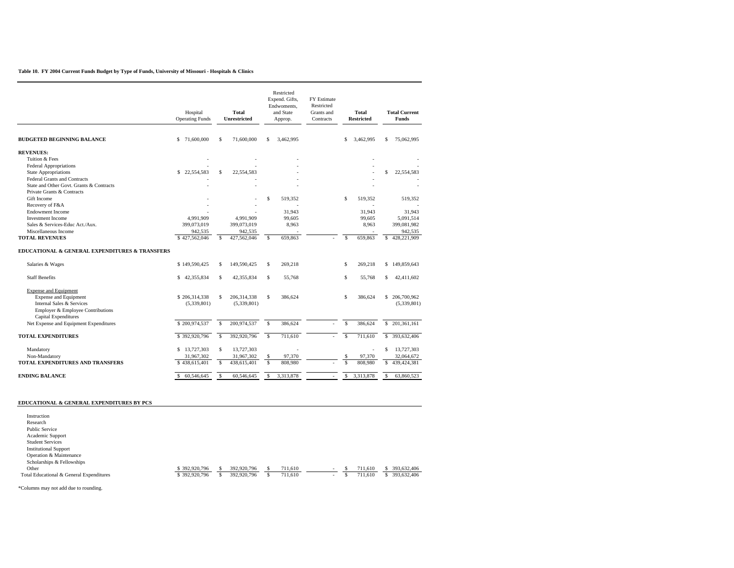**Table 10. FY 2004 Current Funds Budget by Type of Funds, University of Missouri - Hospitals & Clinics**

| | Hospital Operating Funds | Total Unrestricted | Restricted Expend. Gifts, Endowments, and State Approp. | FY Estimate Restricted Grants and Contracts | Total Restricted | Total Current Funds |
|---|---|---|---|---|---|---|
| **BUDGETED BEGINNING BALANCE** | $ 71,600,000 | $ 71,600,000 | $ 3,462,995 | | $ 3,462,995 | $ 75,062,995 |
| **REVENUES:** | | | | | | |
| Tuition & Fees | - | - | - | | - | - |
| Federal Appropriations | - | - | - | | - | - |
| State Appropriations | $ 22,554,583 | $ 22,554,583 | - | | - | $ 22,554,583 |
| Federal Grants and Contracts | - | - | - | | - | - |
| State and Other Govt. Grants & Contracts | - | - | - | | - | - |
| Private Grants & Contracts | | | | | | |
| Gift Income | - | - | $ 519,352 | | $ 519,352 | 519,352 |
| Recovery of F&A | - | - | - | | - | - |
| Endowment Income | - | - | 31,943 | | 31,943 | 31,943 |
| Investment Income | 4,991,909 | 4,991,909 | 99,605 | | 99,605 | 5,091,514 |
| Sales & Services-Educ Act./Aux. | 399,073,019 | 399,073,019 | 8,963 | | 8,963 | 399,081,982 |
| Miscellaneous Income | 942,535 | 942,535 | - | | - | 942,535 |
| **TOTAL REVENUES** | $ 427,562,046 | $ 427,562,046 | $ 659,863 | - | $ 659,863 | $ 428,221,909 |
| **EDUCATIONAL & GENERAL EXPENDITURES & TRANSFERS** | | | | | | |
| Salaries & Wages | $ 149,590,425 | $ 149,590,425 | $ 269,218 | | $ 269,218 | $ 149,859,643 |
| Staff Benefits | $ 42,355,834 | $ 42,355,834 | $ 55,768 | | $ 55,768 | $ 42,411,602 |
| Expense and Equipment | | | | | | |
| Expense and Equipment | $ 206,314,338 | $ 206,314,338 | $ 386,624 | | $ 386,624 | $ 206,700,962 |
| Internal Sales & Services | (5,339,801) | (5,339,801) | | | | (5,339,801) |
| Employer & Employee Contributions | | | | | | |
| Capital Expenditures | | | | | | |
| Net Expense and Equipment Expenditures | $ 200,974,537 | $ 200,974,537 | $ 386,624 | - | $ 386,624 | $ 201,361,161 |
| **TOTAL EXPENDITURES** | $ 392,920,796 | $ 392,920,796 | $ 711,610 | - | $ 711,610 | $ 393,632,406 |
| Mandatory | $ 13,727,303 | $ 13,727,303 | - | | - | $ 13,727,303 |
| Non-Mandatory | 31,967,302 | 31,967,302 | $ 97,370 | | $ 97,370 | 32,064,672 |
| **TOTAL EXPENDITURES AND TRANSFERS** | $ 438,615,401 | $ 438,615,401 | $ 808,980 | - | $ 808,980 | $ 439,424,381 |
| **ENDING BALANCE** | $ 60,546,645 | $ 60,546,645 | $ 3,313,878 | - | $ 3,313,878 | $ 63,860,523 |

| **EDUCATIONAL & GENERAL EXPENDITURES BY PCS** | | | | | | |
|---|---|---|---|---|---|---|
| Instruction | | | | | | |
| Research | | | | | | |
| Public Service | | | | | | |
| Academic Support | | | | | | |
| Student Services | | | | | | |
| Institutional Support | | | | | | |
| Operation & Maintenance | | | | | | |
| Scholarships & Fellowships | | | | | | |
| Other | $ 392,920,796 | $ 392,920,796 | $ 711,610 | - | $ 711,610 | $ 393,632,406 |
| Total Educational & General Expenditures | $ 392,920,796 | $ 392,920,796 | $ 711,610 | - | $ 711,610 | $ 393,632,406 |

*Columns may not add due to rounding.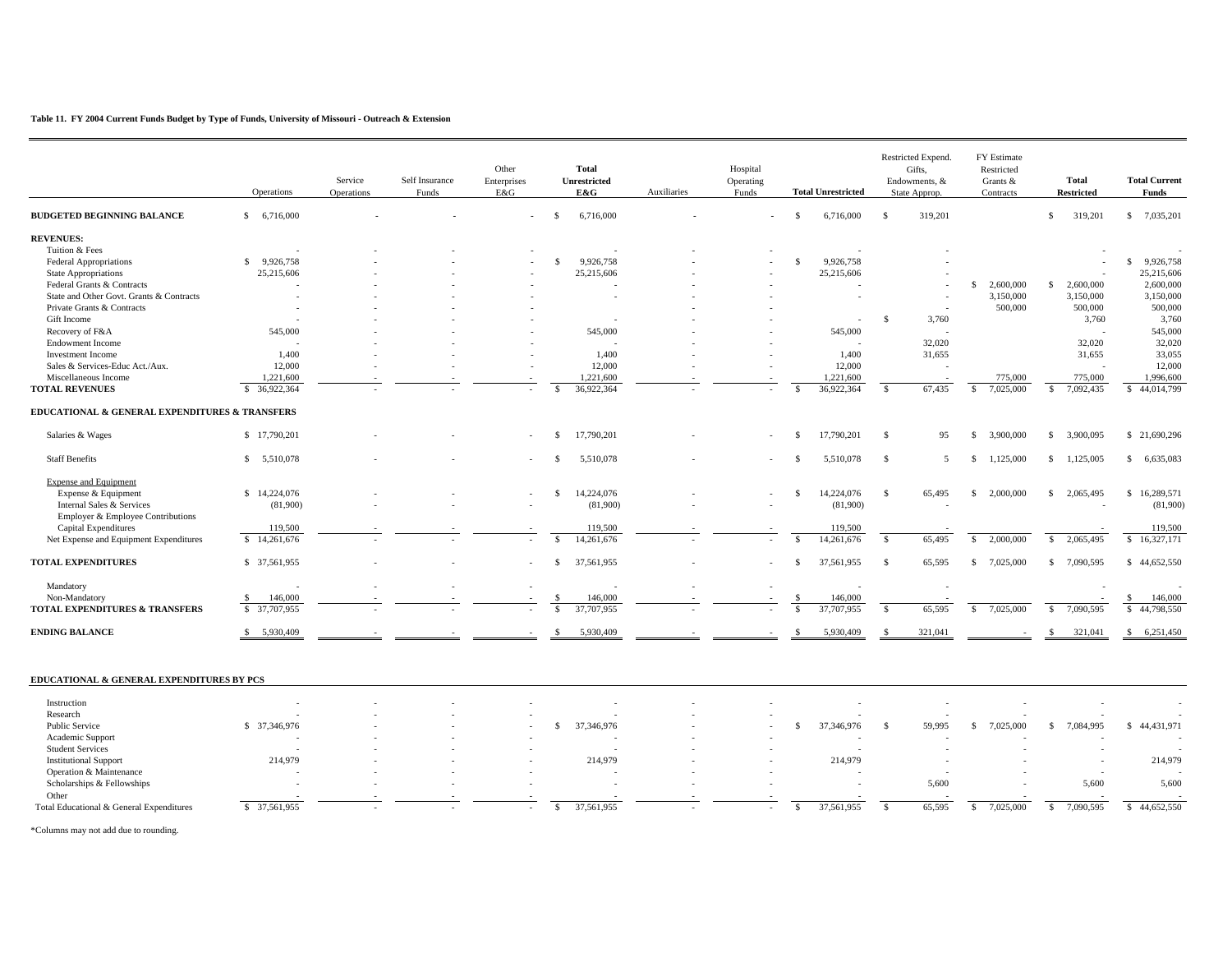**Table 11. FY 2004 Current Funds Budget by Type of Funds, University of Missouri - Outreach & Extension**

| | Operations | Service Operations | Self Insurance Funds | Other Enterprises E&G | **Total Unrestricted E&G** | Auxiliaries | Hospital Operating Funds | **Total Unrestricted** | Restricted Expend. Gifts, Endowments, & State Approp. | FY Estimate Restricted Grants & Contracts | **Total Restricted** | **Total Current Funds** |
|---|---|---|---|---|---|---|---|---|---|---|---|---|
| **BUDGETED BEGINNING BALANCE** | $ 6,716,000 | - | - | - | $ 6,716,000 | - | - | $ 6,716,000 | $ 319,201 | | $ 319,201 | $ 7,035,201 |
| **REVENUES:** | | | | | | | | | | | | |
| Tuition & Fees | - | - | - | - | - | - | - | - | - | | - | - |
| Federal Appropriations | $ 9,926,758 | - | - | - | $ 9,926,758 | - | - | $ 9,926,758 | - | | - | $ 9,926,758 |
| State Appropriations | 25,215,606 | - | - | - | 25,215,606 | - | - | 25,215,606 | - | | - | 25,215,606 |
| Federal Grants & Contracts | - | - | - | - | - | - | - | - | - | $ 2,600,000 | $ 2,600,000 | 2,600,000 |
| State and Other Govt. Grants & Contracts | - | - | - | - | - | - | - | - | - | 3,150,000 | 3,150,000 | 3,150,000 |
| Private Grants & Contracts | - | - | - | - | | - | - | | | 500,000 | 500,000 | 500,000 |
| Gift Income | - | - | - | - | - | - | - | - | $ 3,760 | | 3,760 | 3,760 |
| Recovery of F&A | 545,000 | - | - | - | 545,000 | - | - | 545,000 | - | | - | 545,000 |
| Endowment Income | - | - | - | - | - | - | - | - | 32,020 | | 32,020 | 32,020 |
| Investment Income | 1,400 | - | - | - | 1,400 | - | - | 1,400 | 31,655 | | 31,655 | 33,055 |
| Sales & Services-Educ Act./Aux. | 12,000 | - | - | - | 12,000 | - | - | 12,000 | - | | - | 12,000 |
| Miscellaneous Income | 1,221,600 | - | - | - | 1,221,600 | - | - | 1,221,600 | - | 775,000 | 775,000 | 1,996,600 |
| **TOTAL REVENUES** | $ 36,922,364 | - | - | - | $ 36,922,364 | - | - | $ 36,922,364 | $ 67,435 | $ 7,025,000 | $ 7,092,435 | $ 44,014,799 |
| **EDUCATIONAL & GENERAL EXPENDITURES & TRANSFERS** | | | | | | | | | | | | |
| Salaries & Wages | $ 17,790,201 | - | - | - | $ 17,790,201 | - | - | $ 17,790,201 | $ 95 | $ 3,900,000 | $ 3,900,095 | $ 21,690,296 |
| Staff Benefits | $ 5,510,078 | - | - | - | $ 5,510,078 | - | - | $ 5,510,078 | $ 5 | $ 1,125,000 | $ 1,125,005 | $ 6,635,083 |
| Expense and Equipment | | | | | | | | | | | | |
| Expense & Equipment | $ 14,224,076 | - | - | - | $ 14,224,076 | - | - | $ 14,224,076 | $ 65,495 | $ 2,000,000 | $ 2,065,495 | $ 16,289,571 |
| Internal Sales & Services | (81,900) | - | - | - | (81,900) | - | - | (81,900) | - | | - | (81,900) |
| Employer & Employee Contributions | | | | | | | | | | | | |
| Capital Expenditures | 119,500 | - | - | - | 119,500 | - | - | 119,500 | - | | - | 119,500 |
| Net Expense and Equipment Expenditures | $ 14,261,676 | - | - | - | $ 14,261,676 | - | - | $ 14,261,676 | $ 65,495 | $ 2,000,000 | $ 2,065,495 | $ 16,327,171 |
| **TOTAL EXPENDITURES** | $ 37,561,955 | - | - | - | $ 37,561,955 | - | - | $ 37,561,955 | $ 65,595 | $ 7,025,000 | $ 7,090,595 | $ 44,652,550 |
| Mandatory | - | - | - | - | - | - | - | - | - | | - | - |
| Non-Mandatory | $ 146,000 | - | - | - | $ 146,000 | - | - | $ 146,000 | - | | - | $ 146,000 |
| **TOTAL EXPENDITURES & TRANSFERS** | $ 37,707,955 | - | - | - | $ 37,707,955 | - | - | $ 37,707,955 | $ 65,595 | $ 7,025,000 | $ 7,090,595 | $ 44,798,550 |
| **ENDING BALANCE** | $ 5,930,409 | - | - | - | $ 5,930,409 | - | - | $ 5,930,409 | $ 321,041 | - | $ 321,041 | $ 6,251,450 |
| **EDUCATIONAL & GENERAL EXPENDITURES BY PCS** | | | | | | | | | | | | |
| Instruction | - | - | - | - | - | - | - | - | - | - | - | - |
| Research | - | - | - | - | - | - | - | - | - | - | - | - |
| Public Service | $ 37,346,976 | - | - | - | $ 37,346,976 | - | - | $ 37,346,976 | $ 59,995 | $ 7,025,000 | $ 7,084,995 | $ 44,431,971 |
| Academic Support | - | - | - | - | - | - | - | - | - | - | - | - |
| Student Services | - | - | - | - | - | - | - | - | - | - | - | - |
| Institutional Support | 214,979 | - | - | - | 214,979 | - | - | 214,979 | - | - | - | 214,979 |
| Operation & Maintenance | - | - | - | - | - | - | - | - | - | - | - | - |
| Scholarships & Fellowships | - | - | - | - | - | - | - | - | 5,600 | - | 5,600 | 5,600 |
| Other | - | - | - | - | - | - | - | - | - | - | - | - |
| Total Educational & General Expenditures | $ 37,561,955 | - | - | - | $ 37,561,955 | - | - | $ 37,561,955 | $ 65,595 | $ 7,025,000 | $ 7,090,595 | $ 44,652,550 |

*Columns may not add due to rounding.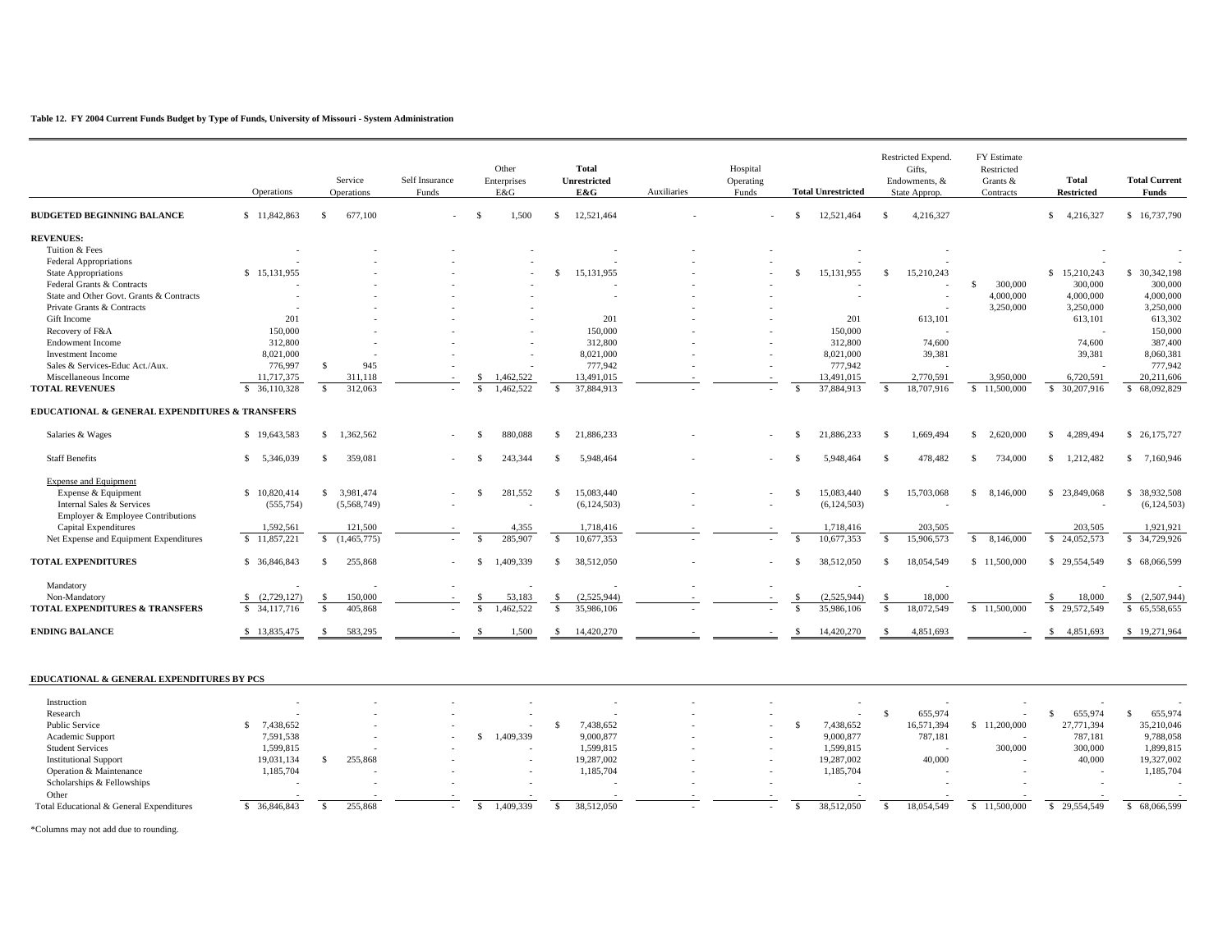**Table 12. FY 2004 Current Funds Budget by Type of Funds, University of Missouri - System Administration**

| | Operations | Service Operations | Self Insurance Funds | Other Enterprises E&G | **Total Unrestricted E&G** | Auxiliaries | Hospital Operating Funds | **Total Unrestricted** | Restricted Expend. Gifts, Endowments, & State Approp. | FY Estimate Restricted Grants & Contracts | **Total Restricted** | **Total Current Funds** |
|---|---|---|---|---|---|---|---|---|---|---|---|---|
| **BUDGETED BEGINNING BALANCE** | $ 11,842,863 | $ 677,100 | - | $ 1,500 | $ 12,521,464 | - | - | $ 12,521,464 | $ 4,216,327 | | $ 4,216,327 | $ 16,737,790 |
| **REVENUES:** | | | | | | | | | | | | |
| Tuition & Fees | - | - | - | - | - | - | - | - | - | | - | - |
| Federal Appropriations | - | - | - | - | - | - | - | - | - | | - | - |
| State Appropriations | $ 15,131,955 | - | - | - | $ 15,131,955 | - | - | $ 15,131,955 | $ 15,210,243 | | $ 15,210,243 | $ 30,342,198 |
| Federal Grants & Contracts | - | - | - | - | - | - | - | - | - | $ 300,000 | 300,000 | 300,000 |
| State and Other Govt. Grants & Contracts | - | - | - | - | - | - | - | - | - | 4,000,000 | 4,000,000 | 4,000,000 |
| Private Grants & Contracts | - | - | - | - | | - | - | | - | 3,250,000 | 3,250,000 | 3,250,000 |
| Gift Income | 201 | - | - | - | 201 | - | - | 201 | 613,101 | | 613,101 | 613,302 |
| Recovery of F&A | 150,000 | - | - | - | 150,000 | - | - | 150,000 | - | | - | 150,000 |
| Endowment Income | 312,800 | - | - | - | 312,800 | - | - | 312,800 | 74,600 | | 74,600 | 387,400 |
| Investment Income | 8,021,000 | - | - | - | 8,021,000 | - | - | 8,021,000 | 39,381 | | 39,381 | 8,060,381 |
| Sales & Services-Educ Act./Aux. | 776,997 | $ 945 | - | - | 777,942 | - | - | 777,942 | - | | - | 777,942 |
| Miscellaneous Income | 11,717,375 | 311,118 | - | $ 1,462,522 | 13,491,015 | - | - | 13,491,015 | 2,770,591 | 3,950,000 | 6,720,591 | 20,211,606 |
| **TOTAL REVENUES** | $ 36,110,328 | $ 312,063 | - | $ 1,462,522 | $ 37,884,913 | - | - | $ 37,884,913 | $ 18,707,916 | $ 11,500,000 | $ 30,207,916 | $ 68,092,829 |
| **EDUCATIONAL & GENERAL EXPENDITURES & TRANSFERS** | | | | | | | | | | | | |
| Salaries & Wages | $ 19,643,583 | $ 1,362,562 | - | $ 880,088 | $ 21,886,233 | - | - | $ 21,886,233 | $ 1,669,494 | $ 2,620,000 | $ 4,289,494 | $ 26,175,727 |
| Staff Benefits | $ 5,346,039 | $ 359,081 | - | $ 243,344 | $ 5,948,464 | - | - | $ 5,948,464 | $ 478,482 | $ 734,000 | $ 1,212,482 | $ 7,160,946 |
| Expense and Equipment | | | | | | | | | | | | |
| Expense & Equipment | $ 10,820,414 | $ 3,981,474 | - | $ 281,552 | $ 15,083,440 | - | - | $ 15,083,440 | $ 15,703,068 | $ 8,146,000 | $ 23,849,068 | $ 38,932,508 |
| Internal Sales & Services | (555,754) | (5,568,749) | - | - | (6,124,503) | - | - | (6,124,503) | - | | - | (6,124,503) |
| Employer & Employee Contributions | | | | | | | | | | | | |
| Capital Expenditures | 1,592,561 | 121,500 | - | 4,355 | 1,718,416 | - | - | 1,718,416 | 203,505 | | 203,505 | 1,921,921 |
| Net Expense and Equipment Expenditures | $ 11,857,221 | $ (1,465,775) | - | $ 285,907 | $ 10,677,353 | - | - | $ 10,677,353 | $ 15,906,573 | $ 8,146,000 | $ 24,052,573 | $ 34,729,926 |
| **TOTAL EXPENDITURES** | $ 36,846,843 | $ 255,868 | - | $ 1,409,339 | $ 38,512,050 | - | - | $ 38,512,050 | $ 18,054,549 | $ 11,500,000 | $ 29,554,549 | $ 68,066,599 |
| Mandatory | - | - | - | - | - | - | - | - | - | | - | - |
| Non-Mandatory | $ (2,729,127) | $ 150,000 | - | $ 53,183 | $ (2,525,944) | - | - | $ (2,525,944) | $ 18,000 | | $ 18,000 | $ (2,507,944) |
| **TOTAL EXPENDITURES & TRANSFERS** | $ 34,117,716 | $ 405,868 | - | $ 1,462,522 | $ 35,986,106 | - | - | $ 35,986,106 | $ 18,072,549 | $ 11,500,000 | $ 29,572,549 | $ 65,558,655 |
| **ENDING BALANCE** | $ 13,835,475 | $ 583,295 | - | $ 1,500 | $ 14,420,270 | - | - | $ 14,420,270 | $ 4,851,693 | - | $ 4,851,693 | $ 19,271,964 |
| **EDUCATIONAL & GENERAL EXPENDITURES BY PCS** | | | | | | | | | | | | |
| Instruction | - | - | - | - | - | - | - | - | - | - | - | - |
| Research | - | - | - | - | - | - | - | - | $ 655,974 | - | $ 655,974 | $ 655,974 |
| Public Service | $ 7,438,652 | - | - | - | $ 7,438,652 | - | - | $ 7,438,652 | 16,571,394 | $ 11,200,000 | 27,771,394 | 35,210,046 |
| Academic Support | 7,591,538 | - | - | $ 1,409,339 | 9,000,877 | - | - | 9,000,877 | 787,181 | - | 787,181 | 9,788,058 |
| Student Services | 1,599,815 | - | - | - | 1,599,815 | - | - | 1,599,815 | - | 300,000 | 300,000 | 1,899,815 |
| Institutional Support | 19,031,134 | $ 255,868 | - | - | 19,287,002 | - | - | 19,287,002 | 40,000 | - | 40,000 | 19,327,002 |
| Operation & Maintenance | 1,185,704 | - | - | - | 1,185,704 | - | - | 1,185,704 | - | - | - | 1,185,704 |
| Scholarships & Fellowships | - | - | - | - | - | - | - | - | - | - | - | - |
| Other | - | - | - | - | - | - | - | - | - | - | - | - |
| Total Educational & General Expenditures | $ 36,846,843 | $ 255,868 | - | $ 1,409,339 | $ 38,512,050 | - | - | $ 38,512,050 | $ 18,054,549 | $ 11,500,000 | $ 29,554,549 | $ 68,066,599 |

*Columns may not add due to rounding.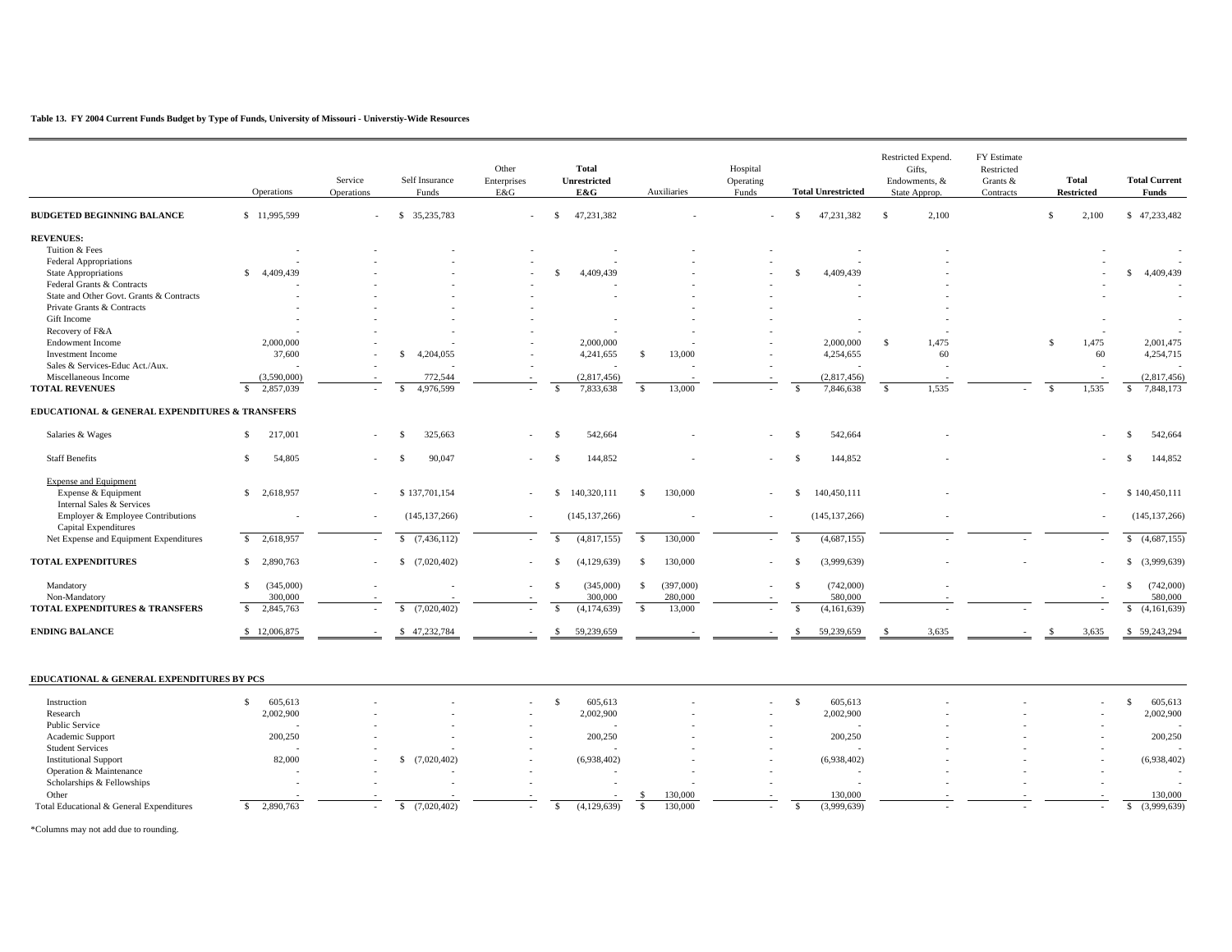**Table 13. FY 2004 Current Funds Budget by Type of Funds, University of Missouri - Universtiy-Wide Resources**

| | Operations | Service Operations | Self Insurance Funds | Other Enterprises E&G | **Total Unrestricted E&G** | Auxiliaries | Hospital Operating Funds | **Total Unrestricted** | Restricted Expend. Gifts, Endowments, & State Approp. | FY Estimate Restricted Grants & Contracts | **Total Restricted** | **Total Current Funds** |
|---|---|---|---|---|---|---|---|---|---|---|---|---|
| **BUDGETED BEGINNING BALANCE** | $ 11,995,599 | - | $ 35,235,783 | - | $ 47,231,382 | - | - | $ 47,231,382 | $ 2,100 | | $ 2,100 | $ 47,233,482 |
| **REVENUES:** | | | | | | | | | | | | |
| Tuition & Fees | - | - | - | - | - | - | - | - | - | | - | - |
| Federal Appropriations | - | - | - | - | - | - | - | - | - | | - | - |
| State Appropriations | $ 4,409,439 | - | - | - | $ 4,409,439 | - | - | $ 4,409,439 | - | | - | $ 4,409,439 |
| Federal Grants & Contracts | - | - | - | - | - | - | - | - | - | | - | - |
| State and Other Govt. Grants & Contracts | - | - | - | - | - | - | - | - | - | | - | - |
| Private Grants & Contracts | - | - | - | - | | - | - | | - | | - | |
| Gift Income | - | - | - | - | - | - | - | - | - | | - | - |
| Recovery of F&A | - | - | - | - | - | - | - | - | - | | - | - |
| Endowment Income | 2,000,000 | - | - | - | 2,000,000 | - | - | 2,000,000 | $ 1,475 | | $ 1,475 | 2,001,475 |
| Investment Income | 37,600 | - | $ 4,204,055 | - | 4,241,655 | $ 13,000 | - | 4,254,655 | 60 | | 60 | 4,254,715 |
| Sales & Services-Educ Act./Aux. | - | - | - | - | - | - | - | - | - | | - | - |
| Miscellaneous Income | (3,590,000) | - | 772,544 | - | (2,817,456) | - | - | (2,817,456) | - | | - | (2,817,456) |
| **TOTAL REVENUES** | $ 2,857,039 | - | $ 4,976,599 | - | $ 7,833,638 | $ 13,000 | - | $ 7,846,638 | $ 1,535 | - | $ 1,535 | $ 7,848,173 |
| **EDUCATIONAL & GENERAL EXPENDITURES & TRANSFERS** | | | | | | | | | | | | |
| Salaries & Wages | $ 217,001 | - | $ 325,663 | - | $ 542,664 | - | - | $ 542,664 | - | | - | $ 542,664 |
| Staff Benefits | $ 54,805 | - | $ 90,047 | - | $ 144,852 | - | - | $ 144,852 | - | | - | $ 144,852 |
| Expense and Equipment | | | | | | | | | | | | |
| Expense & Equipment | $ 2,618,957 | - | $ 137,701,154 | - | $ 140,320,111 | $ 130,000 | - | $ 140,450,111 | - | | - | $ 140,450,111 |
| Internal Sales & Services | | | | | | | | | | | | |
| Employer & Employee Contributions | - | - | (145,137,266) | - | (145,137,266) | - | - | (145,137,266) | - | | - | (145,137,266) |
| Capital Expenditures | | | | | | | | | | | | |
| Net Expense and Equipment Expenditures | $ 2,618,957 | - | $ (7,436,112) | - | $ (4,817,155) | $ 130,000 | - | $ (4,687,155) | - | - | - | $ (4,687,155) |
| **TOTAL EXPENDITURES** | $ 2,890,763 | - | $ (7,020,402) | - | $ (4,129,639) | $ 130,000 | - | $ (3,999,639) | - | - | - | $ (3,999,639) |
| Mandatory | $ (345,000) | - | - | - | $ (345,000) | $ (397,000) | - | $ (742,000) | - | | - | $ (742,000) |
| Non-Mandatory | 300,000 | - | - | - | 300,000 | 280,000 | - | 580,000 | - | | - | 580,000 |
| **TOTAL EXPENDITURES & TRANSFERS** | $ 2,845,763 | - | $ (7,020,402) | - | $ (4,174,639) | $ 13,000 | - | $ (4,161,639) | - | - | - | $ (4,161,639) |
| **ENDING BALANCE** | $ 12,006,875 | - | $ 47,232,784 | - | $ 59,239,659 | - | - | $ 59,239,659 | $ 3,635 | - | $ 3,635 | $ 59,243,294 |
| **EDUCATIONAL & GENERAL EXPENDITURES BY PCS** | | | | | | | | | | | | |
| Instruction | $ 605,613 | - | - | - | $ 605,613 | - | - | $ 605,613 | - | - | - | $ 605,613 |
| Research | 2,002,900 | - | - | - | 2,002,900 | - | - | 2,002,900 | - | - | - | 2,002,900 |
| Public Service | - | - | - | - | - | - | - | - | - | - | - | - |
| Academic Support | 200,250 | - | - | - | 200,250 | - | - | 200,250 | - | - | - | 200,250 |
| Student Services | - | - | - | - | - | - | - | - | - | - | - | - |
| Institutional Support | 82,000 | - | $ (7,020,402) | - | (6,938,402) | - | - | (6,938,402) | - | - | - | (6,938,402) |
| Operation & Maintenance | - | - | - | - | - | - | - | - | - | - | - | - |
| Scholarships & Fellowships | - | - | - | - | - | - | - | - | - | - | - | - |
| Other | - | - | - | - | - | $ 130,000 | - | 130,000 | - | - | - | 130,000 |
| Total Educational & General Expenditures | $ 2,890,763 | - | $ (7,020,402) | - | $ (4,129,639) | $ 130,000 | - | $ (3,999,639) | - | - | - | $ (3,999,639) |

*Columns may not add due to rounding.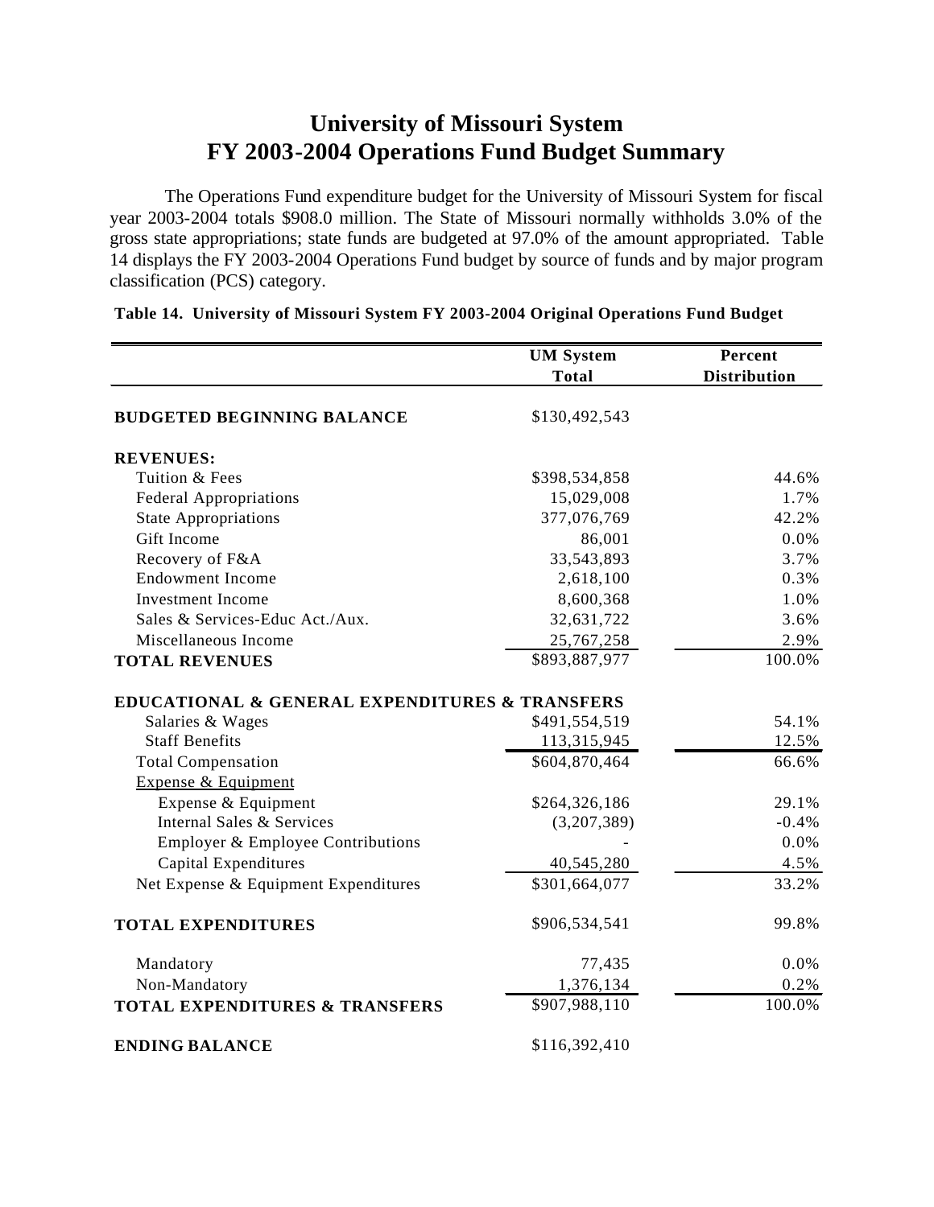# University of Missouri System
# FY 2003-2004 Operations Fund Budget Summary

The Operations Fund expenditure budget for the University of Missouri System for fiscal year 2003-2004 totals $908.0 million. The State of Missouri normally withholds 3.0% of the gross state appropriations; state funds are budgeted at 97.0% of the amount appropriated. Table 14 displays the FY 2003-2004 Operations Fund budget by source of funds and by major program classification (PCS) category.

**Table 14. University of Missouri System FY 2003-2004 Original Operations Fund Budget**

| | UM System Total | Percent Distribution |
|---|---|---|
| **BUDGETED BEGINNING BALANCE** | $130,492,543 | |
| **REVENUES:** | | |
| Tuition & Fees | $398,534,858 | 44.6% |
| Federal Appropriations | 15,029,008 | 1.7% |
| State Appropriations | 377,076,769 | 42.2% |
| Gift Income | 86,001 | 0.0% |
| Recovery of F&A | 33,543,893 | 3.7% |
| Endowment Income | 2,618,100 | 0.3% |
| Investment Income | 8,600,368 | 1.0% |
| Sales & Services-Educ Act./Aux. | 32,631,722 | 3.6% |
| Miscellaneous Income | 25,767,258 | 2.9% |
| **TOTAL REVENUES** | $893,887,977 | 100.0% |
| **EDUCATIONAL & GENERAL EXPENDITURES & TRANSFERS** | | |
| Salaries & Wages | $491,554,519 | 54.1% |
| Staff Benefits | 113,315,945 | 12.5% |
| Total Compensation | $604,870,464 | 66.6% |
| Expense & Equipment | | |
| Expense & Equipment | $264,326,186 | 29.1% |
| Internal Sales & Services | (3,207,389) | -0.4% |
| Employer & Employee Contributions | - | 0.0% |
| Capital Expenditures | 40,545,280 | 4.5% |
| Net Expense & Equipment Expenditures | $301,664,077 | 33.2% |
| **TOTAL EXPENDITURES** | $906,534,541 | 99.8% |
| Mandatory | 77,435 | 0.0% |
| Non-Mandatory | 1,376,134 | 0.2% |
| **TOTAL EXPENDITURES & TRANSFERS** | $907,988,110 | 100.0% |
| **ENDING BALANCE** | $116,392,410 | |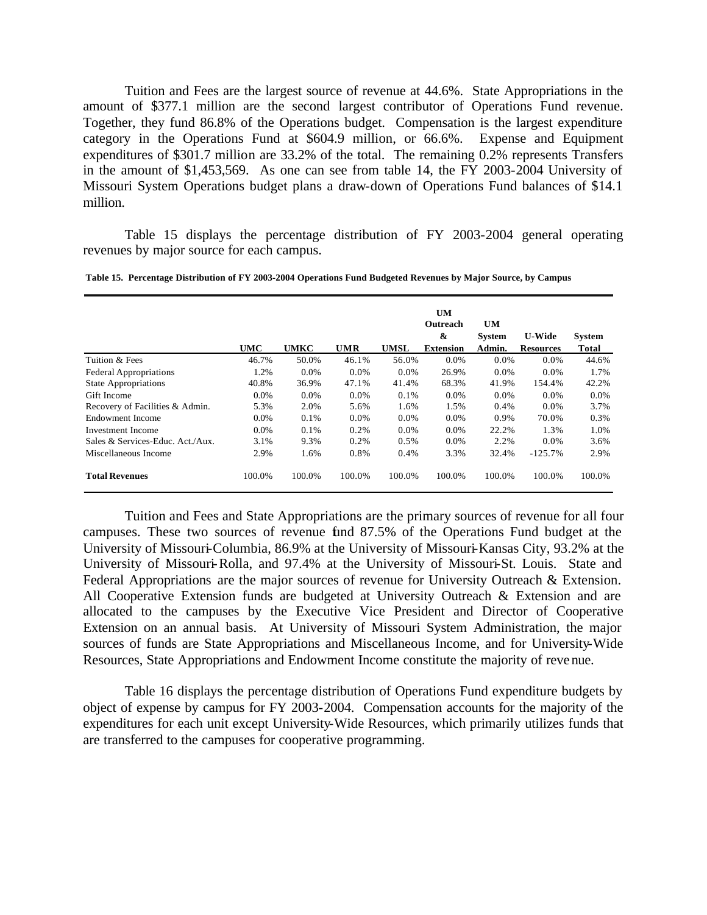Tuition and Fees are the largest source of revenue at 44.6%. State Appropriations in the amount of $377.1 million are the second largest contributor of Operations Fund revenue. Together, they fund 86.8% of the Operations budget. Compensation is the largest expenditure category in the Operations Fund at $604.9 million, or 66.6%. Expense and Equipment expenditures of $301.7 million are 33.2% of the total. The remaining 0.2% represents Transfers in the amount of $1,453,569. As one can see from table 14, the FY 2003-2004 University of Missouri System Operations budget plans a draw-down of Operations Fund balances of $14.1 million.

Table 15 displays the percentage distribution of FY 2003-2004 general operating revenues by major source for each campus.

**Table 15. Percentage Distribution of FY 2003-2004 Operations Fund Budgeted Revenues by Major Source, by Campus**

| | UMC | UMKC | UMR | UMSL | UM Outreach & Extension | UM System Admin. | U-Wide Resources | System Total |
|---|---|---|---|---|---|---|---|---|
| Tuition & Fees | 46.7% | 50.0% | 46.1% | 56.0% | 0.0% | 0.0% | 0.0% | 44.6% |
| Federal Appropriations | 1.2% | 0.0% | 0.0% | 0.0% | 26.9% | 0.0% | 0.0% | 1.7% |
| State Appropriations | 40.8% | 36.9% | 47.1% | 41.4% | 68.3% | 41.9% | 154.4% | 42.2% |
| Gift Income | 0.0% | 0.0% | 0.0% | 0.1% | 0.0% | 0.0% | 0.0% | 0.0% |
| Recovery of Facilities & Admin. | 5.3% | 2.0% | 5.6% | 1.6% | 1.5% | 0.4% | 0.0% | 3.7% |
| Endowment Income | 0.0% | 0.1% | 0.0% | 0.0% | 0.0% | 0.9% | 70.0% | 0.3% |
| Investment Income | 0.0% | 0.1% | 0.2% | 0.0% | 0.0% | 22.2% | 1.3% | 1.0% |
| Sales & Services-Educ. Act./Aux. | 3.1% | 9.3% | 0.2% | 0.5% | 0.0% | 2.2% | 0.0% | 3.6% |
| Miscellaneous Income | 2.9% | 1.6% | 0.8% | 0.4% | 3.3% | 32.4% | -125.7% | 2.9% |
| **Total Revenues** | 100.0% | 100.0% | 100.0% | 100.0% | 100.0% | 100.0% | 100.0% | 100.0% |

Tuition and Fees and State Appropriations are the primary sources of revenue for all four campuses. These two sources of revenue fund 87.5% of the Operations Fund budget at the University of Missouri-Columbia, 86.9% at the University of Missouri-Kansas City, 93.2% at the University of Missouri-Rolla, and 97.4% at the University of Missouri-St. Louis. State and Federal Appropriations are the major sources of revenue for University Outreach & Extension. All Cooperative Extension funds are budgeted at University Outreach & Extension and are allocated to the campuses by the Executive Vice President and Director of Cooperative Extension on an annual basis. At University of Missouri System Administration, the major sources of funds are State Appropriations and Miscellaneous Income, and for University-Wide Resources, State Appropriations and Endowment Income constitute the majority of revenue.

Table 16 displays the percentage distribution of Operations Fund expenditure budgets by object of expense by campus for FY 2003-2004. Compensation accounts for the majority of the expenditures for each unit except University-Wide Resources, which primarily utilizes funds that are transferred to the campuses for cooperative programming.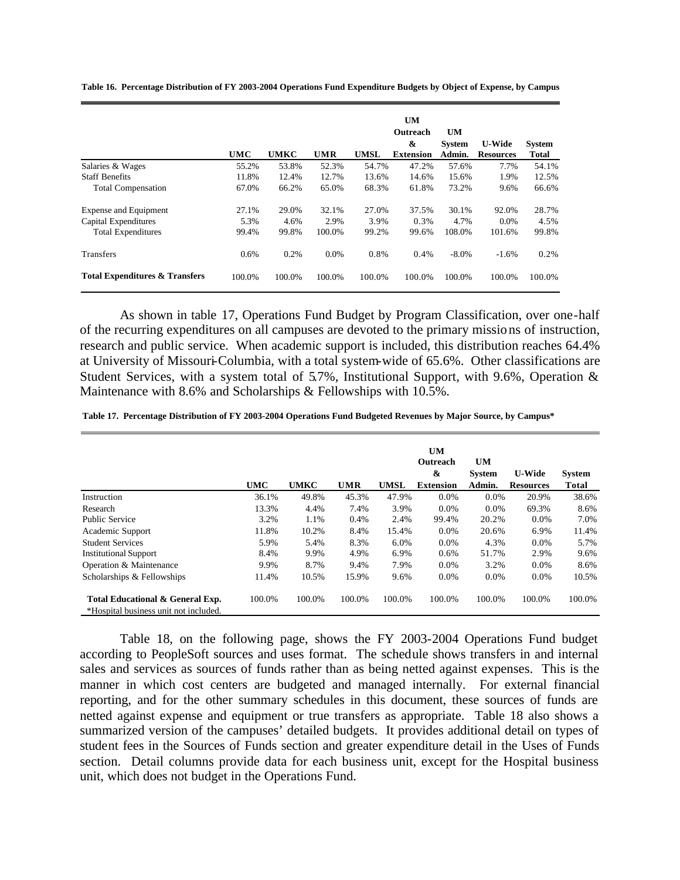**Table 16. Percentage Distribution of FY 2003-2004 Operations Fund Expenditure Budgets by Object of Expense, by Campus**

| | UMC | UMKC | UMR | UMSL | UM Outreach & Extension | UM System Admin. | U-Wide Resources | System Total |
|---|---|---|---|---|---|---|---|---|
| Salaries & Wages | 55.2% | 53.8% | 52.3% | 54.7% | 47.2% | 57.6% | 7.7% | 54.1% |
| Staff Benefits | 11.8% | 12.4% | 12.7% | 13.6% | 14.6% | 15.6% | 1.9% | 12.5% |
| Total Compensation | 67.0% | 66.2% | 65.0% | 68.3% | 61.8% | 73.2% | 9.6% | 66.6% |
| Expense and Equipment | 27.1% | 29.0% | 32.1% | 27.0% | 37.5% | 30.1% | 92.0% | 28.7% |
| Capital Expenditures | 5.3% | 4.6% | 2.9% | 3.9% | 0.3% | 4.7% | 0.0% | 4.5% |
| Total Expenditures | 99.4% | 99.8% | 100.0% | 99.2% | 99.6% | 108.0% | 101.6% | 99.8% |
| Transfers | 0.6% | 0.2% | 0.0% | 0.8% | 0.4% | -8.0% | -1.6% | 0.2% |
| **Total Expenditures & Transfers** | 100.0% | 100.0% | 100.0% | 100.0% | 100.0% | 100.0% | 100.0% | 100.0% |

As shown in table 17, Operations Fund Budget by Program Classification, over one-half of the recurring expenditures on all campuses are devoted to the primary missions of instruction, research and public service. When academic support is included, this distribution reaches 64.4% at University of Missouri-Columbia, with a total system-wide of 65.6%. Other classifications are Student Services, with a system total of 5.7%, Institutional Support, with 9.6%, Operation & Maintenance with 8.6% and Scholarships & Fellowships with 10.5%.

**Table 17. Percentage Distribution of FY 2003-2004 Operations Fund Budgeted Revenues by Major Source, by Campus***

| | UMC | UMKC | UMR | UMSL | UM Outreach & Extension | UM System Admin. | U-Wide Resources | System Total |
|---|---|---|---|---|---|---|---|---|
| Instruction | 36.1% | 49.8% | 45.3% | 47.9% | 0.0% | 0.0% | 20.9% | 38.6% |
| Research | 13.3% | 4.4% | 7.4% | 3.9% | 0.0% | 0.0% | 69.3% | 8.6% |
| Public Service | 3.2% | 1.1% | 0.4% | 2.4% | 99.4% | 20.2% | 0.0% | 7.0% |
| Academic Support | 11.8% | 10.2% | 8.4% | 15.4% | 0.0% | 20.6% | 6.9% | 11.4% |
| Student Services | 5.9% | 5.4% | 8.3% | 6.0% | 0.0% | 4.3% | 0.0% | 5.7% |
| Institutional Support | 8.4% | 9.9% | 4.9% | 6.9% | 0.6% | 51.7% | 2.9% | 9.6% |
| Operation & Maintenance | 9.9% | 8.7% | 9.4% | 7.9% | 0.0% | 3.2% | 0.0% | 8.6% |
| Scholarships & Fellowships | 11.4% | 10.5% | 15.9% | 9.6% | 0.0% | 0.0% | 0.0% | 10.5% |
| **Total Educational & General Exp.** | 100.0% | 100.0% | 100.0% | 100.0% | 100.0% | 100.0% | 100.0% | 100.0% |

*Hospital business unit not included.

Table 18, on the following page, shows the FY 2003-2004 Operations Fund budget according to PeopleSoft sources and uses format. The schedule shows transfers in and internal sales and services as sources of funds rather than as being netted against expenses. This is the manner in which cost centers are budgeted and managed internally. For external financial reporting, and for the other summary schedules in this document, these sources of funds are netted against expense and equipment or true transfers as appropriate. Table 18 also shows a summarized version of the campuses' detailed budgets. It provides additional detail on types of student fees in the Sources of Funds section and greater expenditure detail in the Uses of Funds section. Detail columns provide data for each business unit, except for the Hospital business unit, which does not budget in the Operations Fund.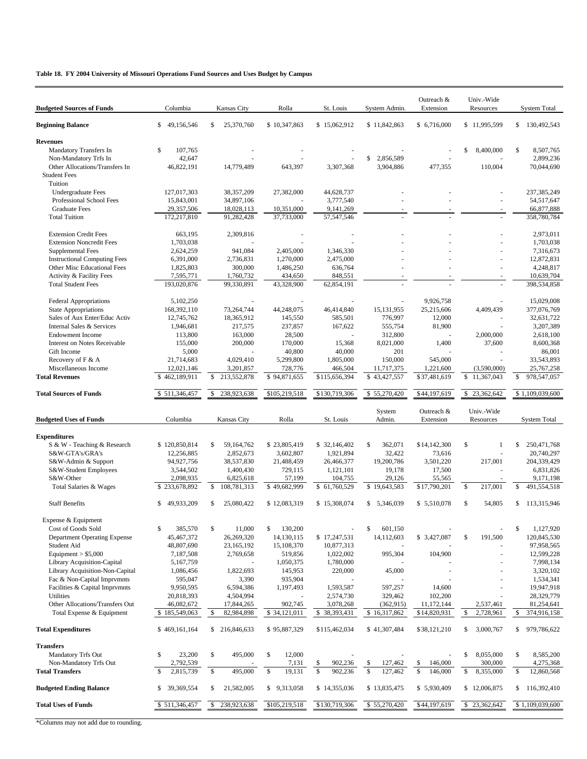**Table 18. FY 2004 University of Missouri Operations Fund Sources and Uses Budget by Campus**

| Budgeted Sources of Funds | Columbia | Kansas City | Rolla | St. Louis | System Admin. | Outreach & Extension | Univ.-Wide Resources | System Total |
|---|---|---|---|---|---|---|---|---|
| **Beginning Balance** | $ 49,156,546 | $ 25,370,760 | $ 10,347,863 | $ 15,062,912 | $ 11,842,863 | $ 6,716,000 | $ 11,995,599 | $ 130,492,543 |
| **Revenues** | | | | | | | | |
| Mandatory Transfers In | $ 107,765 | - | - | - | - | - | $ 8,400,000 | $ 8,507,765 |
| Non-Mandatory Trfs In | 42,647 | - | - | - | $ 2,856,589 | - | - | 2,899,236 |
| Other Allocations/Transfers In | 46,822,191 | 14,779,489 | 643,397 | 3,307,368 | 3,904,886 | 477,355 | 110,004 | 70,044,690 |
| Student Fees | | | | | | | | |
| Tuition | | | | | | | | |
| Undergraduate Fees | 127,017,303 | 38,357,209 | 27,382,000 | 44,628,737 | - | - | - | 237,385,249 |
| Professional School Fees | 15,843,001 | 34,897,106 | - | 3,777,540 | - | - | - | 54,517,647 |
| Graduate Fees | 29,357,506 | 18,028,113 | 10,351,000 | 9,141,269 | - | - | - | 66,877,888 |
| Total Tuition | 172,217,810 | 91,282,428 | 37,733,000 | 57,547,546 | - | - | - | 358,780,784 |
| Extension Credit Fees | 663,195 | 2,309,816 | - | - | - | - | - | 2,973,011 |
| Extension Noncredit Fees | 1,703,038 | - | - | - | - | - | - | 1,703,038 |
| Supplemental Fees | 2,624,259 | 941,084 | 2,405,000 | 1,346,330 | - | - | - | 7,316,673 |
| Instructional Computing Fees | 6,391,000 | 2,736,831 | 1,270,000 | 2,475,000 | - | - | - | 12,872,831 |
| Other Misc Educational Fees | 1,825,803 | 300,000 | 1,486,250 | 636,764 | - | - | - | 4,248,817 |
| Activity & Facility Fees | 7,595,771 | 1,760,732 | 434,650 | 848,551 | - | - | - | 10,639,704 |
| Total Student Fees | 193,020,876 | 99,330,891 | 43,328,900 | 62,854,191 | - | - | - | 398,534,858 |
| Federal Appropriations | 5,102,250 | - | - | - | - | 9,926,758 | - | 15,029,008 |
| State Appropriations | 168,392,110 | 73,264,744 | 44,248,075 | 46,414,840 | 15,131,955 | 25,215,606 | 4,409,439 | 377,076,769 |
| Sales of Aux Enter/Educ Activ | 12,745,762 | 18,365,912 | 145,550 | 585,501 | 776,997 | 12,000 | - | 32,631,722 |
| Internal Sales & Services | 1,946,681 | 217,575 | 237,857 | 167,622 | 555,754 | 81,900 | - | 3,207,389 |
| Endowment Income | 113,800 | 163,000 | 28,500 | - | 312,800 | - | 2,000,000 | 2,618,100 |
| Interest on Notes Receivable | 155,000 | 200,000 | 170,000 | 15,368 | 8,021,000 | 1,400 | 37,600 | 8,600,368 |
| Gift Income | 5,000 | - | 40,800 | 40,000 | 201 | - | - | 86,001 |
| Recovery of F & A | 21,714,683 | 4,029,410 | 5,299,800 | 1,805,000 | 150,000 | 545,000 | - | 33,543,893 |
| Miscellaneous Income | 12,021,146 | 3,201,857 | 728,776 | 466,504 | 11,717,375 | 1,221,600 | (3,590,000) | 25,767,258 |
| **Total Revenues** | $ 462,189,911 | $ 213,552,878 | $ 94,871,655 | $115,656,394 | $ 43,427,557 | $37,481,619 | $ 11,367,043 | $ 978,547,057 |
| **Total Sources of Funds** | $ 511,346,457 | $ 238,923,638 | $105,219,518 | $130,719,306 | $ 55,270,420 | $44,197,619 | $ 23,362,642 | $ 1,109,039,600 |

| Budgeted Uses of Funds | Columbia | Kansas City | Rolla | St. Louis | System Admin. | Outreach & Extension | Univ.-Wide Resources | System Total |
|---|---|---|---|---|---|---|---|---|
| **Expenditures** | | | | | | | | |
| S & W - Teaching & Research | $ 120,850,814 | $ 59,164,762 | $ 23,805,419 | $ 32,146,402 | $ 362,071 | $14,142,300 | $ 1 | $ 250,471,768 |
| S&W-GTA's/GRA's | 12,256,885 | 2,852,673 | 3,602,807 | 1,921,894 | 32,422 | 73,616 | - | 20,740,297 |
| S&W-Admin & Support | 94,927,756 | 38,537,830 | 21,488,459 | 26,466,377 | 19,200,786 | 3,501,220 | 217,001 | 204,339,429 |
| S&W-Student Employees | 3,544,502 | 1,400,430 | 729,115 | 1,121,101 | 19,178 | 17,500 | - | 6,831,826 |
| S&W-Other | 2,098,935 | 6,825,618 | 57,199 | 104,755 | 29,126 | 55,565 | - | 9,171,198 |
| Total Salaries & Wages | $ 233,678,892 | $ 108,781,313 | $ 49,682,999 | $ 61,760,529 | $ 19,643,583 | $17,790,201 | $ 217,001 | $ 491,554,518 |
| Staff Benefits | $ 49,933,209 | $ 25,080,422 | $ 12,083,319 | $ 15,308,074 | $ 5,346,039 | $ 5,510,078 | $ 54,805 | $ 113,315,946 |
| Expense & Equipment | | | | | | | | |
| Cost of Goods Sold | $ 385,570 | $ 11,000 | $ 130,200 | - | $ 601,150 | - | - | $ 1,127,920 |
| Department Operating Expense | 45,467,372 | 26,269,320 | 14,130,115 | $ 17,247,531 | 14,112,603 | $ 3,427,087 | $ 191,500 | 120,845,530 |
| Student Aid | 48,807,690 | 23,165,192 | 15,108,370 | 10,877,313 | - | - | - | 97,958,565 |
| Equipment > $5,000 | 7,187,508 | 2,769,658 | 519,856 | 1,022,002 | 995,304 | 104,900 | - | 12,599,228 |
| Library Acquisition-Capital | 5,167,759 | - | 1,050,375 | 1,780,000 | - | - | - | 7,998,134 |
| Library Acquisition-Non-Capital | 1,086,456 | 1,822,693 | 145,953 | 220,000 | 45,000 | - | - | 3,320,102 |
| Fac & Non-Capital Imprvmnts | 595,047 | 3,390 | 935,904 | - | - | - | - | 1,534,341 |
| Facilities & Capital Imprvmnts | 9,950,595 | 6,594,386 | 1,197,493 | 1,593,587 | 597,257 | 14,600 | - | 19,947,918 |
| Utilities | 20,818,393 | 4,504,994 | - | 2,574,730 | 329,462 | 102,200 | - | 28,329,779 |
| Other Allocations/Transfers Out | 46,082,672 | 17,844,265 | 902,745 | 3,078,268 | (362,915) | 11,172,144 | 2,537,461 | 81,254,641 |
| Total Expense & Equipment | $ 185,549,063 | $ 82,984,898 | $ 34,121,011 | $ 38,393,431 | $ 16,317,862 | $14,820,931 | $ 2,728,961 | $ 374,916,158 |
| **Total Expenditures** | $ 469,161,164 | $ 216,846,633 | $ 95,887,329 | $115,462,034 | $ 41,307,484 | $38,121,210 | $ 3,000,767 | $ 979,786,622 |
| **Transfers** | | | | | | | | |
| Mandatory Trfs Out | $ 23,200 | $ 495,000 | $ 12,000 | - | - | - | $ 8,055,000 | $ 8,585,200 |
| Non-Mandatory Trfs Out | 2,792,539 | - | 7,131 | $ 902,236 | $ 127,462 | $ 146,000 | 300,000 | 4,275,368 |
| **Total Transfers** | $ 2,815,739 | $ 495,000 | $ 19,131 | $ 902,236 | $ 127,462 | $ 146,000 | $ 8,355,000 | $ 12,860,568 |
| **Budgeted Ending Balance** | $ 39,369,554 | $ 21,582,005 | $ 9,313,058 | $ 14,355,036 | $ 13,835,475 | $ 5,930,409 | $ 12,006,875 | $ 116,392,410 |
| **Total Uses of Funds** | $ 511,346,457 | $ 238,923,638 | $105,219,518 | $130,719,306 | $ 55,270,420 | $44,197,619 | $ 23,362,642 | $ 1,109,039,600 |

*Columns may not add due to rounding.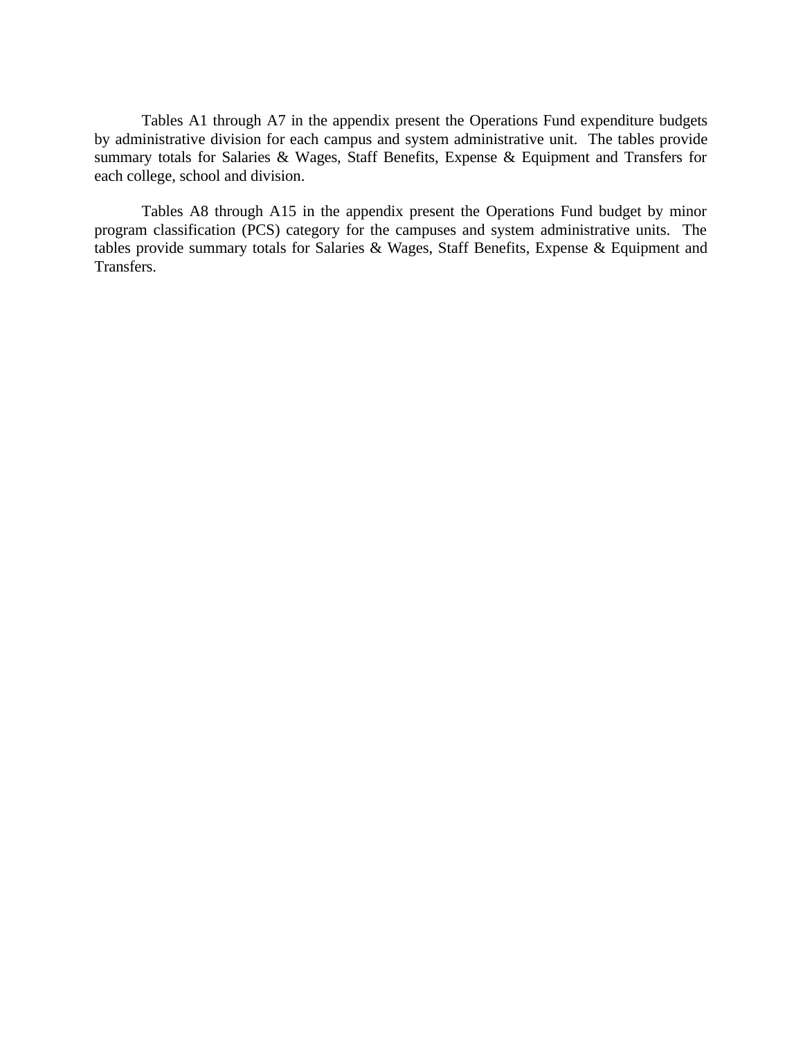Tables A1 through A7 in the appendix present the Operations Fund expenditure budgets by administrative division for each campus and system administrative unit. The tables provide summary totals for Salaries & Wages, Staff Benefits, Expense & Equipment and Transfers for each college, school and division.

Tables A8 through A15 in the appendix present the Operations Fund budget by minor program classification (PCS) category for the campuses and system administrative units. The tables provide summary totals for Salaries & Wages, Staff Benefits, Expense & Equipment and Transfers.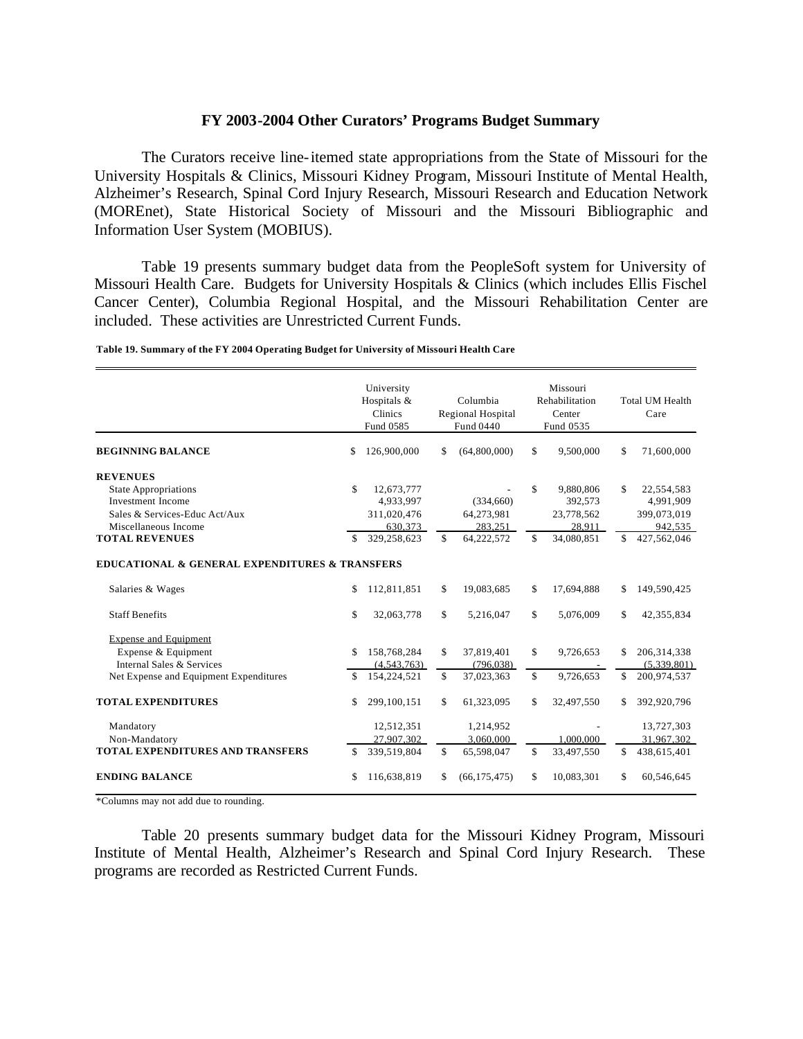## FY 2003-2004 Other Curators' Programs Budget Summary

The Curators receive line-itemed state appropriations from the State of Missouri for the University Hospitals & Clinics, Missouri Kidney Program, Missouri Institute of Mental Health, Alzheimer's Research, Spinal Cord Injury Research, Missouri Research and Education Network (MOREnet), State Historical Society of Missouri and the Missouri Bibliographic and Information User System (MOBIUS).

Table 19 presents summary budget data from the PeopleSoft system for University of Missouri Health Care. Budgets for University Hospitals & Clinics (which includes Ellis Fischel Cancer Center), Columbia Regional Hospital, and the Missouri Rehabilitation Center are included. These activities are Unrestricted Current Funds.

**Table 19. Summary of the FY 2004 Operating Budget for University of Missouri Health Care**

| | University Hospitals & Clinics Fund 0585 | Columbia Regional Hospital Fund 0440 | Missouri Rehabilitation Center Fund 0535 | Total UM Health Care |
|---|---|---|---|---|
| **BEGINNING BALANCE** | $ 126,900,000 | $ (64,800,000) | $ 9,500,000 | $ 71,600,000 |
| **REVENUES** | | | | |
| State Appropriations | $ 12,673,777 | - | $ 9,880,806 | $ 22,554,583 |
| Investment Income | 4,933,997 | (334,660) | 392,573 | 4,991,909 |
| Sales & Services-Educ Act/Aux | 311,020,476 | 64,273,981 | 23,778,562 | 399,073,019 |
| Miscellaneous Income | 630,373 | 283,251 | 28,911 | 942,535 |
| **TOTAL REVENUES** | $ 329,258,623 | $ 64,222,572 | $ 34,080,851 | $ 427,562,046 |
| **EDUCATIONAL & GENERAL EXPENDITURES & TRANSFERS** | | | | |
| Salaries & Wages | $ 112,811,851 | $ 19,083,685 | $ 17,694,888 | $ 149,590,425 |
| Staff Benefits | $ 32,063,778 | $ 5,216,047 | $ 5,076,009 | $ 42,355,834 |
| Expense and Equipment | | | | |
| Expense & Equipment | $ 158,768,284 | $ 37,819,401 | $ 9,726,653 | $ 206,314,338 |
| Internal Sales & Services | (4,543,763) | (796,038) | - | (5,339,801) |
| Net Expense and Equipment Expenditures | $ 154,224,521 | $ 37,023,363 | $ 9,726,653 | $ 200,974,537 |
| **TOTAL EXPENDITURES** | $ 299,100,151 | $ 61,323,095 | $ 32,497,550 | $ 392,920,796 |
| Mandatory | 12,512,351 | 1,214,952 | - | 13,727,303 |
| Non-Mandatory | 27,907,302 | 3,060,000 | 1,000,000 | 31,967,302 |
| **TOTAL EXPENDITURES AND TRANSFERS** | $ 339,519,804 | $ 65,598,047 | $ 33,497,550 | $ 438,615,401 |
| **ENDING BALANCE** | $ 116,638,819 | $ (66,175,475) | $ 10,083,301 | $ 60,546,645 |

*Columns may not add due to rounding.

Table 20 presents summary budget data for the Missouri Kidney Program, Missouri Institute of Mental Health, Alzheimer's Research and Spinal Cord Injury Research. These programs are recorded as Restricted Current Funds.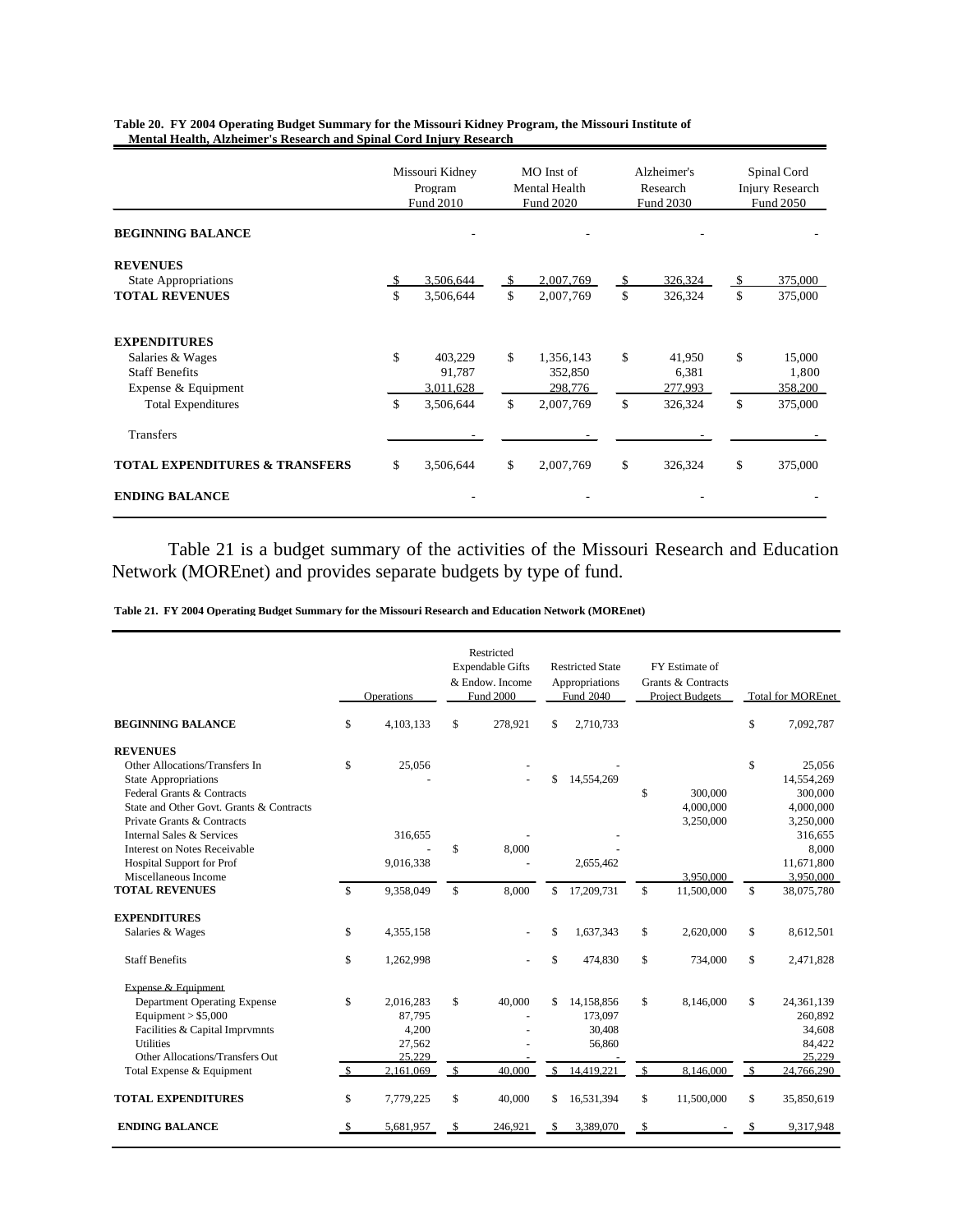**Table 20. FY 2004 Operating Budget Summary for the Missouri Kidney Program, the Missouri Institute of Mental Health, Alzheimer's Research and Spinal Cord Injury Research**

| | Missouri Kidney Program Fund 2010 | MO Inst of Mental Health Fund 2020 | Alzheimer's Research Fund 2030 | Spinal Cord Injury Research Fund 2050 |
|---|---|---|---|---|
| **BEGINNING BALANCE** | - | - | - | - |
| **REVENUES** | | | | |
| State Appropriations | $ 3,506,644 | $ 2,007,769 | $ 326,324 | $ 375,000 |
| **TOTAL REVENUES** | $ 3,506,644 | $ 2,007,769 | $ 326,324 | $ 375,000 |
| **EXPENDITURES** | | | | |
| Salaries & Wages | $ 403,229 | $ 1,356,143 | $ 41,950 | $ 15,000 |
| Staff Benefits | 91,787 | 352,850 | 6,381 | 1,800 |
| Expense & Equipment | 3,011,628 | 298,776 | 277,993 | 358,200 |
| Total Expenditures | $ 3,506,644 | $ 2,007,769 | $ 326,324 | $ 375,000 |
| Transfers | - | - | - | - |
| **TOTAL EXPENDITURES & TRANSFERS** | $ 3,506,644 | $ 2,007,769 | $ 326,324 | $ 375,000 |
| **ENDING BALANCE** | - | - | - | - |

Table 21 is a budget summary of the activities of the Missouri Research and Education Network (MOREnet) and provides separate budgets by type of fund.

**Table 21. FY 2004 Operating Budget Summary for the Missouri Research and Education Network (MOREnet)**

| | Operations | Restricted Expendable Gifts & Endow. Income Fund 2000 | Restricted State Appropriations Fund 2040 | FY Estimate of Grants & Contracts Project Budgets | Total for MOREnet |
|---|---|---|---|---|---|
| **BEGINNING BALANCE** | $ 4,103,133 | $ 278,921 | $ 2,710,733 | | $ 7,092,787 |
| **REVENUES** | | | | | |
| Other Allocations/Transfers In | $ 25,056 | - | - | | $ 25,056 |
| State Appropriations | - | - | $ 14,554,269 | | 14,554,269 |
| Federal Grants & Contracts | | | | $ 300,000 | 300,000 |
| State and Other Govt. Grants & Contracts | | | | 4,000,000 | 4,000,000 |
| Private Grants & Contracts | | | | 3,250,000 | 3,250,000 |
| Internal Sales & Services | 316,655 | - | - | | 316,655 |
| Interest on Notes Receivable | - | $ 8,000 | - | | 8,000 |
| Hospital Support for Prof | 9,016,338 | - | 2,655,462 | | 11,671,800 |
| Miscellaneous Income | | | | 3,950,000 | 3,950,000 |
| **TOTAL REVENUES** | $ 9,358,049 | $ 8,000 | $ 17,209,731 | $ 11,500,000 | $ 38,075,780 |
| **EXPENDITURES** | | | | | |
| Salaries & Wages | $ 4,355,158 | - | $ 1,637,343 | $ 2,620,000 | $ 8,612,501 |
| Staff Benefits | $ 1,262,998 | - | $ 474,830 | $ 734,000 | $ 2,471,828 |
| Expense & Equipment | | | | | |
| Department Operating Expense | $ 2,016,283 | $ 40,000 | $ 14,158,856 | $ 8,146,000 | $ 24,361,139 |
| Equipment > $5,000 | 87,795 | - | 173,097 | | 260,892 |
| Facilities & Capital Imprvmnts | 4,200 | - | 30,408 | | 34,608 |
| Utilities | 27,562 | - | 56,860 | | 84,422 |
| Other Allocations/Transfers Out | 25,229 | - | - | | 25,229 |
| Total Expense & Equipment | $ 2,161,069 | $ 40,000 | $ 14,419,221 | $ 8,146,000 | $ 24,766,290 |
| **TOTAL EXPENDITURES** | $ 7,779,225 | $ 40,000 | $ 16,531,394 | $ 11,500,000 | $ 35,850,619 |
| **ENDING BALANCE** | $ 5,681,957 | $ 246,921 | $ 3,389,070 | $ - | $ 9,317,948 |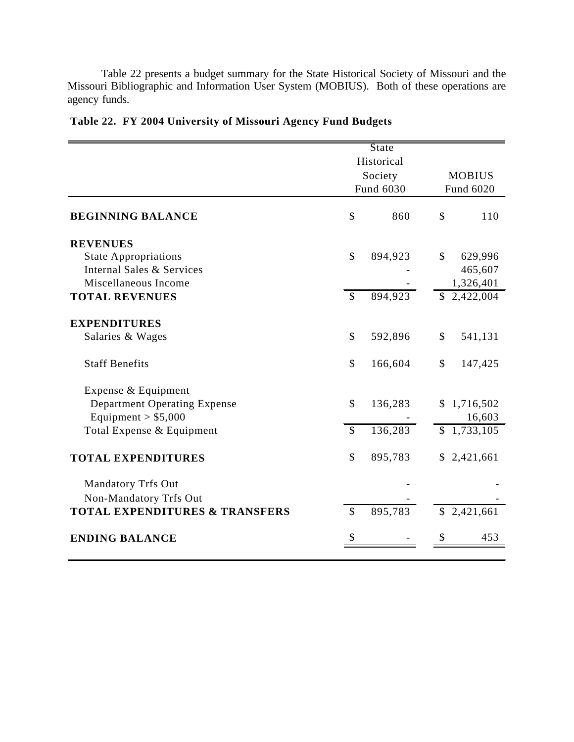Table 22 presents a budget summary for the State Historical Society of Missouri and the Missouri Bibliographic and Information User System (MOBIUS). Both of these operations are agency funds.

**Table 22. FY 2004 University of Missouri Agency Fund Budgets**

| | State Historical Society Fund 6030 | MOBIUS Fund 6020 |
|---|---|---|
| **BEGINNING BALANCE** | $ 860 | $ 110 |
| **REVENUES** | | |
| State Appropriations | $ 894,923 | $ 629,996 |
| Internal Sales & Services | - | 465,607 |
| Miscellaneous Income | - | 1,326,401 |
| **TOTAL REVENUES** | $ 894,923 | $ 2,422,004 |
| **EXPENDITURES** | | |
| Salaries & Wages | $ 592,896 | $ 541,131 |
| Staff Benefits | $ 166,604 | $ 147,425 |
| Expense & Equipment | | |
| Department Operating Expense | $ 136,283 | $ 1,716,502 |
| Equipment > $5,000 | - | 16,603 |
| Total Expense & Equipment | $ 136,283 | $ 1,733,105 |
| **TOTAL EXPENDITURES** | $ 895,783 | $ 2,421,661 |
| Mandatory Trfs Out | - | - |
| Non-Mandatory Trfs Out | - | - |
| **TOTAL EXPENDITURES & TRANSFERS** | $ 895,783 | $ 2,421,661 |
| **ENDING BALANCE** | $ - | $ 453 |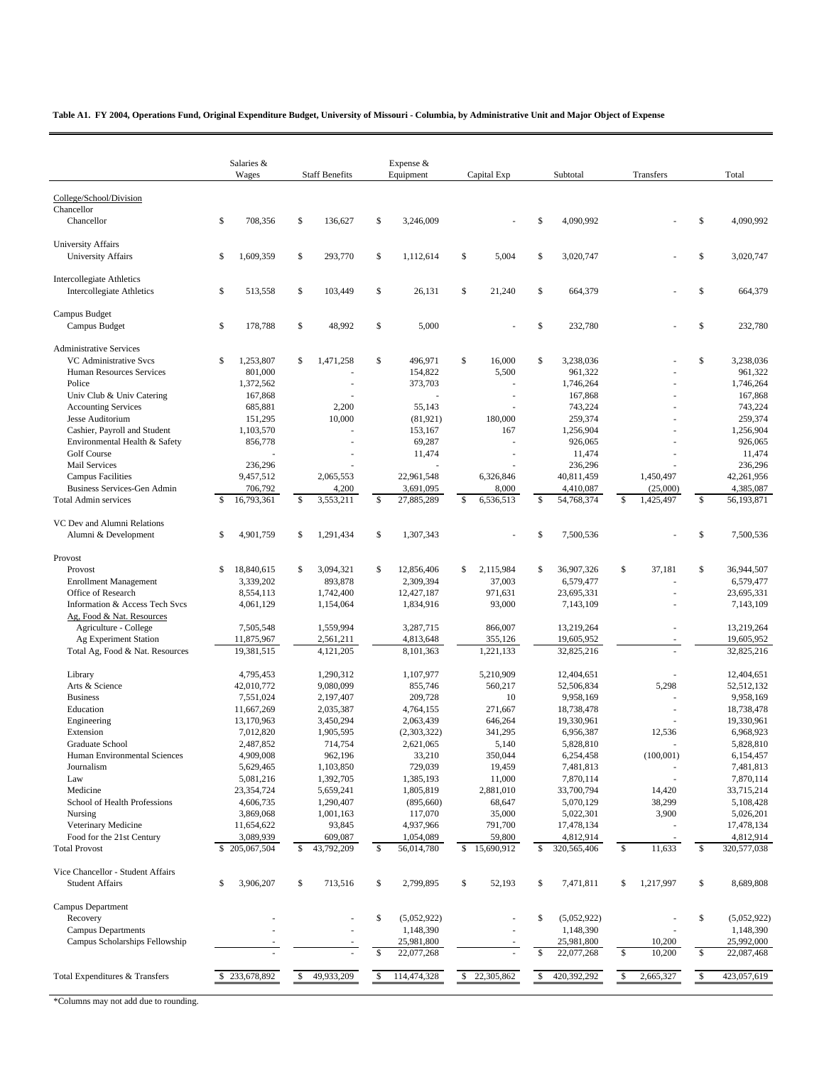**Table A1. FY 2004, Operations Fund, Original Expenditure Budget, University of Missouri - Columbia, by Administrative Unit and Major Object of Expense**

| | Salaries & Wages | Staff Benefits | Expense & Equipment | Capital Exp | Subtotal | Transfers | Total |
|---|---|---|---|---|---|---|---|
| College/School/Division | | | | | | | |
| Chancellor | | | | | | | |
| Chancellor | $ 708,356 | $ 136,627 | $ 3,246,009 | - | $ 4,090,992 | - | $ 4,090,992 |
| University Affairs | | | | | | | |
| University Affairs | $ 1,609,359 | $ 293,770 | $ 1,112,614 | $ 5,004 | $ 3,020,747 | - | $ 3,020,747 |
| Intercollegiate Athletics | | | | | | | |
| Intercollegiate Athletics | $ 513,558 | $ 103,449 | $ 26,131 | $ 21,240 | $ 664,379 | - | $ 664,379 |
| Campus Budget | | | | | | | |
| Campus Budget | $ 178,788 | $ 48,992 | $ 5,000 | - | $ 232,780 | - | $ 232,780 |
| Administrative Services | | | | | | | |
| VC Administrative Svcs | $ 1,253,807 | $ 1,471,258 | $ 496,971 | $ 16,000 | $ 3,238,036 | - | $ 3,238,036 |
| Human Resources Services | 801,000 | - | 154,822 | 5,500 | 961,322 | - | 961,322 |
| Police | 1,372,562 | - | 373,703 | - | 1,746,264 | - | 1,746,264 |
| Univ Club & Univ Catering | 167,868 | - | - | - | 167,868 | - | 167,868 |
| Accounting Services | 685,881 | 2,200 | 55,143 | - | 743,224 | - | 743,224 |
| Jesse Auditorium | 151,295 | 10,000 | (81,921) | 180,000 | 259,374 | - | 259,374 |
| Cashier, Payroll and Student | 1,103,570 | - | 153,167 | 167 | 1,256,904 | - | 1,256,904 |
| Environmental Health & Safety | 856,778 | - | 69,287 | - | 926,065 | - | 926,065 |
| Golf Course | - | - | 11,474 | - | 11,474 | - | 11,474 |
| Mail Services | 236,296 | - | - | - | 236,296 | - | 236,296 |
| Campus Facilities | 9,457,512 | 2,065,553 | 22,961,548 | 6,326,846 | 40,811,459 | 1,450,497 | 42,261,956 |
| Business Services-Gen Admin | 706,792 | 4,200 | 3,691,095 | 8,000 | 4,410,087 | (25,000) | 4,385,087 |
| Total Admin services | $ 16,793,361 | $ 3,553,211 | $ 27,885,289 | $ 6,536,513 | $ 54,768,374 | $ 1,425,497 | $ 56,193,871 |
| VC Dev and Alumni Relations | | | | | | | |
| Alumni & Development | $ 4,901,759 | $ 1,291,434 | $ 1,307,343 | - | $ 7,500,536 | - | $ 7,500,536 |
| Provost | | | | | | | |
| Provost | $ 18,840,615 | $ 3,094,321 | $ 12,856,406 | $ 2,115,984 | $ 36,907,326 | $ 37,181 | $ 36,944,507 |
| Enrollment Management | 3,339,202 | 893,878 | 2,309,394 | 37,003 | 6,579,477 | - | 6,579,477 |
| Office of Research | 8,554,113 | 1,742,400 | 12,427,187 | 971,631 | 23,695,331 | - | 23,695,331 |
| Information & Access Tech Svcs | 4,061,129 | 1,154,064 | 1,834,916 | 93,000 | 7,143,109 | - | 7,143,109 |
| Ag, Food & Nat. Resources | | | | | | | |
| Agriculture - College | 7,505,548 | 1,559,994 | 3,287,715 | 866,007 | 13,219,264 | - | 13,219,264 |
| Ag Experiment Station | 11,875,967 | 2,561,211 | 4,813,648 | 355,126 | 19,605,952 | - | 19,605,952 |
| Total Ag, Food & Nat. Resources | 19,381,515 | 4,121,205 | 8,101,363 | 1,221,133 | 32,825,216 | - | 32,825,216 |
| Library | 4,795,453 | 1,290,312 | 1,107,977 | 5,210,909 | 12,404,651 | - | 12,404,651 |
| Arts & Science | 42,010,772 | 9,080,099 | 855,746 | 560,217 | 52,506,834 | 5,298 | 52,512,132 |
| Business | 7,551,024 | 2,197,407 | 209,728 | 10 | 9,958,169 | - | 9,958,169 |
| Education | 11,667,269 | 2,035,387 | 4,764,155 | 271,667 | 18,738,478 | - | 18,738,478 |
| Engineering | 13,170,963 | 3,450,294 | 2,063,439 | 646,264 | 19,330,961 | - | 19,330,961 |
| Extension | 7,012,820 | 1,905,595 | (2,303,322) | 341,295 | 6,956,387 | 12,536 | 6,968,923 |
| Graduate School | 2,487,852 | 714,754 | 2,621,065 | 5,140 | 5,828,810 | - | 5,828,810 |
| Human Environmental Sciences | 4,909,008 | 962,196 | 33,210 | 350,044 | 6,254,458 | (100,001) | 6,154,457 |
| Journalism | 5,629,465 | 1,103,850 | 729,039 | 19,459 | 7,481,813 | - | 7,481,813 |
| Law | 5,081,216 | 1,392,705 | 1,385,193 | 11,000 | 7,870,114 | - | 7,870,114 |
| Medicine | 23,354,724 | 5,659,241 | 1,805,819 | 2,881,010 | 33,700,794 | 14,420 | 33,715,214 |
| School of Health Professions | 4,606,735 | 1,290,407 | (895,660) | 68,647 | 5,070,129 | 38,299 | 5,108,428 |
| Nursing | 3,869,068 | 1,001,163 | 117,070 | 35,000 | 5,022,301 | 3,900 | 5,026,201 |
| Veterinary Medicine | 11,654,622 | 93,845 | 4,937,966 | 791,700 | 17,478,134 | - | 17,478,134 |
| Food for the 21st Century | 3,089,939 | 609,087 | 1,054,089 | 59,800 | 4,812,914 | - | 4,812,914 |
| Total Provost | $ 205,067,504 | $ 43,792,209 | $ 56,014,780 | $ 15,690,912 | $ 320,565,406 | $ 11,633 | $ 320,577,038 |
| Vice Chancellor - Student Affairs | | | | | | | |
| Student Affairs | $ 3,906,207 | $ 713,516 | $ 2,799,895 | $ 52,193 | $ 7,471,811 | $ 1,217,997 | $ 8,689,808 |
| Campus Department | | | | | | | |
| Recovery | - | - | $ (5,052,922) | - | $ (5,052,922) | - | $ (5,052,922) |
| Campus Departments | - | - | 1,148,390 | - | 1,148,390 | - | 1,148,390 |
| Campus Scholarships Fellowship | - | - | 25,981,800 | - | 25,981,800 | 10,200 | 25,992,000 |
| | - | - | $ 22,077,268 | - | $ 22,077,268 | $ 10,200 | $ 22,087,468 |
| Total Expenditures & Transfers | $ 233,678,892 | $ 49,933,209 | $ 114,474,328 | $ 22,305,862 | $ 420,392,292 | $ 2,665,327 | $ 423,057,619 |

*Columns may not add due to rounding.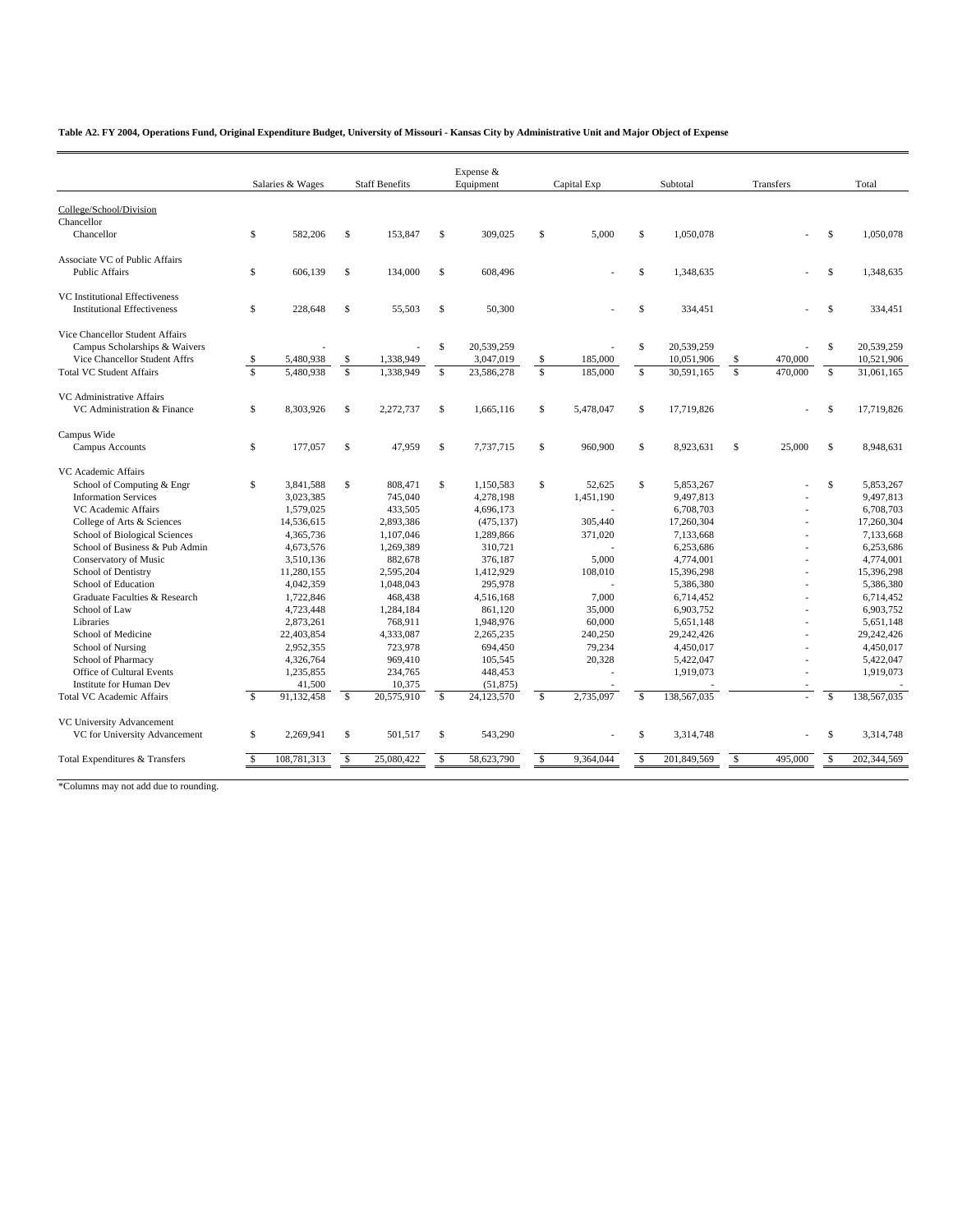**Table A2. FY 2004, Operations Fund, Original Expenditure Budget, University of Missouri - Kansas City by Administrative Unit and Major Object of Expense**

| | Salaries & Wages | Staff Benefits | Expense & Equipment | Capital Exp | Subtotal | Transfers | Total |
|---|---|---|---|---|---|---|---|
| College/School/Division | | | | | | | |
| Chancellor | | | | | | | |
| Chancellor | $ 582,206 | $ 153,847 | $ 309,025 | $ 5,000 | $ 1,050,078 | - | $ 1,050,078 |
| Associate VC of Public Affairs | | | | | | | |
| Public Affairs | $ 606,139 | $ 134,000 | $ 608,496 | - | $ 1,348,635 | - | $ 1,348,635 |
| VC Institutional Effectiveness | | | | | | | |
| Institutional Effectiveness | $ 228,648 | $ 55,503 | $ 50,300 | - | $ 334,451 | - | $ 334,451 |
| Vice Chancellor Student Affairs | | | | | | | |
| Campus Scholarships & Waivers | - | - | $ 20,539,259 | - | $ 20,539,259 | - | $ 20,539,259 |
| Vice Chancellor Student Affrs | $ 5,480,938 | $ 1,338,949 | 3,047,019 | $ 185,000 | 10,051,906 | $ 470,000 | 10,521,906 |
| Total VC Student Affairs | $ 5,480,938 | $ 1,338,949 | $ 23,586,278 | $ 185,000 | $ 30,591,165 | $ 470,000 | $ 31,061,165 |
| VC Administrative Affairs | | | | | | | |
| VC Administration & Finance | $ 8,303,926 | $ 2,272,737 | $ 1,665,116 | $ 5,478,047 | $ 17,719,826 | - | $ 17,719,826 |
| Campus Wide | | | | | | | |
| Campus Accounts | $ 177,057 | $ 47,959 | $ 7,737,715 | $ 960,900 | $ 8,923,631 | $ 25,000 | $ 8,948,631 |
| VC Academic Affairs | | | | | | | |
| School of Computing & Engr | $ 3,841,588 | $ 808,471 | $ 1,150,583 | $ 52,625 | $ 5,853,267 | - | $ 5,853,267 |
| Information Services | 3,023,385 | 745,040 | 4,278,198 | 1,451,190 | 9,497,813 | - | 9,497,813 |
| VC Academic Affairs | 1,579,025 | 433,505 | 4,696,173 | - | 6,708,703 | - | 6,708,703 |
| College of Arts & Sciences | 14,536,615 | 2,893,386 | (475,137) | 305,440 | 17,260,304 | - | 17,260,304 |
| School of Biological Sciences | 4,365,736 | 1,107,046 | 1,289,866 | 371,020 | 7,133,668 | - | 7,133,668 |
| School of Business & Pub Admin | 4,673,576 | 1,269,389 | 310,721 | - | 6,253,686 | - | 6,253,686 |
| Conservatory of Music | 3,510,136 | 882,678 | 376,187 | 5,000 | 4,774,001 | - | 4,774,001 |
| School of Dentistry | 11,280,155 | 2,595,204 | 1,412,929 | 108,010 | 15,396,298 | - | 15,396,298 |
| School of Education | 4,042,359 | 1,048,043 | 295,978 | - | 5,386,380 | - | 5,386,380 |
| Graduate Faculties & Research | 1,722,846 | 468,438 | 4,516,168 | 7,000 | 6,714,452 | - | 6,714,452 |
| School of Law | 4,723,448 | 1,284,184 | 861,120 | 35,000 | 6,903,752 | - | 6,903,752 |
| Libraries | 2,873,261 | 768,911 | 1,948,976 | 60,000 | 5,651,148 | - | 5,651,148 |
| School of Medicine | 22,403,854 | 4,333,087 | 2,265,235 | 240,250 | 29,242,426 | - | 29,242,426 |
| School of Nursing | 2,952,355 | 723,978 | 694,450 | 79,234 | 4,450,017 | - | 4,450,017 |
| School of Pharmacy | 4,326,764 | 969,410 | 105,545 | 20,328 | 5,422,047 | - | 5,422,047 |
| Office of Cultural Events | 1,235,855 | 234,765 | 448,453 | - | 1,919,073 | - | 1,919,073 |
| Institute for Human Dev | 41,500 | 10,375 | (51,875) | - | - | - | - |
| Total VC Academic Affairs | $ 91,132,458 | $ 20,575,910 | $ 24,123,570 | $ 2,735,097 | $ 138,567,035 | - | $ 138,567,035 |
| VC University Advancement | | | | | | | |
| VC for University Advancement | $ 2,269,941 | $ 501,517 | $ 543,290 | - | $ 3,314,748 | - | $ 3,314,748 |
| Total Expenditures & Transfers | $ 108,781,313 | $ 25,080,422 | $ 58,623,790 | $ 9,364,044 | $ 201,849,569 | $ 495,000 | $ 202,344,569 |

*Columns may not add due to rounding.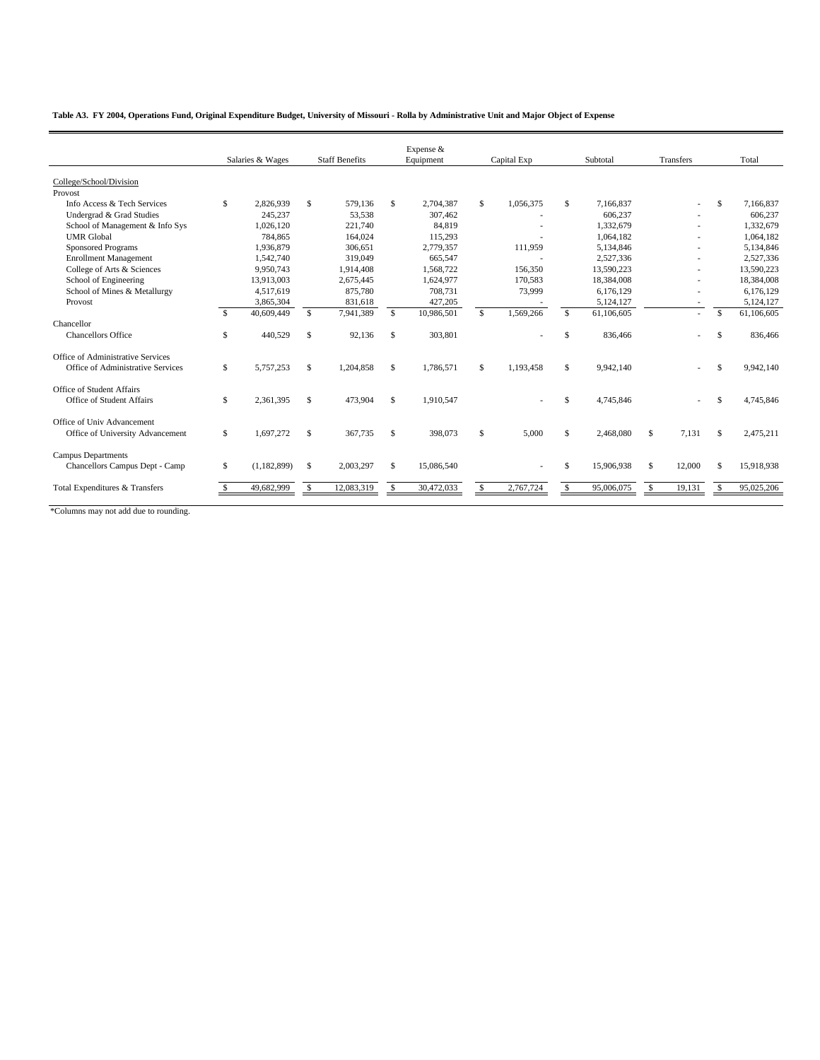**Table A3. FY 2004, Operations Fund, Original Expenditure Budget, University of Missouri - Rolla by Administrative Unit and Major Object of Expense**

| | Salaries & Wages | Staff Benefits | Expense & Equipment | Capital Exp | Subtotal | Transfers | Total |
|---|---|---|---|---|---|---|---|
| College/School/Division | | | | | | | |
| Provost | | | | | | | |
| Info Access & Tech Services | $ 2,826,939 | $ 579,136 | $ 2,704,387 | $ 1,056,375 | $ 7,166,837 | - | $ 7,166,837 |
| Undergrad & Grad Studies | 245,237 | 53,538 | 307,462 | - | 606,237 | - | 606,237 |
| School of Management & Info Sys | 1,026,120 | 221,740 | 84,819 | - | 1,332,679 | - | 1,332,679 |
| UMR Global | 784,865 | 164,024 | 115,293 | - | 1,064,182 | - | 1,064,182 |
| Sponsored Programs | 1,936,879 | 306,651 | 2,779,357 | 111,959 | 5,134,846 | - | 5,134,846 |
| Enrollment Management | 1,542,740 | 319,049 | 665,547 | - | 2,527,336 | - | 2,527,336 |
| College of Arts & Sciences | 9,950,743 | 1,914,408 | 1,568,722 | 156,350 | 13,590,223 | - | 13,590,223 |
| School of Engineering | 13,913,003 | 2,675,445 | 1,624,977 | 170,583 | 18,384,008 | - | 18,384,008 |
| School of Mines & Metallurgy | 4,517,619 | 875,780 | 708,731 | 73,999 | 6,176,129 | - | 6,176,129 |
| Provost | 3,865,304 | 831,618 | 427,205 | - | 5,124,127 | - | 5,124,127 |
| | $ 40,609,449 | $ 7,941,389 | $ 10,986,501 | $ 1,569,266 | $ 61,106,605 | - | $ 61,106,605 |
| Chancellor | | | | | | | |
| Chancellors Office | $ 440,529 | $ 92,136 | $ 303,801 | - | $ 836,466 | - | $ 836,466 |
| Office of Administrative Services | | | | | | | |
| Office of Administrative Services | $ 5,757,253 | $ 1,204,858 | $ 1,786,571 | $ 1,193,458 | $ 9,942,140 | - | $ 9,942,140 |
| Office of Student Affairs | | | | | | | |
| Office of Student Affairs | $ 2,361,395 | $ 473,904 | $ 1,910,547 | - | $ 4,745,846 | - | $ 4,745,846 |
| Office of Univ Advancement | | | | | | | |
| Office of University Advancement | $ 1,697,272 | $ 367,735 | $ 398,073 | $ 5,000 | $ 2,468,080 | $ 7,131 | $ 2,475,211 |
| Campus Departments | | | | | | | |
| Chancellors Campus Dept - Camp | $ (1,182,899) | $ 2,003,297 | $ 15,086,540 | - | $ 15,906,938 | $ 12,000 | $ 15,918,938 |
| Total Expenditures & Transfers | $ 49,682,999 | $ 12,083,319 | $ 30,472,033 | $ 2,767,724 | $ 95,006,075 | $ 19,131 | $ 95,025,206 |

*Columns may not add due to rounding.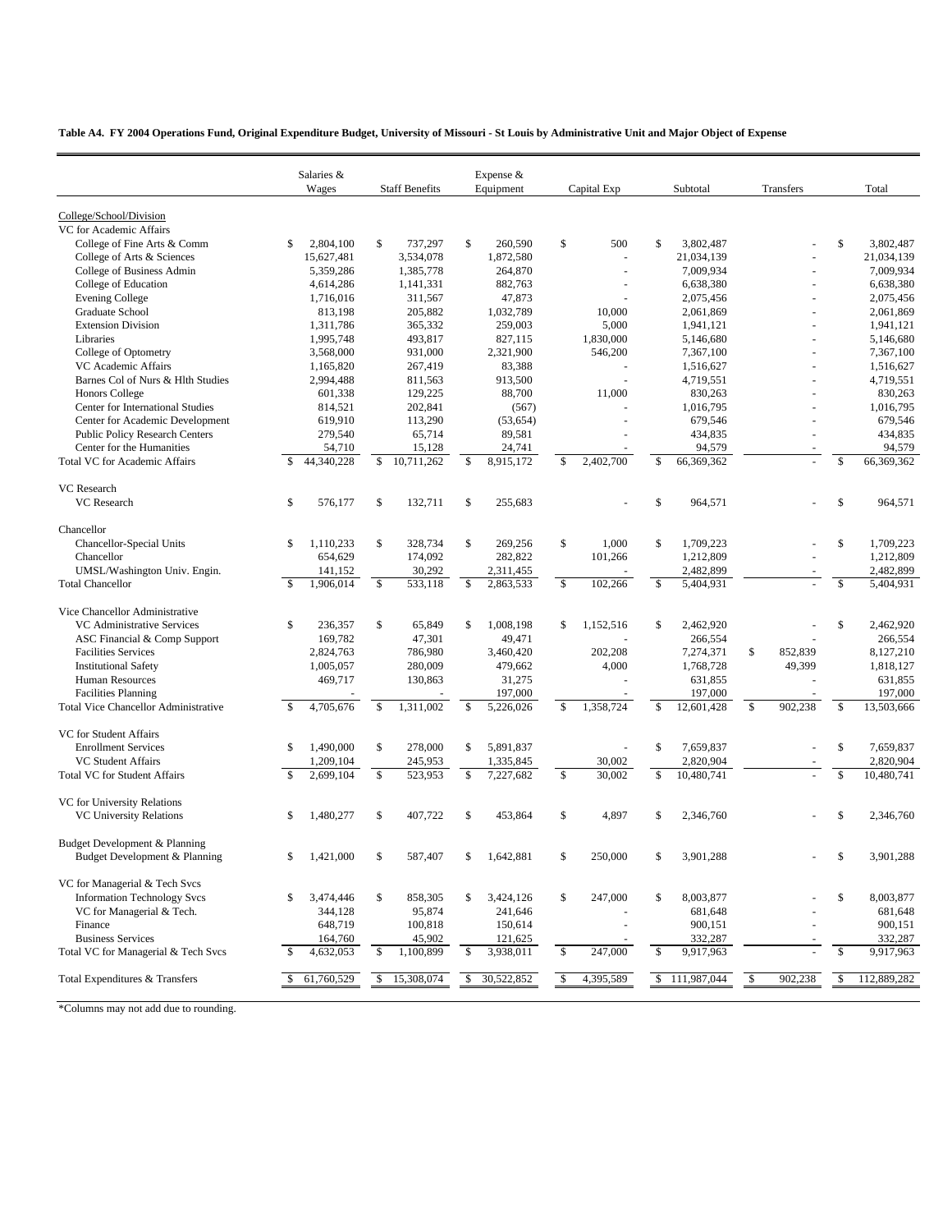**Table A4. FY 2004 Operations Fund, Original Expenditure Budget, University of Missouri - St Louis by Administrative Unit and Major Object of Expense**

| | Salaries & Wages | Staff Benefits | Expense & Equipment | Capital Exp | Subtotal | Transfers | Total |
|---|---|---|---|---|---|---|---|
| College/School/Division | | | | | | | |
| VC for Academic Affairs | | | | | | | |
| College of Fine Arts & Comm | $ 2,804,100 | $ 737,297 | $ 260,590 | $ 500 | $ 3,802,487 | - | $ 3,802,487 |
| College of Arts & Sciences | 15,627,481 | 3,534,078 | 1,872,580 | - | 21,034,139 | - | 21,034,139 |
| College of Business Admin | 5,359,286 | 1,385,778 | 264,870 | - | 7,009,934 | - | 7,009,934 |
| College of Education | 4,614,286 | 1,141,331 | 882,763 | - | 6,638,380 | - | 6,638,380 |
| Evening College | 1,716,016 | 311,567 | 47,873 | - | 2,075,456 | - | 2,075,456 |
| Graduate School | 813,198 | 205,882 | 1,032,789 | 10,000 | 2,061,869 | - | 2,061,869 |
| Extension Division | 1,311,786 | 365,332 | 259,003 | 5,000 | 1,941,121 | - | 1,941,121 |
| Libraries | 1,995,748 | 493,817 | 827,115 | 1,830,000 | 5,146,680 | - | 5,146,680 |
| College of Optometry | 3,568,000 | 931,000 | 2,321,900 | 546,200 | 7,367,100 | - | 7,367,100 |
| VC Academic Affairs | 1,165,820 | 267,419 | 83,388 | - | 1,516,627 | - | 1,516,627 |
| Barnes Col of Nurs & Hlth Studies | 2,994,488 | 811,563 | 913,500 | - | 4,719,551 | - | 4,719,551 |
| Honors College | 601,338 | 129,225 | 88,700 | 11,000 | 830,263 | - | 830,263 |
| Center for International Studies | 814,521 | 202,841 | (567) | - | 1,016,795 | - | 1,016,795 |
| Center for Academic Development | 619,910 | 113,290 | (53,654) | - | 679,546 | - | 679,546 |
| Public Policy Research Centers | 279,540 | 65,714 | 89,581 | - | 434,835 | - | 434,835 |
| Center for the Humanities | 54,710 | 15,128 | 24,741 | - | 94,579 | - | 94,579 |
| Total VC for Academic Affairs | $ 44,340,228 | $ 10,711,262 | $ 8,915,172 | $ 2,402,700 | $ 66,369,362 | - | $ 66,369,362 |
| VC Research | | | | | | | |
| VC Research | $ 576,177 | $ 132,711 | $ 255,683 | - | $ 964,571 | - | $ 964,571 |
| Chancellor | | | | | | | |
| Chancellor-Special Units | $ 1,110,233 | $ 328,734 | $ 269,256 | $ 1,000 | $ 1,709,223 | - | $ 1,709,223 |
| Chancellor | 654,629 | 174,092 | 282,822 | 101,266 | 1,212,809 | - | 1,212,809 |
| UMSL/Washington Univ. Engin. | 141,152 | 30,292 | 2,311,455 | - | 2,482,899 | - | 2,482,899 |
| Total Chancellor | $ 1,906,014 | $ 533,118 | $ 2,863,533 | $ 102,266 | $ 5,404,931 | - | $ 5,404,931 |
| Vice Chancellor Administrative | | | | | | | |
| VC Administrative Services | $ 236,357 | $ 65,849 | $ 1,008,198 | $ 1,152,516 | $ 2,462,920 | - | $ 2,462,920 |
| ASC Financial & Comp Support | 169,782 | 47,301 | 49,471 | - | 266,554 | - | 266,554 |
| Facilities Services | 2,824,763 | 786,980 | 3,460,420 | 202,208 | 7,274,371 | $ 852,839 | 8,127,210 |
| Institutional Safety | 1,005,057 | 280,009 | 479,662 | 4,000 | 1,768,728 | 49,399 | 1,818,127 |
| Human Resources | 469,717 | 130,863 | 31,275 | - | 631,855 | - | 631,855 |
| Facilities Planning | - | - | 197,000 | - | 197,000 | - | 197,000 |
| Total Vice Chancellor Administrative | $ 4,705,676 | $ 1,311,002 | $ 5,226,026 | $ 1,358,724 | $ 12,601,428 | $ 902,238 | $ 13,503,666 |
| VC for Student Affairs | | | | | | | |
| Enrollment Services | $ 1,490,000 | $ 278,000 | $ 5,891,837 | - | $ 7,659,837 | - | $ 7,659,837 |
| VC Student Affairs | 1,209,104 | 245,953 | 1,335,845 | 30,002 | 2,820,904 | - | 2,820,904 |
| Total VC for Student Affairs | $ 2,699,104 | $ 523,953 | $ 7,227,682 | $ 30,002 | $ 10,480,741 | - | $ 10,480,741 |
| VC for University Relations | | | | | | | |
| VC University Relations | $ 1,480,277 | $ 407,722 | $ 453,864 | $ 4,897 | $ 2,346,760 | - | $ 2,346,760 |
| Budget Development & Planning | | | | | | | |
| Budget Development & Planning | $ 1,421,000 | $ 587,407 | $ 1,642,881 | $ 250,000 | $ 3,901,288 | - | $ 3,901,288 |
| VC for Managerial & Tech Svcs | | | | | | | |
| Information Technology Svcs | $ 3,474,446 | $ 858,305 | $ 3,424,126 | $ 247,000 | $ 8,003,877 | - | $ 8,003,877 |
| VC for Managerial & Tech. | 344,128 | 95,874 | 241,646 | - | 681,648 | - | 681,648 |
| Finance | 648,719 | 100,818 | 150,614 | - | 900,151 | - | 900,151 |
| Business Services | 164,760 | 45,902 | 121,625 | - | 332,287 | - | 332,287 |
| Total VC for Managerial & Tech Svcs | $ 4,632,053 | $ 1,100,899 | $ 3,938,011 | $ 247,000 | $ 9,917,963 | - | $ 9,917,963 |
| Total Expenditures & Transfers | $ 61,760,529 | $ 15,308,074 | $ 30,522,852 | $ 4,395,589 | $ 111,987,044 | $ 902,238 | $ 112,889,282 |

*Columns may not add due to rounding.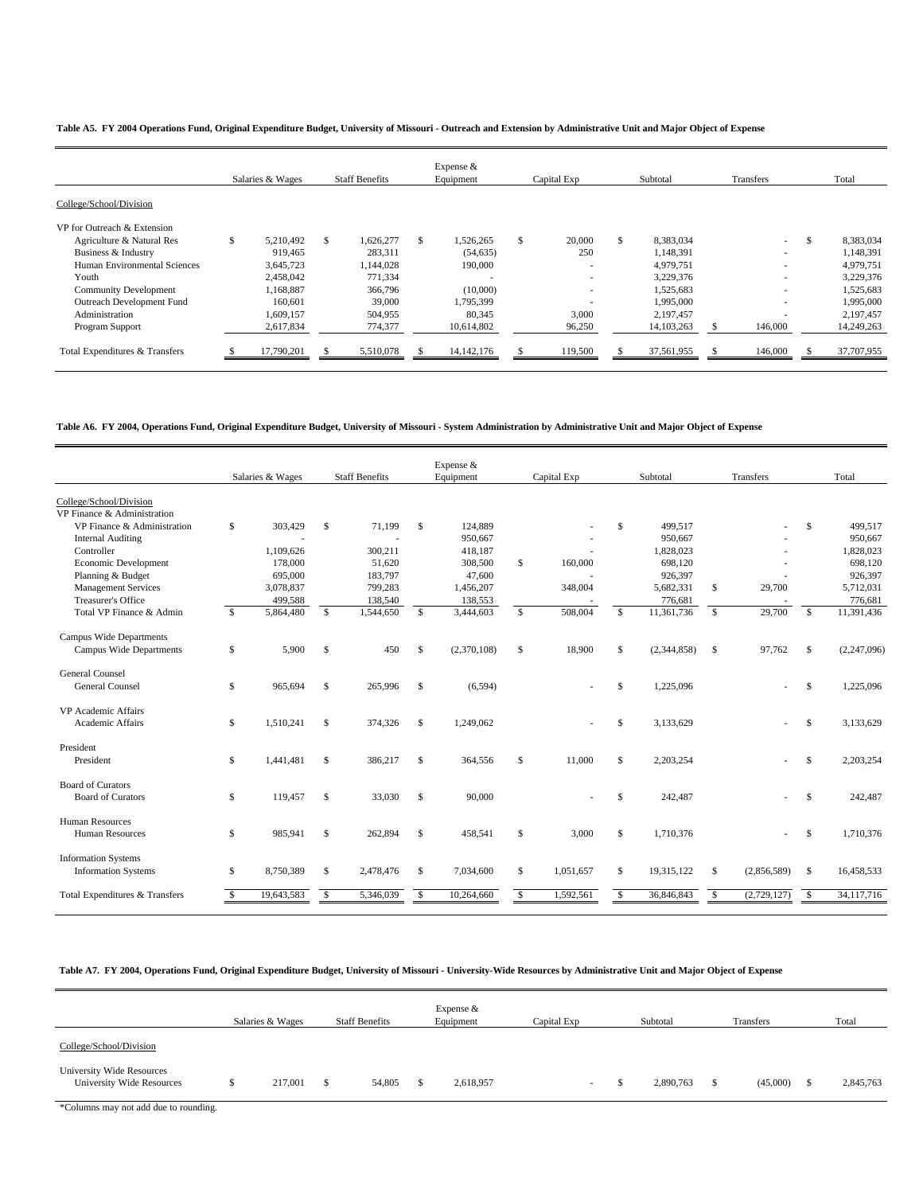**Table A5. FY 2004 Operations Fund, Original Expenditure Budget, University of Missouri - Outreach and Extension by Administrative Unit and Major Object of Expense**

| | Salaries & Wages | Staff Benefits | Expense & Equipment | Capital Exp | Subtotal | Transfers | Total |
|---|---|---|---|---|---|---|---|
| College/School/Division | | | | | | | |
| VP for Outreach & Extension | | | | | | | |
| Agriculture & Natural Res | $ 5,210,492 | $ 1,626,277 | $ 1,526,265 | $ 20,000 | $ 8,383,034 | - | $ 8,383,034 |
| Business & Industry | 919,465 | 283,311 | (54,635) | 250 | 1,148,391 | - | 1,148,391 |
| Human Environmental Sciences | 3,645,723 | 1,144,028 | 190,000 | - | 4,979,751 | - | 4,979,751 |
| Youth | 2,458,042 | 771,334 | - | - | 3,229,376 | - | 3,229,376 |
| Community Development | 1,168,887 | 366,796 | (10,000) | - | 1,525,683 | - | 1,525,683 |
| Outreach Development Fund | 160,601 | 39,000 | 1,795,399 | - | 1,995,000 | - | 1,995,000 |
| Administration | 1,609,157 | 504,955 | 80,345 | 3,000 | 2,197,457 | - | 2,197,457 |
| Program Support | 2,617,834 | 774,377 | 10,614,802 | 96,250 | 14,103,263 | $ 146,000 | 14,249,263 |
| Total Expenditures & Transfers | $ 17,790,201 | $ 5,510,078 | $ 14,142,176 | $ 119,500 | $ 37,561,955 | $ 146,000 | $ 37,707,955 |

**Table A6. FY 2004, Operations Fund, Original Expenditure Budget, University of Missouri - System Administration by Administrative Unit and Major Object of Expense**

| | Salaries & Wages | Staff Benefits | Expense & Equipment | Capital Exp | Subtotal | Transfers | Total |
|---|---|---|---|---|---|---|---|
| College/School/Division | | | | | | | |
| VP Finance & Administration | | | | | | | |
| VP Finance & Administration | $ 303,429 | $ 71,199 | $ 124,889 | - | $ 499,517 | - | $ 499,517 |
| Internal Auditing | - | - | 950,667 | - | 950,667 | - | 950,667 |
| Controller | 1,109,626 | 300,211 | 418,187 | - | 1,828,023 | - | 1,828,023 |
| Economic Development | 178,000 | 51,620 | 308,500 | $ 160,000 | 698,120 | - | 698,120 |
| Planning & Budget | 695,000 | 183,797 | 47,600 | - | 926,397 | - | 926,397 |
| Management Services | 3,078,837 | 799,283 | 1,456,207 | 348,004 | 5,682,331 | $ 29,700 | 5,712,031 |
| Treasurer's Office | 499,588 | 138,540 | 138,553 | - | 776,681 | - | 776,681 |
| Total VP Finance & Admin | $ 5,864,480 | $ 1,544,650 | $ 3,444,603 | $ 508,004 | $ 11,361,736 | $ 29,700 | $ 11,391,436 |
| Campus Wide Departments | | | | | | | |
| Campus Wide Departments | $ 5,900 | $ 450 | $ (2,370,108) | $ 18,900 | $ (2,344,858) | $ 97,762 | $ (2,247,096) |
| General Counsel | | | | | | | |
| General Counsel | $ 965,694 | $ 265,996 | $ (6,594) | - | $ 1,225,096 | - | $ 1,225,096 |
| VP Academic Affairs | | | | | | | |
| Academic Affairs | $ 1,510,241 | $ 374,326 | $ 1,249,062 | - | $ 3,133,629 | - | $ 3,133,629 |
| President | | | | | | | |
| President | $ 1,441,481 | $ 386,217 | $ 364,556 | $ 11,000 | $ 2,203,254 | - | $ 2,203,254 |
| Board of Curators | | | | | | | |
| Board of Curators | $ 119,457 | $ 33,030 | $ 90,000 | - | $ 242,487 | - | $ 242,487 |
| Human Resources | | | | | | | |
| Human Resources | $ 985,941 | $ 262,894 | $ 458,541 | $ 3,000 | $ 1,710,376 | - | $ 1,710,376 |
| Information Systems | | | | | | | |
| Information Systems | $ 8,750,389 | $ 2,478,476 | $ 7,034,600 | $ 1,051,657 | $ 19,315,122 | $ (2,856,589) | $ 16,458,533 |
| Total Expenditures & Transfers | $ 19,643,583 | $ 5,346,039 | $ 10,264,660 | $ 1,592,561 | $ 36,846,843 | $ (2,729,127) | $ 34,117,716 |

**Table A7. FY 2004, Operations Fund, Original Expenditure Budget, University of Missouri - University-Wide Resources by Administrative Unit and Major Object of Expense**

| | Salaries & Wages | Staff Benefits | Expense & Equipment | Capital Exp | Subtotal | Transfers | Total |
|---|---|---|---|---|---|---|---|
| College/School/Division | | | | | | | |
| University Wide Resources | | | | | | | |
| University Wide Resources | $ 217,001 | $ 54,805 | $ 2,618,957 | - | $ 2,890,763 | $ (45,000) | $ 2,845,763 |

*Columns may not add due to rounding.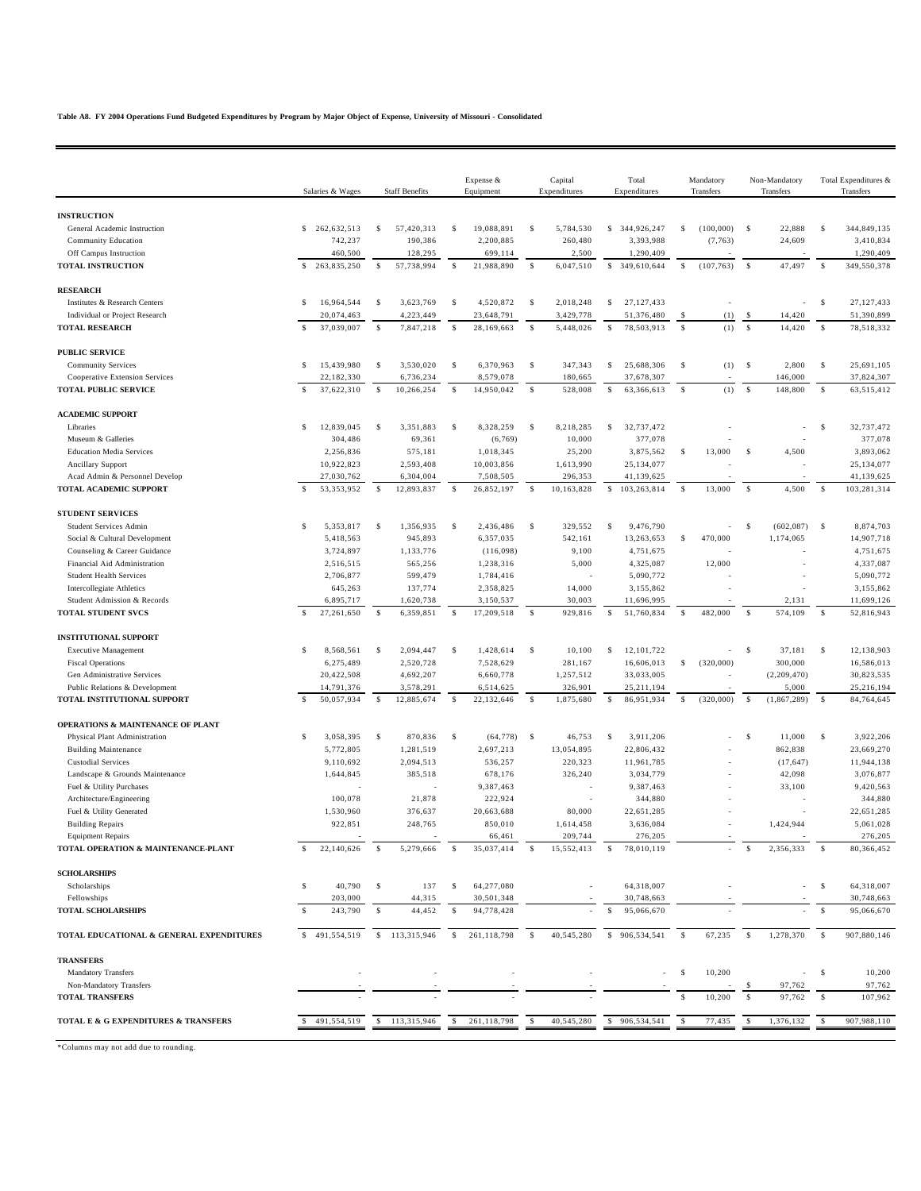**Table A8. FY 2004 Operations Fund Budgeted Expenditures by Program by Major Object of Expense, University of Missouri - Consolidated**

| | Salaries & Wages | Staff Benefits | Expense & Equipment | Capital Expenditures | Total Expenditures | Mandatory Transfers | Non-Mandatory Transfers | Total Expenditures & Transfers |
|---|---|---|---|---|---|---|---|---|
| **INSTRUCTION** | | | | | | | | |
| General Academic Instruction | $ 262,632,513 | $ 57,420,313 | $ 19,088,891 | $ 5,784,530 | $ 344,926,247 | $ (100,000) | $ 22,888 | $ 344,849,135 |
| Community Education | 742,237 | 190,386 | 2,200,885 | 260,480 | 3,393,988 | (7,763) | 24,609 | 3,410,834 |
| Off Campus Instruction | 460,500 | 128,295 | 699,114 | 2,500 | 1,290,409 | - | - | 1,290,409 |
| **TOTAL INSTRUCTION** | $ 263,835,250 | $ 57,738,994 | $ 21,988,890 | $ 6,047,510 | $ 349,610,644 | $ (107,763) | $ 47,497 | $ 349,550,378 |
| **RESEARCH** | | | | | | | | |
| Institutes & Research Centers | $ 16,964,544 | $ 3,623,769 | $ 4,520,872 | $ 2,018,248 | $ 27,127,433 | - | - | $ 27,127,433 |
| Individual or Project Research | 20,074,463 | 4,223,449 | 23,648,791 | 3,429,778 | 51,376,480 | $ (1) | $ 14,420 | 51,390,899 |
| **TOTAL RESEARCH** | $ 37,039,007 | $ 7,847,218 | $ 28,169,663 | $ 5,448,026 | $ 78,503,913 | $ (1) | $ 14,420 | $ 78,518,332 |
| **PUBLIC SERVICE** | | | | | | | | |
| Community Services | $ 15,439,980 | $ 3,530,020 | $ 6,370,963 | $ 347,343 | $ 25,688,306 | $ (1) | $ 2,800 | $ 25,691,105 |
| Cooperative Extension Services | 22,182,330 | 6,736,234 | 8,579,078 | 180,665 | 37,678,307 | - | 146,000 | 37,824,307 |
| **TOTAL PUBLIC SERVICE** | $ 37,622,310 | $ 10,266,254 | $ 14,950,042 | $ 528,008 | $ 63,366,613 | $ (1) | $ 148,800 | $ 63,515,412 |
| **ACADEMIC SUPPORT** | | | | | | | | |
| Libraries | $ 12,839,045 | $ 3,351,883 | $ 8,328,259 | $ 8,218,285 | $ 32,737,472 | - | - | $ 32,737,472 |
| Museum & Galleries | 304,486 | 69,361 | (6,769) | 10,000 | 377,078 | - | - | 377,078 |
| Education Media Services | 2,256,836 | 575,181 | 1,018,345 | 25,200 | 3,875,562 | $ 13,000 | $ 4,500 | 3,893,062 |
| Ancillary Support | 10,922,823 | 2,593,408 | 10,003,856 | 1,613,990 | 25,134,077 | - | - | 25,134,077 |
| Acad Admin & Personnel Develop | 27,030,762 | 6,304,004 | 7,508,505 | 296,353 | 41,139,625 | - | - | 41,139,625 |
| **TOTAL ACADEMIC SUPPORT** | $ 53,353,952 | $ 12,893,837 | $ 26,852,197 | $ 10,163,828 | $ 103,263,814 | $ 13,000 | $ 4,500 | $ 103,281,314 |
| **STUDENT SERVICES** | | | | | | | | |
| Student Services Admin | $ 5,353,817 | $ 1,356,935 | $ 2,436,486 | $ 329,552 | $ 9,476,790 | - | $ (602,087) | $ 8,874,703 |
| Social & Cultural Development | 5,418,563 | 945,893 | 6,357,035 | 542,161 | 13,263,653 | $ 470,000 | 1,174,065 | 14,907,718 |
| Counseling & Career Guidance | 3,724,897 | 1,133,776 | (116,098) | 9,100 | 4,751,675 | - | - | 4,751,675 |
| Financial Aid Administration | 2,516,515 | 565,256 | 1,238,316 | 5,000 | 4,325,087 | 12,000 | - | 4,337,087 |
| Student Health Services | 2,706,877 | 599,479 | 1,784,416 | - | 5,090,772 | - | - | 5,090,772 |
| Intercollegiate Athletics | 645,263 | 137,774 | 2,358,825 | 14,000 | 3,155,862 | - | - | 3,155,862 |
| Student Admission & Records | 6,895,717 | 1,620,738 | 3,150,537 | 30,003 | 11,696,995 | - | 2,131 | 11,699,126 |
| **TOTAL STUDENT SVCS** | $ 27,261,650 | $ 6,359,851 | $ 17,209,518 | $ 929,816 | $ 51,760,834 | $ 482,000 | $ 574,109 | $ 52,816,943 |
| **INSTITUTIONAL SUPPORT** | | | | | | | | |
| Executive Management | $ 8,568,561 | $ 2,094,447 | $ 1,428,614 | $ 10,100 | $ 12,101,722 | - | $ 37,181 | $ 12,138,903 |
| Fiscal Operations | 6,275,489 | 2,520,728 | 7,528,629 | 281,167 | 16,606,013 | $ (320,000) | 300,000 | 16,586,013 |
| Gen Administrative Services | 20,422,508 | 4,692,207 | 6,660,778 | 1,257,512 | 33,033,005 | - | (2,209,470) | 30,823,535 |
| Public Relations & Development | 14,791,376 | 3,578,291 | 6,514,625 | 326,901 | 25,211,194 | - | 5,000 | 25,216,194 |
| **TOTAL INSTITUTIONAL SUPPORT** | $ 50,057,934 | $ 12,885,674 | $ 22,132,646 | $ 1,875,680 | $ 86,951,934 | $ (320,000) | $ (1,867,289) | $ 84,764,645 |
| **OPERATIONS & MAINTENANCE OF PLANT** | | | | | | | | |
| Physical Plant Administration | $ 3,058,395 | $ 870,836 | $ (64,778) | $ 46,753 | $ 3,911,206 | - | $ 11,000 | $ 3,922,206 |
| Building Maintenance | 5,772,805 | 1,281,519 | 2,697,213 | 13,054,895 | 22,806,432 | - | 862,838 | 23,669,270 |
| Custodial Services | 9,110,692 | 2,094,513 | 536,257 | 220,323 | 11,961,785 | - | (17,647) | 11,944,138 |
| Landscape & Grounds Maintenance | 1,644,845 | 385,518 | 678,176 | 326,240 | 3,034,779 | - | 42,098 | 3,076,877 |
| Fuel & Utility Purchases | - | - | 9,387,463 | - | 9,387,463 | - | 33,100 | 9,420,563 |
| Architecture/Engineering | 100,078 | 21,878 | 222,924 | - | 344,880 | - | - | 344,880 |
| Fuel & Utility Generated | 1,530,960 | 376,637 | 20,663,688 | 80,000 | 22,651,285 | - | - | 22,651,285 |
| Building Repairs | 922,851 | 248,765 | 850,010 | 1,614,458 | 3,636,084 | - | 1,424,944 | 5,061,028 |
| Equipment Repairs | - | - | 66,461 | 209,744 | 276,205 | - | - | 276,205 |
| **TOTAL OPERATION & MAINTENANCE-PLANT** | $ 22,140,626 | $ 5,279,666 | $ 35,037,414 | $ 15,552,413 | $ 78,010,119 | - | $ 2,356,333 | $ 80,366,452 |
| **SCHOLARSHIPS** | | | | | | | | |
| Scholarships | $ 40,790 | $ 137 | $ 64,277,080 | - | 64,318,007 | - | - | $ 64,318,007 |
| Fellowships | 203,000 | 44,315 | 30,501,348 | - | 30,748,663 | - | - | 30,748,663 |
| **TOTAL SCHOLARSHIPS** | $ 243,790 | $ 44,452 | $ 94,778,428 | - | $ 95,066,670 | - | - | $ 95,066,670 |
| **TOTAL EDUCATIONAL & GENERAL EXPENDITURES** | $ 491,554,519 | $ 113,315,946 | $ 261,118,798 | $ 40,545,280 | $ 906,534,541 | $ 67,235 | $ 1,278,370 | $ 907,880,146 |
| **TRANSFERS** | | | | | | | | |
| Mandatory Transfers | - | - | - | - | - | $ 10,200 | - | $ 10,200 |
| Non-Mandatory Transfers | - | - | - | - | - | - | $ 97,762 | 97,762 |
| **TOTAL TRANSFERS** | - | - | - | - | - | $ 10,200 | $ 97,762 | $ 107,962 |
| **TOTAL E & G EXPENDITURES & TRANSFERS** | $ 491,554,519 | $ 113,315,946 | $ 261,118,798 | $ 40,545,280 | $ 906,534,541 | $ 77,435 | $ 1,376,132 | $ 907,988,110 |

*Columns may not add due to rounding.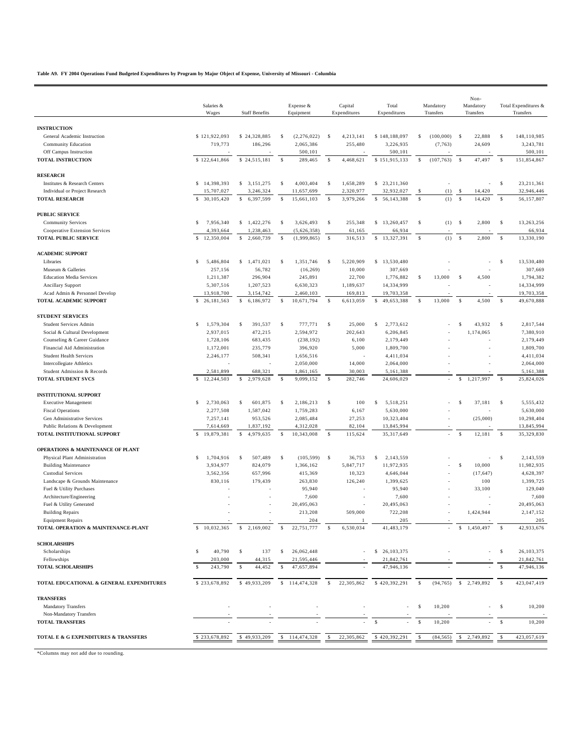**Table A9. FY 2004 Operations Fund Budgeted Expenditures by Program by Major Object of Expense, University of Missouri - Columbia**

| | Salaries & Wages | Staff Benefits | Expense & Equipment | Capital Expenditures | Total Expenditures | Mandatory Transfers | Non-Mandatory Transfers | Total Expenditures & Transfers |
|---|---|---|---|---|---|---|---|---|
| **INSTRUCTION** | | | | | | | | |
| General Academic Instruction | $ 121,922,093 | $ 24,328,885 | $ (2,276,022) | $ 4,213,141 | $ 148,188,097 | $ (100,000) | $ 22,888 | $ 148,110,985 |
| Community Education | 719,773 | 186,296 | 2,065,386 | 255,480 | 3,226,935 | (7,763) | 24,609 | 3,243,781 |
| Off Campus Instruction | - | - | 500,101 | - | 500,101 | - | - | 500,101 |
| **TOTAL INSTRUCTION** | $ 122,641,866 | $ 24,515,181 | $ 289,465 | $ 4,468,621 | $ 151,915,133 | $ (107,763) | $ 47,497 | $ 151,854,867 |
| **RESEARCH** | | | | | | | | |
| Institutes & Research Centers | $ 14,398,393 | $ 3,151,275 | $ 4,003,404 | $ 1,658,289 | $ 23,211,360 | - | - | $ 23,211,361 |
| Individual or Project Research | 15,707,027 | 3,246,324 | 11,657,699 | 2,320,977 | 32,932,027 | $ (1) | $ 14,420 | 32,946,446 |
| **TOTAL RESEARCH** | $ 30,105,420 | $ 6,397,599 | $ 15,661,103 | $ 3,979,266 | $ 56,143,388 | $ (1) | $ 14,420 | $ 56,157,807 |
| **PUBLIC SERVICE** | | | | | | | | |
| Community Services | $ 7,956,340 | $ 1,422,276 | $ 3,626,493 | $ 255,348 | $ 13,260,457 | $ (1) | $ 2,800 | $ 13,263,256 |
| Cooperative Extension Services | 4,393,664 | 1,238,463 | (5,626,358) | 61,165 | 66,934 | - | - | 66,934 |
| **TOTAL PUBLIC SERVICE** | $ 12,350,004 | $ 2,660,739 | $ (1,999,865) | $ 316,513 | $ 13,327,391 | $ (1) | $ 2,800 | $ 13,330,190 |
| **ACADEMIC SUPPORT** | | | | | | | | |
| Libraries | $ 5,486,804 | $ 1,471,021 | $ 1,351,746 | $ 5,220,909 | $ 13,530,480 | - | - | $ 13,530,480 |
| Museum & Galleries | 257,156 | 56,782 | (16,269) | 10,000 | 307,669 | - | - | 307,669 |
| Education Media Services | 1,211,387 | 296,904 | 245,891 | 22,700 | 1,776,882 | $ 13,000 | $ 4,500 | 1,794,382 |
| Ancillary Support | 5,307,516 | 1,207,523 | 6,630,323 | 1,189,637 | 14,334,999 | - | - | 14,334,999 |
| Acad Admin & Personnel Develop | 13,918,700 | 3,154,742 | 2,460,103 | 169,813 | 19,703,358 | - | - | 19,703,358 |
| **TOTAL ACADEMIC SUPPORT** | $ 26,181,563 | $ 6,186,972 | $ 10,671,794 | $ 6,613,059 | $ 49,653,388 | $ 13,000 | $ 4,500 | $ 49,670,888 |
| **STUDENT SERVICES** | | | | | | | | |
| Student Services Admin | $ 1,579,304 | $ 391,537 | $ 777,771 | $ 25,000 | $ 2,773,612 | - | $ 43,932 | $ 2,817,544 |
| Social & Cultural Development | 2,937,015 | 472,215 | 2,594,972 | 202,643 | 6,206,845 | - | 1,174,065 | 7,380,910 |
| Counseling & Career Guidance | 1,728,106 | 683,435 | (238,192) | 6,100 | 2,179,449 | - | - | 2,179,449 |
| Financial Aid Administration | 1,172,001 | 235,779 | 396,920 | 5,000 | 1,809,700 | - | - | 1,809,700 |
| Student Health Services | 2,246,177 | 508,341 | 1,656,516 | - | 4,411,034 | - | - | 4,411,034 |
| Intercollegiate Athletics | - | - | 2,050,000 | 14,000 | 2,064,000 | - | - | 2,064,000 |
| Student Admission & Records | 2,581,899 | 688,321 | 1,861,165 | 30,003 | 5,161,388 | - | - | 5,161,388 |
| **TOTAL STUDENT SVCS** | $ 12,244,503 | $ 2,979,628 | $ 9,099,152 | $ 282,746 | 24,606,029 | - | $ 1,217,997 | $ 25,824,026 |
| **INSTITUTIONAL SUPPORT** | | | | | | | | |
| Executive Management | $ 2,730,063 | $ 601,875 | $ 2,186,213 | $ 100 | $ 5,518,251 | - | $ 37,181 | $ 5,555,432 |
| Fiscal Operations | 2,277,508 | 1,587,042 | 1,759,283 | 6,167 | 5,630,000 | - | - | 5,630,000 |
| Gen Administrative Services | 7,257,141 | 953,526 | 2,085,484 | 27,253 | 10,323,404 | - | (25,000) | 10,298,404 |
| Public Relations & Development | 7,614,669 | 1,837,192 | 4,312,028 | 82,104 | 13,845,994 | - | - | 13,845,994 |
| **TOTAL INSTITUTIONAL SUPPORT** | $ 19,879,381 | $ 4,979,635 | $ 10,343,008 | $ 115,624 | 35,317,649 | - | $ 12,181 | $ 35,329,830 |
| **OPERATIONS & MAINTENANCE OF PLANT** | | | | | | | | |
| Physical Plant Administration | $ 1,704,916 | $ 507,489 | $ (105,599) | $ 36,753 | $ 2,143,559 | - | - | $ 2,143,559 |
| Building Maintenance | 3,934,977 | 824,079 | 1,366,162 | 5,847,717 | 11,972,935 | - | $ 10,000 | 11,982,935 |
| Custodial Services | 3,562,356 | 657,996 | 415,369 | 10,323 | 4,646,044 | - | (17,647) | 4,628,397 |
| Landscape & Grounds Maintenance | 830,116 | 179,439 | 263,830 | 126,240 | 1,399,625 | - | 100 | 1,399,725 |
| Fuel & Utility Purchases | - | - | 95,940 | - | 95,940 | - | 33,100 | 129,040 |
| Architecture/Engineering | - | - | 7,600 | - | 7,600 | - | - | 7,600 |
| Fuel & Utility Generated | - | - | 20,495,063 | - | 20,495,063 | - | - | 20,495,063 |
| Building Repairs | - | - | 213,208 | 509,000 | 722,208 | - | 1,424,944 | 2,147,152 |
| Equipment Repairs | - | - | 204 | 1 | 205 | - | - | 205 |
| **TOTAL OPERATION & MAINTENANCE-PLANT** | $ 10,032,365 | $ 2,169,002 | $ 22,751,777 | $ 6,530,034 | 41,483,179 | - | $ 1,450,497 | $ 42,933,676 |
| **SCHOLARSHIPS** | | | | | | | | |
| Scholarships | $ 40,790 | $ 137 | $ 26,062,448 | - | $ 26,103,375 | - | - | $ 26,103,375 |
| Fellowships | 203,000 | 44,315 | 21,595,446 | - | 21,842,761 | - | - | 21,842,761 |
| **TOTAL SCHOLARSHIPS** | $ 243,790 | $ 44,452 | $ 47,657,894 | - | 47,946,136 | - | - | $ 47,946,136 |
| **TOTAL EDUCATIONAL & GENERAL EXPENDITURES** | $ 233,678,892 | $ 49,933,209 | $ 114,474,328 | $ 22,305,862 | $ 420,392,291 | $ (94,765) | $ 2,749,892 | $ 423,047,419 |
| **TRANSFERS** | | | | | | | | |
| Mandatory Transfers | - | - | - | - | - | $ 10,200 | - | $ 10,200 |
| Non-Mandatory Transfers | - | - | - | - | - | - | - | - |
| **TOTAL TRANSFERS** | - | - | - | - | $ - | $ 10,200 | - | $ 10,200 |
| **TOTAL E & G EXPENDITURES & TRANSFERS** | $ 233,678,892 | $ 49,933,209 | $ 114,474,328 | $ 22,305,862 | $ 420,392,291 | $ (84,565) | $ 2,749,892 | $ 423,057,619 |

*Columns may not add due to rounding.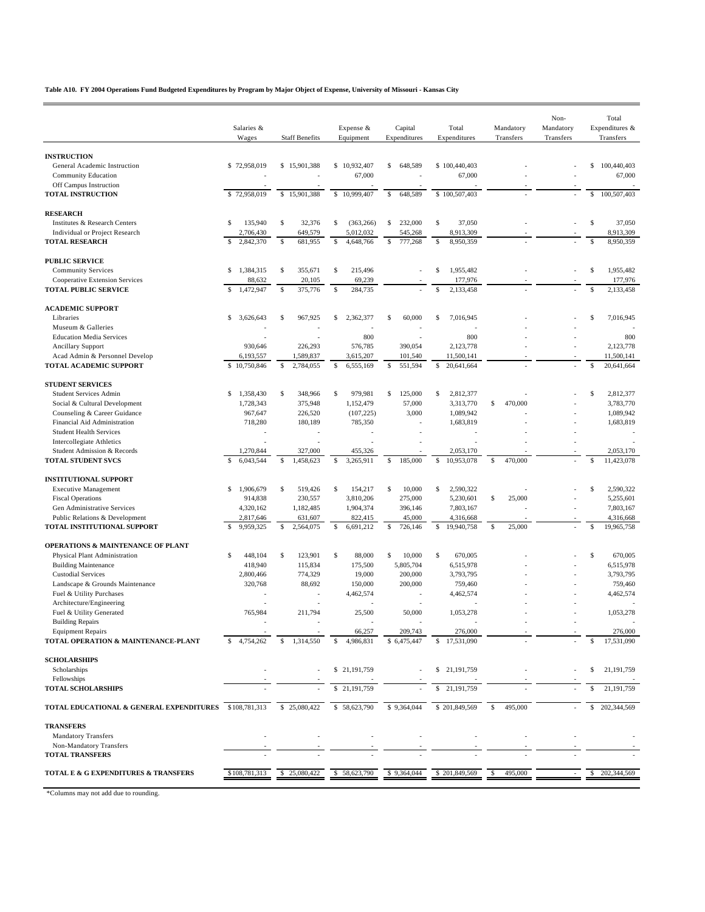**Table A10. FY 2004 Operations Fund Budgeted Expenditures by Program by Major Object of Expense, University of Missouri - Kansas City**

| | Salaries & Wages | Staff Benefits | Expense & Equipment | Capital Expenditures | Total Expenditures | Mandatory Transfers | Non-Mandatory Transfers | Total Expenditures & Transfers |
|---|---|---|---|---|---|---|---|---|
| **INSTRUCTION** | | | | | | | | |
| General Academic Instruction | $ 72,958,019 | $ 15,901,388 | $ 10,932,407 | $ 648,589 | $ 100,440,403 | - | - | $ 100,440,403 |
| Community Education | - | - | 67,000 | - | 67,000 | - | - | 67,000 |
| Off Campus Instruction | - | - | - | - | - | - | - | - |
| **TOTAL INSTRUCTION** | $ 72,958,019 | $ 15,901,388 | $ 10,999,407 | $ 648,589 | $ 100,507,403 | - | - | $ 100,507,403 |
| **RESEARCH** | | | | | | | | |
| Institutes & Research Centers | $ 135,940 | $ 32,376 | $ (363,266) | $ 232,000 | $ 37,050 | - | - | $ 37,050 |
| Individual or Project Research | 2,706,430 | 649,579 | 5,012,032 | 545,268 | 8,913,309 | - | - | 8,913,309 |
| **TOTAL RESEARCH** | $ 2,842,370 | $ 681,955 | $ 4,648,766 | $ 777,268 | $ 8,950,359 | - | - | $ 8,950,359 |
| **PUBLIC SERVICE** | | | | | | | | |
| Community Services | $ 1,384,315 | $ 355,671 | $ 215,496 | - | $ 1,955,482 | - | - | $ 1,955,482 |
| Cooperative Extension Services | 88,632 | 20,105 | 69,239 | - | 177,976 | - | - | 177,976 |
| **TOTAL PUBLIC SERVICE** | $ 1,472,947 | $ 375,776 | $ 284,735 | - | $ 2,133,458 | - | - | $ 2,133,458 |
| **ACADEMIC SUPPORT** | | | | | | | | |
| Libraries | $ 3,626,643 | $ 967,925 | $ 2,362,377 | $ 60,000 | $ 7,016,945 | - | - | $ 7,016,945 |
| Museum & Galleries | - | - | - | - | - | - | - | - |
| Education Media Services | - | - | 800 | - | 800 | - | - | 800 |
| Ancillary Support | 930,646 | 226,293 | 576,785 | 390,054 | 2,123,778 | - | - | 2,123,778 |
| Acad Admin & Personnel Develop | 6,193,557 | 1,589,837 | 3,615,207 | 101,540 | 11,500,141 | - | - | 11,500,141 |
| **TOTAL ACADEMIC SUPPORT** | $ 10,750,846 | $ 2,784,055 | $ 6,555,169 | $ 551,594 | $ 20,641,664 | - | - | $ 20,641,664 |
| **STUDENT SERVICES** | | | | | | | | |
| Student Services Admin | $ 1,358,430 | $ 348,966 | $ 979,981 | $ 125,000 | $ 2,812,377 | - | - | $ 2,812,377 |
| Social & Cultural Development | 1,728,343 | 375,948 | 1,152,479 | 57,000 | 3,313,770 | $ 470,000 | - | 3,783,770 |
| Counseling & Career Guidance | 967,647 | 226,520 | (107,225) | 3,000 | 1,089,942 | - | - | 1,089,942 |
| Financial Aid Administration | 718,280 | 180,189 | 785,350 | - | 1,683,819 | - | - | 1,683,819 |
| Student Health Services | - | - | - | - | - | - | - | - |
| Intercollegiate Athletics | - | - | - | - | - | - | - | - |
| Student Admission & Records | 1,270,844 | 327,000 | 455,326 | - | 2,053,170 | - | - | 2,053,170 |
| **TOTAL STUDENT SVCS** | $ 6,043,544 | $ 1,458,623 | $ 3,265,911 | $ 185,000 | $ 10,953,078 | $ 470,000 | - | $ 11,423,078 |
| **INSTITUTIONAL SUPPORT** | | | | | | | | |
| Executive Management | $ 1,906,679 | $ 519,426 | $ 154,217 | $ 10,000 | $ 2,590,322 | - | - | $ 2,590,322 |
| Fiscal Operations | 914,838 | 230,557 | 3,810,206 | 275,000 | 5,230,601 | $ 25,000 | - | 5,255,601 |
| Gen Administrative Services | 4,320,162 | 1,182,485 | 1,904,374 | 396,146 | 7,803,167 | - | - | 7,803,167 |
| Public Relations & Development | 2,817,646 | 631,607 | 822,415 | 45,000 | 4,316,668 | - | - | 4,316,668 |
| **TOTAL INSTITUTIONAL SUPPORT** | $ 9,959,325 | $ 2,564,075 | $ 6,691,212 | $ 726,146 | $ 19,940,758 | $ 25,000 | - | $ 19,965,758 |
| **OPERATIONS & MAINTENANCE OF PLANT** | | | | | | | | |
| Physical Plant Administration | $ 448,104 | $ 123,901 | $ 88,000 | $ 10,000 | $ 670,005 | - | - | $ 670,005 |
| Building Maintenance | 418,940 | 115,834 | 175,500 | 5,805,704 | 6,515,978 | - | - | 6,515,978 |
| Custodial Services | 2,800,466 | 774,329 | 19,000 | 200,000 | 3,793,795 | - | - | 3,793,795 |
| Landscape & Grounds Maintenance | 320,768 | 88,692 | 150,000 | 200,000 | 759,460 | - | - | 759,460 |
| Fuel & Utility Purchases | - | - | 4,462,574 | - | 4,462,574 | - | - | 4,462,574 |
| Architecture/Engineering | - | - | - | - | - | - | - | - |
| Fuel & Utility Generated | 765,984 | 211,794 | 25,500 | 50,000 | 1,053,278 | - | - | 1,053,278 |
| Building Repairs | - | - | - | - | - | - | - | - |
| Equipment Repairs | - | - | 66,257 | 209,743 | 276,000 | - | - | 276,000 |
| **TOTAL OPERATION & MAINTENANCE-PLANT** | $ 4,754,262 | $ 1,314,550 | $ 4,986,831 | $ 6,475,447 | $ 17,531,090 | - | - | $ 17,531,090 |
| **SCHOLARSHIPS** | | | | | | | | |
| Scholarships | - | - | $ 21,191,759 | - | $ 21,191,759 | - | - | $ 21,191,759 |
| Fellowships | - | - | - | - | - | - | - | - |
| **TOTAL SCHOLARSHIPS** | - | - | $ 21,191,759 | - | $ 21,191,759 | - | - | $ 21,191,759 |
| **TOTAL EDUCATIONAL & GENERAL EXPENDITURES** | $108,781,313 | $ 25,080,422 | $ 58,623,790 | $ 9,364,044 | $ 201,849,569 | $ 495,000 | - | $ 202,344,569 |
| **TRANSFERS** | | | | | | | | |
| Mandatory Transfers | - | - | - | - | - | - | - | - |
| Non-Mandatory Transfers | - | - | - | - | - | - | - | - |
| **TOTAL TRANSFERS** | - | - | - | - | - | - | - | - |
| **TOTAL E & G EXPENDITURES & TRANSFERS** | $108,781,313 | $ 25,080,422 | $ 58,623,790 | $ 9,364,044 | $ 201,849,569 | $ 495,000 | - | $ 202,344,569 |

*Columns may not add due to rounding.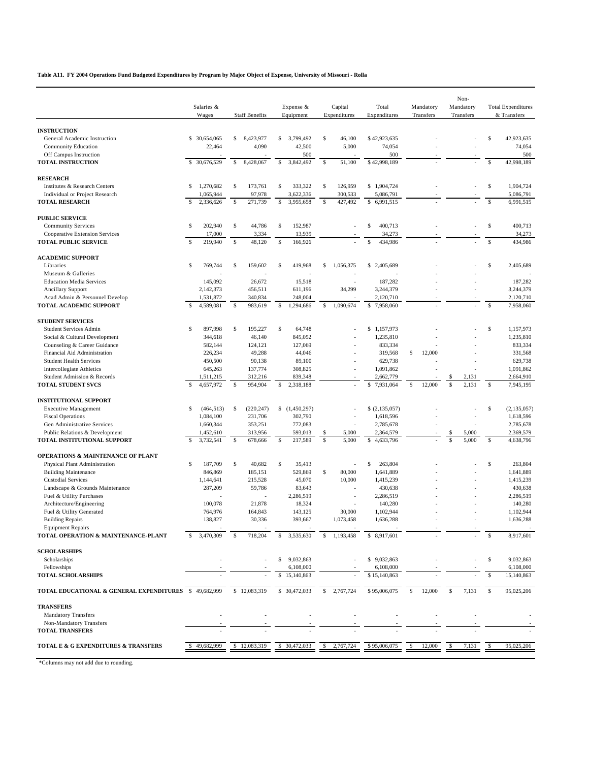**Table A11. FY 2004 Operations Fund Budgeted Expenditures by Program by Major Object of Expense, University of Missouri - Rolla**

| | Salaries & Wages | Staff Benefits | Expense & Equipment | Capital Expenditures | Total Expenditures | Mandatory Transfers | Non-Mandatory Transfers | Total Expenditures & Transfers |
|---|---|---|---|---|---|---|---|---|
| **INSTRUCTION** | | | | | | | | |
| General Academic Instruction | $ 30,654,065 | $ 8,423,977 | $ 3,799,492 | $ 46,100 | $ 42,923,635 | - | - | $ 42,923,635 |
| Community Education | 22,464 | 4,090 | 42,500 | 5,000 | 74,054 | - | - | 74,054 |
| Off Campus Instruction | - | - | 500 | - | 500 | - | - | 500 |
| **TOTAL INSTRUCTION** | $ 30,676,529 | $ 8,428,067 | $ 3,842,492 | $ 51,100 | $ 42,998,189 | - | - | $ 42,998,189 |
| **RESEARCH** | | | | | | | | |
| Institutes & Research Centers | $ 1,270,682 | $ 173,761 | $ 333,322 | $ 126,959 | $ 1,904,724 | - | - | $ 1,904,724 |
| Individual or Project Research | 1,065,944 | 97,978 | 3,622,336 | 300,533 | 5,086,791 | - | - | 5,086,791 |
| **TOTAL RESEARCH** | $ 2,336,626 | $ 271,739 | $ 3,955,658 | $ 427,492 | $ 6,991,515 | - | - | $ 6,991,515 |
| **PUBLIC SERVICE** | | | | | | | | |
| Community Services | $ 202,940 | $ 44,786 | $ 152,987 | - | $ 400,713 | - | - | $ 400,713 |
| Cooperative Extension Services | 17,000 | 3,334 | 13,939 | - | 34,273 | - | - | 34,273 |
| **TOTAL PUBLIC SERVICE** | $ 219,940 | $ 48,120 | $ 166,926 | - | $ 434,986 | - | - | $ 434,986 |
| **ACADEMIC SUPPORT** | | | | | | | | |
| Libraries | $ 769,744 | $ 159,602 | $ 419,968 | $ 1,056,375 | $ 2,405,689 | - | - | $ 2,405,689 |
| Museum & Galleries | - | - | - | - | - | - | - | - |
| Education Media Services | 145,092 | 26,672 | 15,518 | - | 187,282 | - | - | 187,282 |
| Ancillary Support | 2,142,373 | 456,511 | 611,196 | 34,299 | 3,244,379 | - | - | 3,244,379 |
| Acad Admin & Personnel Develop | 1,531,872 | 340,834 | 248,004 | - | 2,120,710 | - | - | 2,120,710 |
| **TOTAL ACADEMIC SUPPORT** | $ 4,589,081 | $ 983,619 | $ 1,294,686 | $ 1,090,674 | $ 7,958,060 | - | - | $ 7,958,060 |
| **STUDENT SERVICES** | | | | | | | | |
| Student Services Admin | $ 897,998 | $ 195,227 | $ 64,748 | - | $ 1,157,973 | - | - | $ 1,157,973 |
| Social & Cultural Development | 344,618 | 46,140 | 845,052 | - | 1,235,810 | - | - | 1,235,810 |
| Counseling & Career Guidance | 582,144 | 124,121 | 127,069 | - | 833,334 | - | - | 833,334 |
| Financial Aid Administration | 226,234 | 49,288 | 44,046 | - | 319,568 | $ 12,000 | - | 331,568 |
| Student Health Services | 450,500 | 90,138 | 89,100 | - | 629,738 | - | - | 629,738 |
| Intercollegiate Athletics | 645,263 | 137,774 | 308,825 | - | 1,091,862 | - | - | 1,091,862 |
| Student Admission & Records | 1,511,215 | 312,216 | 839,348 | - | 2,662,779 | - | $ 2,131 | 2,664,910 |
| **TOTAL STUDENT SVCS** | $ 4,657,972 | $ 954,904 | $ 2,318,188 | - | $ 7,931,064 | $ 12,000 | $ 2,131 | $ 7,945,195 |
| **INSTITUTIONAL SUPPORT** | | | | | | | | |
| Executive Management | $ (464,513) | $ (220,247) | $ (1,450,297) | - | $ (2,135,057) | - | - | $ (2,135,057) |
| Fiscal Operations | 1,084,100 | 231,706 | 302,790 | - | 1,618,596 | - | - | 1,618,596 |
| Gen Administrative Services | 1,660,344 | 353,251 | 772,083 | - | 2,785,678 | - | - | 2,785,678 |
| Public Relations & Development | 1,452,610 | 313,956 | 593,013 | $ 5,000 | 2,364,579 | - | $ 5,000 | 2,369,579 |
| **TOTAL INSTITUTIONAL SUPPORT** | $ 3,732,541 | $ 678,666 | $ 217,589 | $ 5,000 | $ 4,633,796 | - | $ 5,000 | $ 4,638,796 |
| **OPERATIONS & MAINTENANCE OF PLANT** | | | | | | | | |
| Physical Plant Administration | $ 187,709 | $ 40,682 | $ 35,413 | - | $ 263,804 | - | - | $ 263,804 |
| Building Maintenance | 846,869 | 185,151 | 529,869 | $ 80,000 | 1,641,889 | - | - | 1,641,889 |
| Custodial Services | 1,144,641 | 215,528 | 45,070 | 10,000 | 1,415,239 | - | - | 1,415,239 |
| Landscape & Grounds Maintenance | 287,209 | 59,786 | 83,643 | - | 430,638 | - | - | 430,638 |
| Fuel & Utility Purchases | - | - | 2,286,519 | - | 2,286,519 | - | - | 2,286,519 |
| Architecture/Engineering | 100,078 | 21,878 | 18,324 | - | 140,280 | - | - | 140,280 |
| Fuel & Utility Generated | 764,976 | 164,843 | 143,125 | 30,000 | 1,102,944 | - | - | 1,102,944 |
| Building Repairs | 138,827 | 30,336 | 393,667 | 1,073,458 | 1,636,288 | - | - | 1,636,288 |
| Equipment Repairs | - | - | - | - | - | - | - | - |
| **TOTAL OPERATION & MAINTENANCE-PLANT** | $ 3,470,309 | $ 718,204 | $ 3,535,630 | $ 1,193,458 | $ 8,917,601 | - | - | $ 8,917,601 |
| **SCHOLARSHIPS** | | | | | | | | |
| Scholarships | - | - | $ 9,032,863 | - | $ 9,032,863 | - | - | $ 9,032,863 |
| Fellowships | - | - | 6,108,000 | - | 6,108,000 | - | - | 6,108,000 |
| **TOTAL SCHOLARSHIPS** | - | - | $ 15,140,863 | - | $ 15,140,863 | - | - | $ 15,140,863 |
| **TOTAL EDUCATIONAL & GENERAL EXPENDITURES** | $ 49,682,999 | $ 12,083,319 | $ 30,472,033 | $ 2,767,724 | $ 95,006,075 | $ 12,000 | $ 7,131 | $ 95,025,206 |
| **TRANSFERS** | | | | | | | | |
| Mandatory Transfers | - | - | - | - | - | - | - | - |
| Non-Mandatory Transfers | - | - | - | - | - | - | - | - |
| **TOTAL TRANSFERS** | - | - | - | - | - | - | - | - |
| **TOTAL E & G EXPENDITURES & TRANSFERS** | $ 49,682,999 | $ 12,083,319 | $ 30,472,033 | $ 2,767,724 | $ 95,006,075 | $ 12,000 | $ 7,131 | $ 95,025,206 |

*Columns may not add due to rounding.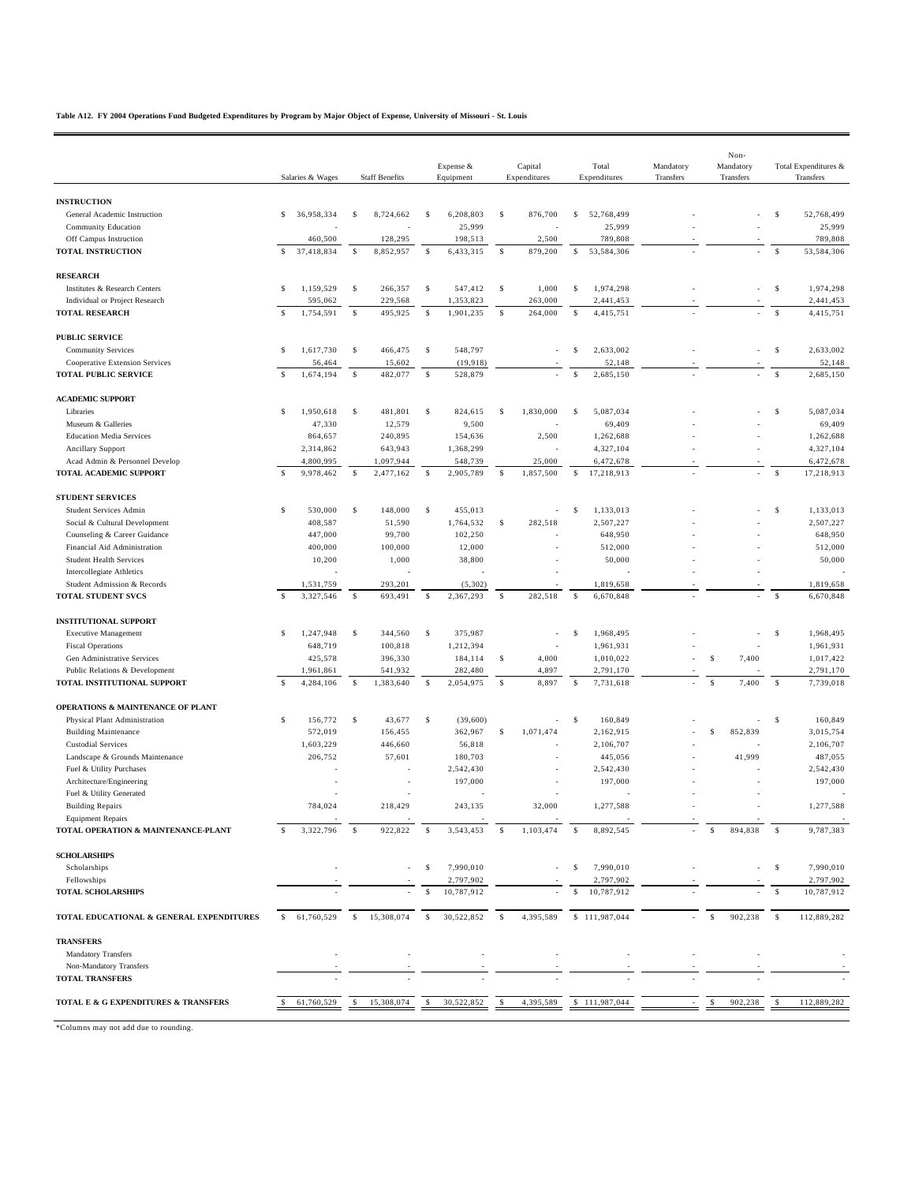**Table A12. FY 2004 Operations Fund Budgeted Expenditures by Program by Major Object of Expense, University of Missouri - St. Louis**

| | Salaries & Wages | Staff Benefits | Expense & Equipment | Capital Expenditures | Total Expenditures | Mandatory Transfers | Non-Mandatory Transfers | Total Expenditures & Transfers |
|---|---|---|---|---|---|---|---|---|
| **INSTRUCTION** | | | | | | | | |
| General Academic Instruction | $ 36,958,334 | $ 8,724,662 | $ 6,208,803 | $ 876,700 | $ 52,768,499 | - | - | $ 52,768,499 |
| Community Education | - | - | 25,999 | - | 25,999 | - | - | 25,999 |
| Off Campus Instruction | 460,500 | 128,295 | 198,513 | 2,500 | 789,808 | - | - | 789,808 |
| **TOTAL INSTRUCTION** | $ 37,418,834 | $ 8,852,957 | $ 6,433,315 | $ 879,200 | $ 53,584,306 | - | - | $ 53,584,306 |
| **RESEARCH** | | | | | | | | |
| Institutes & Research Centers | $ 1,159,529 | $ 266,357 | $ 547,412 | $ 1,000 | $ 1,974,298 | - | - | $ 1,974,298 |
| Individual or Project Research | 595,062 | 229,568 | 1,353,823 | 263,000 | 2,441,453 | - | - | 2,441,453 |
| **TOTAL RESEARCH** | $ 1,754,591 | $ 495,925 | $ 1,901,235 | $ 264,000 | $ 4,415,751 | - | - | $ 4,415,751 |
| **PUBLIC SERVICE** | | | | | | | | |
| Community Services | $ 1,617,730 | $ 466,475 | $ 548,797 | - | $ 2,633,002 | - | - | $ 2,633,002 |
| Cooperative Extension Services | 56,464 | 15,602 | (19,918) | - | 52,148 | - | - | 52,148 |
| **TOTAL PUBLIC SERVICE** | $ 1,674,194 | $ 482,077 | $ 528,879 | - | $ 2,685,150 | - | - | $ 2,685,150 |
| **ACADEMIC SUPPORT** | | | | | | | | |
| Libraries | $ 1,950,618 | $ 481,801 | $ 824,615 | $ 1,830,000 | $ 5,087,034 | - | - | $ 5,087,034 |
| Museum & Galleries | 47,330 | 12,579 | 9,500 | - | 69,409 | - | - | 69,409 |
| Education Media Services | 864,657 | 240,895 | 154,636 | 2,500 | 1,262,688 | - | - | 1,262,688 |
| Ancillary Support | 2,314,862 | 643,943 | 1,368,299 | - | 4,327,104 | - | - | 4,327,104 |
| Acad Admin & Personnel Develop | 4,800,995 | 1,097,944 | 548,739 | 25,000 | 6,472,678 | - | - | 6,472,678 |
| **TOTAL ACADEMIC SUPPORT** | $ 9,978,462 | $ 2,477,162 | $ 2,905,789 | $ 1,857,500 | $ 17,218,913 | - | - | $ 17,218,913 |
| **STUDENT SERVICES** | | | | | | | | |
| Student Services Admin | $ 530,000 | $ 148,000 | $ 455,013 | - | $ 1,133,013 | - | - | $ 1,133,013 |
| Social & Cultural Development | 408,587 | 51,590 | 1,764,532 | $ 282,518 | 2,507,227 | - | - | 2,507,227 |
| Counseling & Career Guidance | 447,000 | 99,700 | 102,250 | - | 648,950 | - | - | 648,950 |
| Financial Aid Administration | 400,000 | 100,000 | 12,000 | - | 512,000 | - | - | 512,000 |
| Student Health Services | 10,200 | 1,000 | 38,800 | - | 50,000 | - | - | 50,000 |
| Intercollegiate Athletics | - | - | - | - | - | - | - | - |
| Student Admission & Records | 1,531,759 | 293,201 | (5,302) | - | 1,819,658 | - | - | 1,819,658 |
| **TOTAL STUDENT SVCS** | $ 3,327,546 | $ 693,491 | $ 2,367,293 | $ 282,518 | $ 6,670,848 | - | - | $ 6,670,848 |
| **INSTITUTIONAL SUPPORT** | | | | | | | | |
| Executive Management | $ 1,247,948 | $ 344,560 | $ 375,987 | - | $ 1,968,495 | - | - | $ 1,968,495 |
| Fiscal Operations | 648,719 | 100,818 | 1,212,394 | - | 1,961,931 | - | - | 1,961,931 |
| Gen Administrative Services | 425,578 | 396,330 | 184,114 | $ 4,000 | 1,010,022 | - | $ 7,400 | 1,017,422 |
| Public Relations & Development | 1,961,861 | 541,932 | 282,480 | 4,897 | 2,791,170 | - | - | 2,791,170 |
| **TOTAL INSTITUTIONAL SUPPORT** | $ 4,284,106 | $ 1,383,640 | $ 2,054,975 | $ 8,897 | $ 7,731,618 | - | $ 7,400 | $ 7,739,018 |
| **OPERATIONS & MAINTENANCE OF PLANT** | | | | | | | | |
| Physical Plant Administration | $ 156,772 | $ 43,677 | $ (39,600) | - | $ 160,849 | - | - | $ 160,849 |
| Building Maintenance | 572,019 | 156,455 | 362,967 | $ 1,071,474 | 2,162,915 | - | $ 852,839 | 3,015,754 |
| Custodial Services | 1,603,229 | 446,660 | 56,818 | - | 2,106,707 | - | - | 2,106,707 |
| Landscape & Grounds Maintenance | 206,752 | 57,601 | 180,703 | - | 445,056 | - | 41,999 | 487,055 |
| Fuel & Utility Purchases | - | - | 2,542,430 | - | 2,542,430 | - | - | 2,542,430 |
| Architecture/Engineering | - | - | 197,000 | - | 197,000 | - | - | 197,000 |
| Fuel & Utility Generated | - | - | - | - | - | - | - | - |
| Building Repairs | 784,024 | 218,429 | 243,135 | 32,000 | 1,277,588 | - | - | 1,277,588 |
| Equipment Repairs | - | - | - | - | - | - | - | - |
| **TOTAL OPERATION & MAINTENANCE-PLANT** | $ 3,322,796 | $ 922,822 | $ 3,543,453 | $ 1,103,474 | $ 8,892,545 | - | $ 894,838 | $ 9,787,383 |
| **SCHOLARSHIPS** | | | | | | | | |
| Scholarships | - | - | $ 7,990,010 | - | $ 7,990,010 | - | - | $ 7,990,010 |
| Fellowships | - | - | 2,797,902 | - | 2,797,902 | - | - | 2,797,902 |
| **TOTAL SCHOLARSHIPS** | - | - | $ 10,787,912 | - | $ 10,787,912 | - | - | $ 10,787,912 |
| **TOTAL EDUCATIONAL & GENERAL EXPENDITURES** | $ 61,760,529 | $ 15,308,074 | $ 30,522,852 | $ 4,395,589 | $ 111,987,044 | - | $ 902,238 | $ 112,889,282 |
| **TRANSFERS** | | | | | | | | |
| Mandatory Transfers | - | - | - | - | - | - | - | - |
| Non-Mandatory Transfers | - | - | - | - | - | - | - | - |
| **TOTAL TRANSFERS** | - | - | - | - | - | - | - | - |
| **TOTAL E & G EXPENDITURES & TRANSFERS** | $ 61,760,529 | $ 15,308,074 | $ 30,522,852 | $ 4,395,589 | $ 111,987,044 | - | $ 902,238 | $ 112,889,282 |

*Columns may not add due to rounding.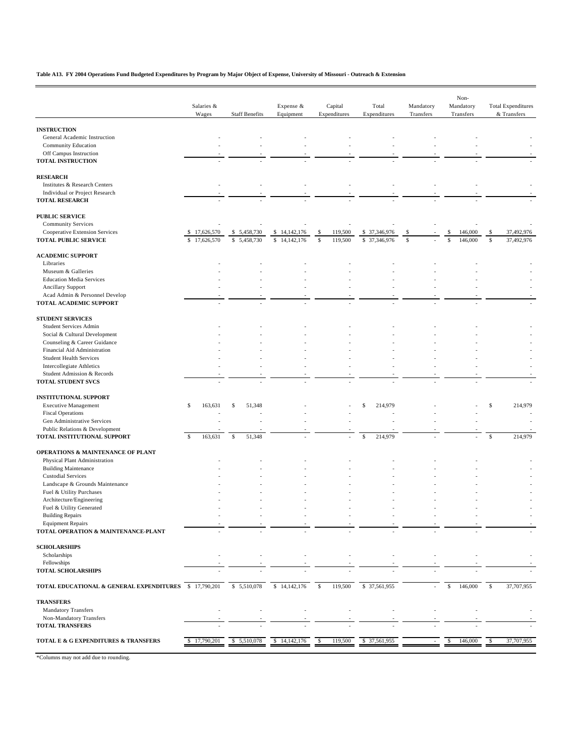**Table A13. FY 2004 Operations Fund Budgeted Expenditures by Program by Major Object of Expense, University of Missouri - Outreach & Extension**

| | Salaries & Wages | Staff Benefits | Expense & Equipment | Capital Expenditures | Total Expenditures | Mandatory Transfers | Non-Mandatory Transfers | Total Expenditures & Transfers |
|---|---|---|---|---|---|---|---|---|
| **INSTRUCTION** | | | | | | | | |
| General Academic Instruction | - | - | - | - | - | - | - | - |
| Community Education | - | - | - | - | - | - | - | - |
| Off Campus Instruction | - | - | - | - | - | - | - | - |
| **TOTAL INSTRUCTION** | - | - | - | - | - | - | - | - |
| **RESEARCH** | | | | | | | | |
| Institutes & Research Centers | - | - | - | - | - | - | - | - |
| Individual or Project Research | - | - | - | - | - | - | - | - |
| **TOTAL RESEARCH** | - | - | - | - | - | - | - | - |
| **PUBLIC SERVICE** | | | | | | | | |
| Community Services | - | - | - | - | - | - | - | - |
| Cooperative Extension Services | $ 17,626,570 | $ 5,458,730 | $ 14,142,176 | $ 119,500 | $ 37,346,976 | $ - | $ 146,000 | $ 37,492,976 |
| **TOTAL PUBLIC SERVICE** | $ 17,626,570 | $ 5,458,730 | $ 14,142,176 | $ 119,500 | $ 37,346,976 | $ - | $ 146,000 | $ 37,492,976 |
| **ACADEMIC SUPPORT** | | | | | | | | |
| Libraries | - | - | - | - | - | - | - | - |
| Museum & Galleries | - | - | - | - | - | - | - | - |
| Education Media Services | - | - | - | - | - | - | - | - |
| Ancillary Support | - | - | - | - | - | - | - | - |
| Acad Admin & Personnel Develop | - | - | - | - | - | - | - | - |
| **TOTAL ACADEMIC SUPPORT** | - | - | - | - | - | - | - | - |
| **STUDENT SERVICES** | | | | | | | | |
| Student Services Admin | - | - | - | - | - | - | - | - |
| Social & Cultural Development | - | - | - | - | - | - | - | - |
| Counseling & Career Guidance | - | - | - | - | - | - | - | - |
| Financial Aid Administration | - | - | - | - | - | - | - | - |
| Student Health Services | - | - | - | - | - | - | - | - |
| Intercollegiate Athletics | - | - | - | - | - | - | - | - |
| Student Admission & Records | - | - | - | - | - | - | - | - |
| **TOTAL STUDENT SVCS** | - | - | - | - | - | - | - | - |
| **INSTITUTIONAL SUPPORT** | | | | | | | | |
| Executive Management | $ 163,631 | $ 51,348 | - | - | $ 214,979 | - | - | $ 214,979 |
| Fiscal Operations | - | - | - | - | - | - | - | - |
| Gen Administrative Services | - | - | - | - | - | - | - | - |
| Public Relations & Development | - | - | - | - | - | - | - | - |
| **TOTAL INSTITUTIONAL SUPPORT** | $ 163,631 | $ 51,348 | - | - | $ 214,979 | - | - | $ 214,979 |
| **OPERATIONS & MAINTENANCE OF PLANT** | | | | | | | | |
| Physical Plant Administration | - | - | - | - | - | - | - | - |
| Building Maintenance | - | - | - | - | - | - | - | - |
| Custodial Services | - | - | - | - | - | - | - | - |
| Landscape & Grounds Maintenance | - | - | - | - | - | - | - | - |
| Fuel & Utility Purchases | - | - | - | - | - | - | - | - |
| Architecture/Engineering | - | - | - | - | - | - | - | - |
| Fuel & Utility Generated | - | - | - | - | - | - | - | - |
| Building Repairs | - | - | - | - | - | - | - | - |
| Equipment Repairs | - | - | - | - | - | - | - | - |
| **TOTAL OPERATION & MAINTENANCE-PLANT** | - | - | - | - | - | - | - | - |
| **SCHOLARSHIPS** | | | | | | | | |
| Scholarships | - | - | - | - | - | - | - | - |
| Fellowships | - | - | - | - | - | - | - | - |
| **TOTAL SCHOLARSHIPS** | - | - | - | - | - | - | - | - |
| **TOTAL EDUCATIONAL & GENERAL EXPENDITURES** | $ 17,790,201 | $ 5,510,078 | $ 14,142,176 | $ 119,500 | $ 37,561,955 | - | $ 146,000 | $ 37,707,955 |
| **TRANSFERS** | | | | | | | | |
| Mandatory Transfers | - | - | - | - | - | - | - | - |
| Non-Mandatory Transfers | - | - | - | - | - | - | - | - |
| **TOTAL TRANSFERS** | - | - | - | - | - | - | - | - |
| **TOTAL E & G EXPENDITURES & TRANSFERS** | $ 17,790,201 | $ 5,510,078 | $ 14,142,176 | $ 119,500 | $ 37,561,955 | - | $ 146,000 | $ 37,707,955 |

*Columns may not add due to rounding.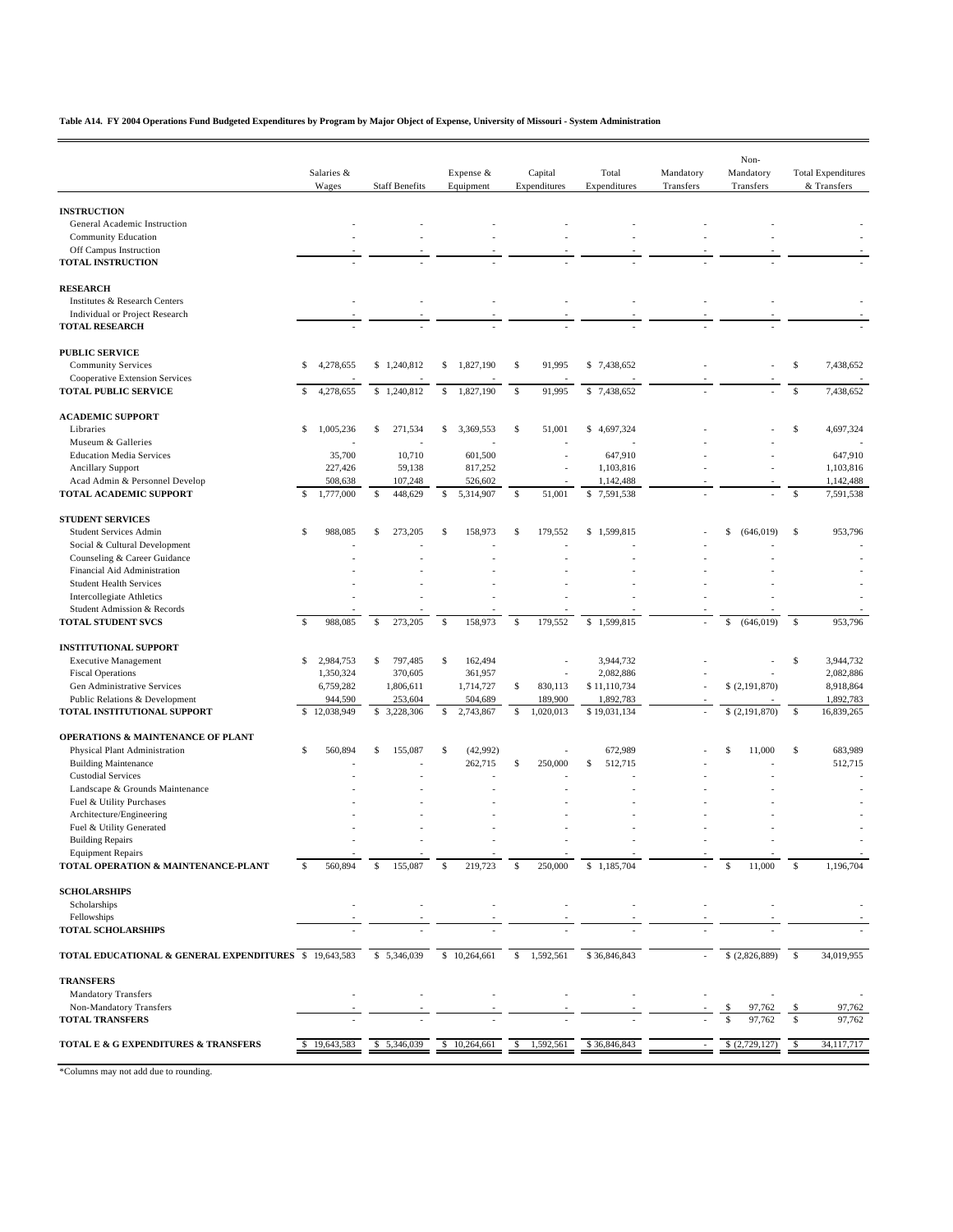**Table A14. FY 2004 Operations Fund Budgeted Expenditures by Program by Major Object of Expense, University of Missouri - System Administration**

| | Salaries & Wages | Staff Benefits | Expense & Equipment | Capital Expenditures | Total Expenditures | Mandatory Transfers | Non-Mandatory Transfers | Total Expenditures & Transfers |
|---|---|---|---|---|---|---|---|---|
| **INSTRUCTION** | | | | | | | | |
| General Academic Instruction | - | - | - | - | - | - | - | - |
| Community Education | - | - | - | - | - | - | - | - |
| Off Campus Instruction | - | - | - | - | - | - | - | - |
| **TOTAL INSTRUCTION** | - | - | - | - | - | - | - | - |
| **RESEARCH** | | | | | | | | |
| Institutes & Research Centers | - | - | - | - | - | - | - | - |
| Individual or Project Research | - | - | - | - | - | - | - | - |
| **TOTAL RESEARCH** | - | - | - | - | - | - | - | - |
| **PUBLIC SERVICE** | | | | | | | | |
| Community Services | $ 4,278,655 | $ 1,240,812 | $ 1,827,190 | $ 91,995 | $ 7,438,652 | - | - | $ 7,438,652 |
| Cooperative Extension Services | - | - | - | - | - | - | - | - |
| **TOTAL PUBLIC SERVICE** | $ 4,278,655 | $ 1,240,812 | $ 1,827,190 | $ 91,995 | $ 7,438,652 | - | - | $ 7,438,652 |
| **ACADEMIC SUPPORT** | | | | | | | | |
| Libraries | $ 1,005,236 | $ 271,534 | $ 3,369,553 | $ 51,001 | $ 4,697,324 | - | - | $ 4,697,324 |
| Museum & Galleries | - | - | - | - | - | - | - | - |
| Education Media Services | 35,700 | 10,710 | 601,500 | - | 647,910 | - | - | 647,910 |
| Ancillary Support | 227,426 | 59,138 | 817,252 | - | 1,103,816 | - | - | 1,103,816 |
| Acad Admin & Personnel Develop | 508,638 | 107,248 | 526,602 | - | 1,142,488 | - | - | 1,142,488 |
| **TOTAL ACADEMIC SUPPORT** | $ 1,777,000 | $ 448,629 | $ 5,314,907 | $ 51,001 | $ 7,591,538 | - | - | $ 7,591,538 |
| **STUDENT SERVICES** | | | | | | | | |
| Student Services Admin | $ 988,085 | $ 273,205 | $ 158,973 | $ 179,552 | $ 1,599,815 | - | $ (646,019) | $ 953,796 |
| Social & Cultural Development | - | - | - | - | - | - | - | - |
| Counseling & Career Guidance | - | - | - | - | - | - | - | - |
| Financial Aid Administration | - | - | - | - | - | - | - | - |
| Student Health Services | - | - | - | - | - | - | - | - |
| Intercollegiate Athletics | - | - | - | - | - | - | - | - |
| Student Admission & Records | - | - | - | - | - | - | - | - |
| **TOTAL STUDENT SVCS** | $ 988,085 | $ 273,205 | $ 158,973 | $ 179,552 | $ 1,599,815 | - | $ (646,019) | $ 953,796 |
| **INSTITUTIONAL SUPPORT** | | | | | | | | |
| Executive Management | $ 2,984,753 | $ 797,485 | $ 162,494 | - | 3,944,732 | - | - | $ 3,944,732 |
| Fiscal Operations | 1,350,324 | 370,605 | 361,957 | - | 2,082,886 | - | - | 2,082,886 |
| Gen Administrative Services | 6,759,282 | 1,806,611 | 1,714,727 | $ 830,113 | $ 11,110,734 | - | $ (2,191,870) | 8,918,864 |
| Public Relations & Development | 944,590 | 253,604 | 504,689 | 189,900 | 1,892,783 | - | - | 1,892,783 |
| **TOTAL INSTITUTIONAL SUPPORT** | $ 12,038,949 | $ 3,228,306 | $ 2,743,867 | $ 1,020,013 | $ 19,031,134 | - | $ (2,191,870) | $ 16,839,265 |
| **OPERATIONS & MAINTENANCE OF PLANT** | | | | | | | | |
| Physical Plant Administration | $ 560,894 | $ 155,087 | $ (42,992) | - | 672,989 | - | $ 11,000 | $ 683,989 |
| Building Maintenance | - | - | 262,715 | $ 250,000 | $ 512,715 | - | - | 512,715 |
| Custodial Services | - | - | - | - | - | - | - | - |
| Landscape & Grounds Maintenance | - | - | - | - | - | - | - | - |
| Fuel & Utility Purchases | - | - | - | - | - | - | - | - |
| Architecture/Engineering | - | - | - | - | - | - | - | - |
| Fuel & Utility Generated | - | - | - | - | - | - | - | - |
| Building Repairs | - | - | - | - | - | - | - | - |
| Equipment Repairs | - | - | - | - | - | - | - | - |
| **TOTAL OPERATION & MAINTENANCE-PLANT** | $ 560,894 | $ 155,087 | $ 219,723 | $ 250,000 | $ 1,185,704 | - | $ 11,000 | $ 1,196,704 |
| **SCHOLARSHIPS** | | | | | | | | |
| Scholarships | - | - | - | - | - | - | - | - |
| Fellowships | - | - | - | - | - | - | - | - |
| **TOTAL SCHOLARSHIPS** | - | - | - | - | - | - | - | - |
| **TOTAL EDUCATIONAL & GENERAL EXPENDITURES** | $ 19,643,583 | $ 5,346,039 | $ 10,264,661 | $ 1,592,561 | $ 36,846,843 | - | $ (2,826,889) | $ 34,019,955 |
| **TRANSFERS** | | | | | | | | |
| Mandatory Transfers | - | - | - | - | - | - | - | - |
| Non-Mandatory Transfers | - | - | - | - | - | - | $ 97,762 | $ 97,762 |
| **TOTAL TRANSFERS** | - | - | - | - | - | - | $ 97,762 | $ 97,762 |
| **TOTAL E & G EXPENDITURES & TRANSFERS** | $ 19,643,583 | $ 5,346,039 | $ 10,264,661 | $ 1,592,561 | $ 36,846,843 | - | $ (2,729,127) | $ 34,117,717 |

*Columns may not add due to rounding.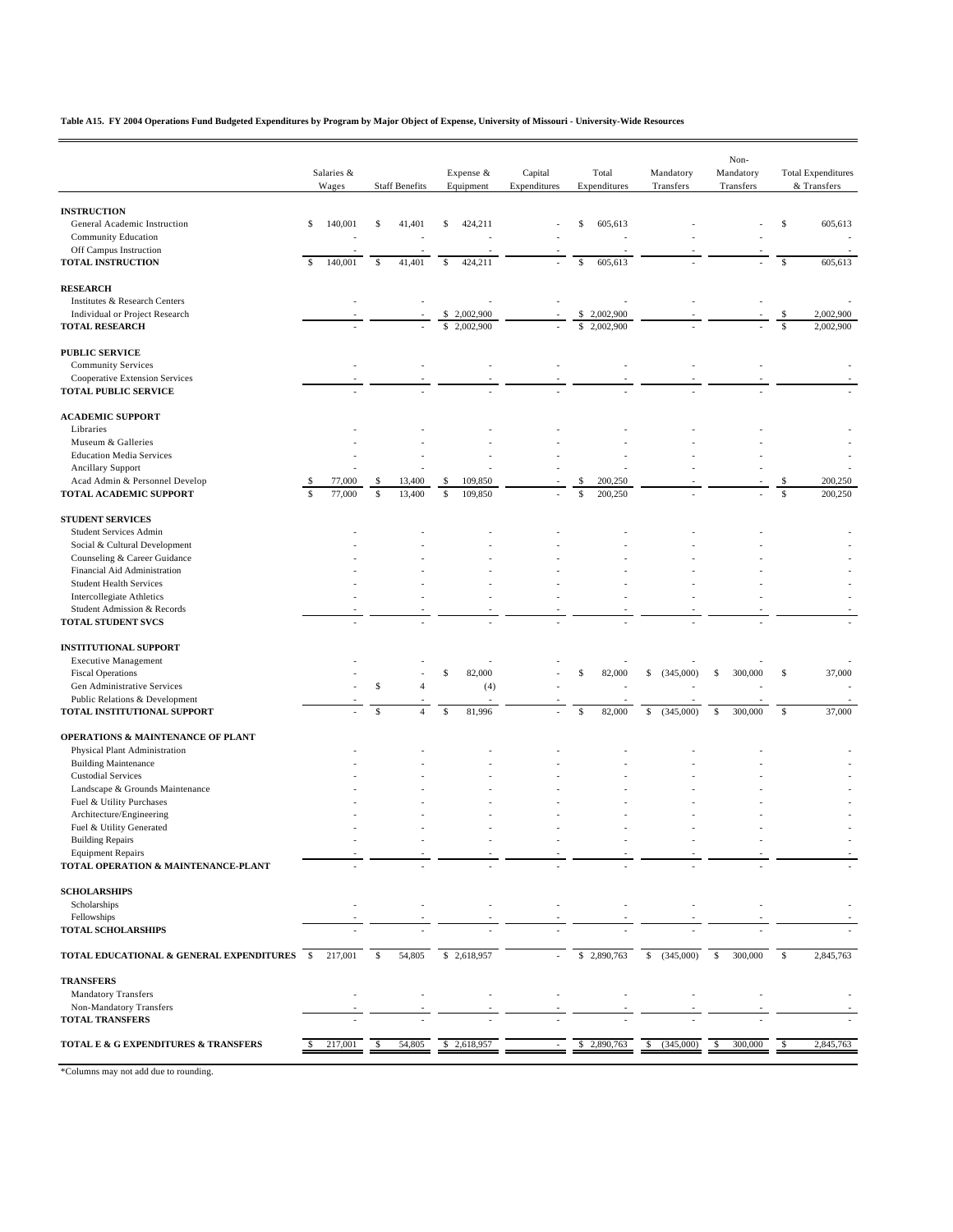**Table A15. FY 2004 Operations Fund Budgeted Expenditures by Program by Major Object of Expense, University of Missouri - University-Wide Resources**

| | Salaries & Wages | Staff Benefits | Expense & Equipment | Capital Expenditures | Total Expenditures | Mandatory Transfers | Non-Mandatory Transfers | Total Expenditures & Transfers |
|---|---|---|---|---|---|---|---|---|
| **INSTRUCTION** | | | | | | | | |
| General Academic Instruction | $ 140,001 | $ 41,401 | $ 424,211 | - | $ 605,613 | - | - | $ 605,613 |
| Community Education | - | - | - | - | - | - | - | - |
| Off Campus Instruction | - | - | - | - | - | - | - | - |
| **TOTAL INSTRUCTION** | $ 140,001 | $ 41,401 | $ 424,211 | - | $ 605,613 | - | - | $ 605,613 |
| **RESEARCH** | | | | | | | | |
| Institutes & Research Centers | - | - | - | - | - | - | - | - |
| Individual or Project Research | - | - | $ 2,002,900 | - | $ 2,002,900 | - | - | $ 2,002,900 |
| **TOTAL RESEARCH** | - | - | $ 2,002,900 | - | $ 2,002,900 | - | - | $ 2,002,900 |
| **PUBLIC SERVICE** | | | | | | | | |
| Community Services | - | - | - | - | - | - | - | - |
| Cooperative Extension Services | - | - | - | - | - | - | - | - |
| **TOTAL PUBLIC SERVICE** | - | - | - | - | - | - | - | - |
| **ACADEMIC SUPPORT** | | | | | | | | |
| Libraries | - | - | - | - | - | - | - | - |
| Museum & Galleries | - | - | - | - | - | - | - | - |
| Education Media Services | - | - | - | - | - | - | - | - |
| Ancillary Support | - | - | - | - | - | - | - | - |
| Acad Admin & Personnel Develop | $ 77,000 | $ 13,400 | $ 109,850 | - | $ 200,250 | - | - | $ 200,250 |
| **TOTAL ACADEMIC SUPPORT** | $ 77,000 | $ 13,400 | $ 109,850 | - | $ 200,250 | - | - | $ 200,250 |
| **STUDENT SERVICES** | | | | | | | | |
| Student Services Admin | - | - | - | - | - | - | - | - |
| Social & Cultural Development | - | - | - | - | - | - | - | - |
| Counseling & Career Guidance | - | - | - | - | - | - | - | - |
| Financial Aid Administration | - | - | - | - | - | - | - | - |
| Student Health Services | - | - | - | - | - | - | - | - |
| Intercollegiate Athletics | - | - | - | - | - | - | - | - |
| Student Admission & Records | - | - | - | - | - | - | - | - |
| **TOTAL STUDENT SVCS** | - | - | - | - | - | - | - | - |
| **INSTITUTIONAL SUPPORT** | | | | | | | | |
| Executive Management | - | - | - | - | - | - | - | - |
| Fiscal Operations | - | - | $ 82,000 | - | $ 82,000 | $ (345,000) | $ 300,000 | $ 37,000 |
| Gen Administrative Services | - | $ 4 | (4) | - | - | - | - | - |
| Public Relations & Development | - | - | - | - | - | - | - | - |
| **TOTAL INSTITUTIONAL SUPPORT** | - | $ 4 | $ 81,996 | - | $ 82,000 | $ (345,000) | $ 300,000 | $ 37,000 |
| **OPERATIONS & MAINTENANCE OF PLANT** | | | | | | | | |
| Physical Plant Administration | - | - | - | - | - | - | - | - |
| Building Maintenance | - | - | - | - | - | - | - | - |
| Custodial Services | - | - | - | - | - | - | - | - |
| Landscape & Grounds Maintenance | - | - | - | - | - | - | - | - |
| Fuel & Utility Purchases | - | - | - | - | - | - | - | - |
| Architecture/Engineering | - | - | - | - | - | - | - | - |
| Fuel & Utility Generated | - | - | - | - | - | - | - | - |
| Building Repairs | - | - | - | - | - | - | - | - |
| Equipment Repairs | - | - | - | - | - | - | - | - |
| **TOTAL OPERATION & MAINTENANCE-PLANT** | - | - | - | - | - | - | - | - |
| **SCHOLARSHIPS** | | | | | | | | |
| Scholarships | - | - | - | - | - | - | - | - |
| Fellowships | - | - | - | - | - | - | - | - |
| **TOTAL SCHOLARSHIPS** | - | - | - | - | - | - | - | - |
| **TOTAL EDUCATIONAL & GENERAL EXPENDITURES** | $ 217,001 | $ 54,805 | $ 2,618,957 | - | $ 2,890,763 | $ (345,000) | $ 300,000 | $ 2,845,763 |
| **TRANSFERS** | | | | | | | | |
| Mandatory Transfers | - | - | - | - | - | - | - | - |
| Non-Mandatory Transfers | - | - | - | - | - | - | - | - |
| **TOTAL TRANSFERS** | - | - | - | - | - | - | - | - |
| **TOTAL E & G EXPENDITURES & TRANSFERS** | $ 217,001 | $ 54,805 | $ 2,618,957 | - | $ 2,890,763 | $ (345,000) | $ 300,000 | $ 2,845,763 |

*Columns may not add due to rounding.